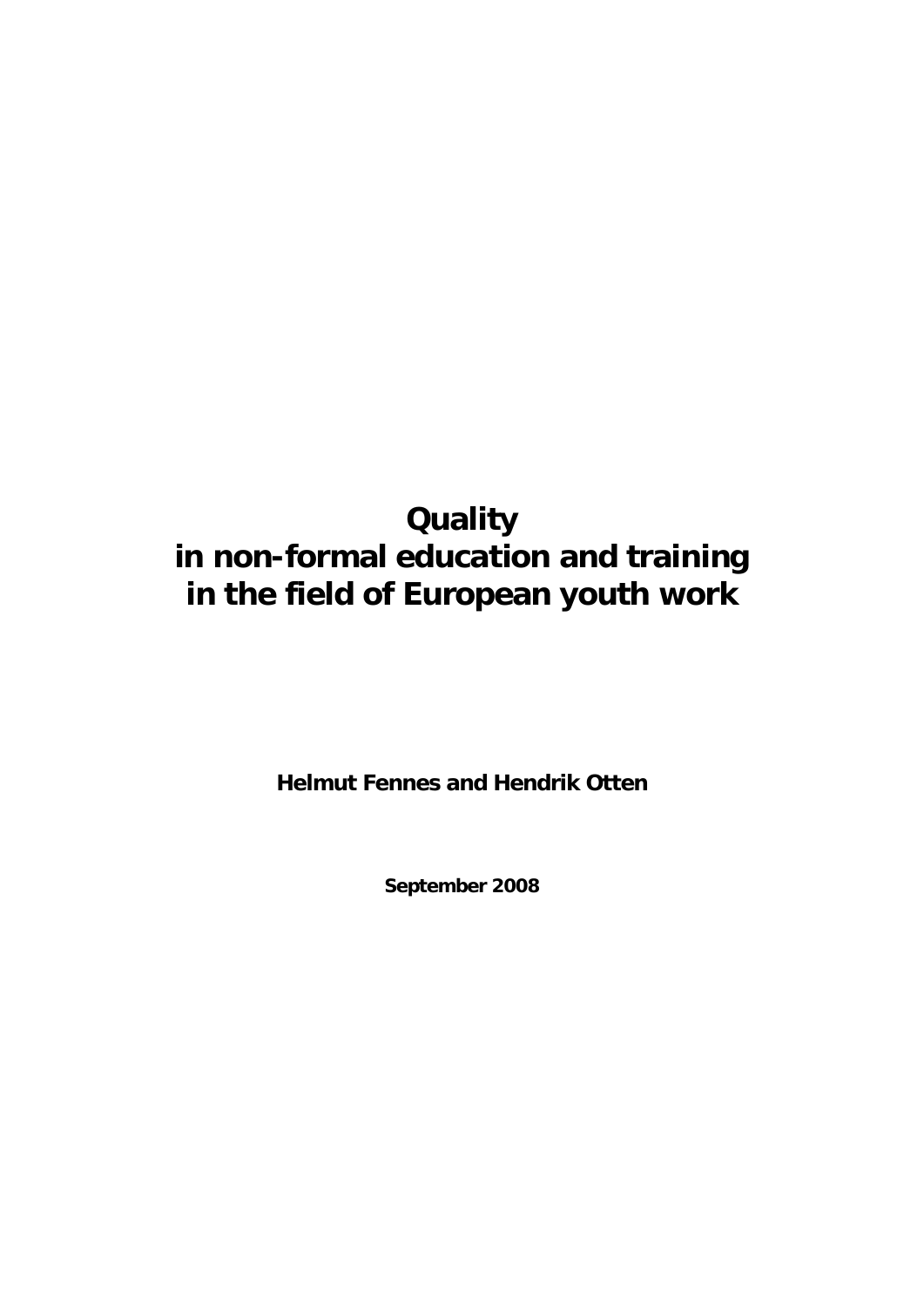# Quality in non-formal education and training in the field of European youth work

**Helmut Fennes and Hendrik Otten**

**September 2008**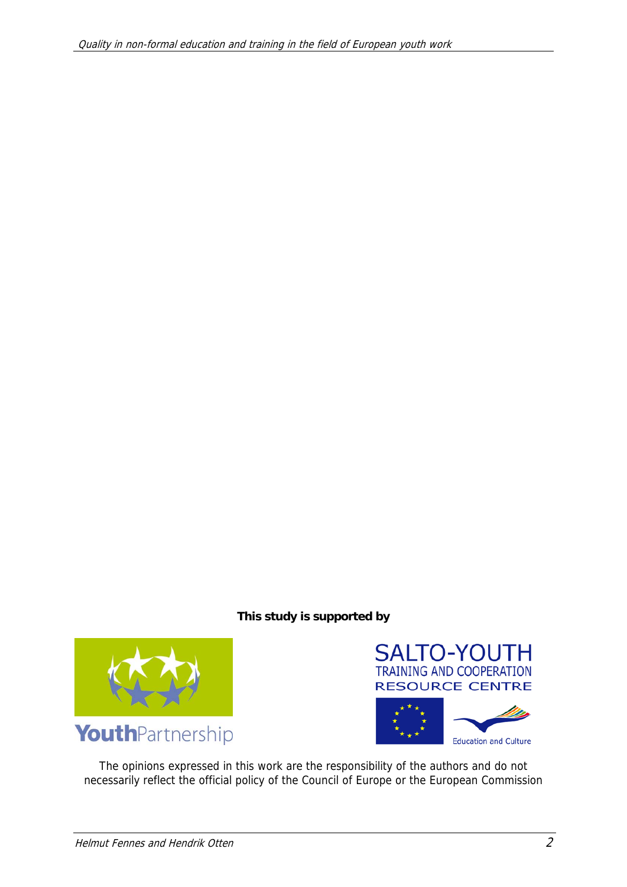**This study is supported by**

YouthPartnership

SALTO-YOUTH
TRAINING AND COOPERATION
RESOURCE CENTRE

Education and Culture

The opinions expressed in this work are the responsibility of the authors and do not necessarily reflect the official policy of the Council of Europe or the European Commission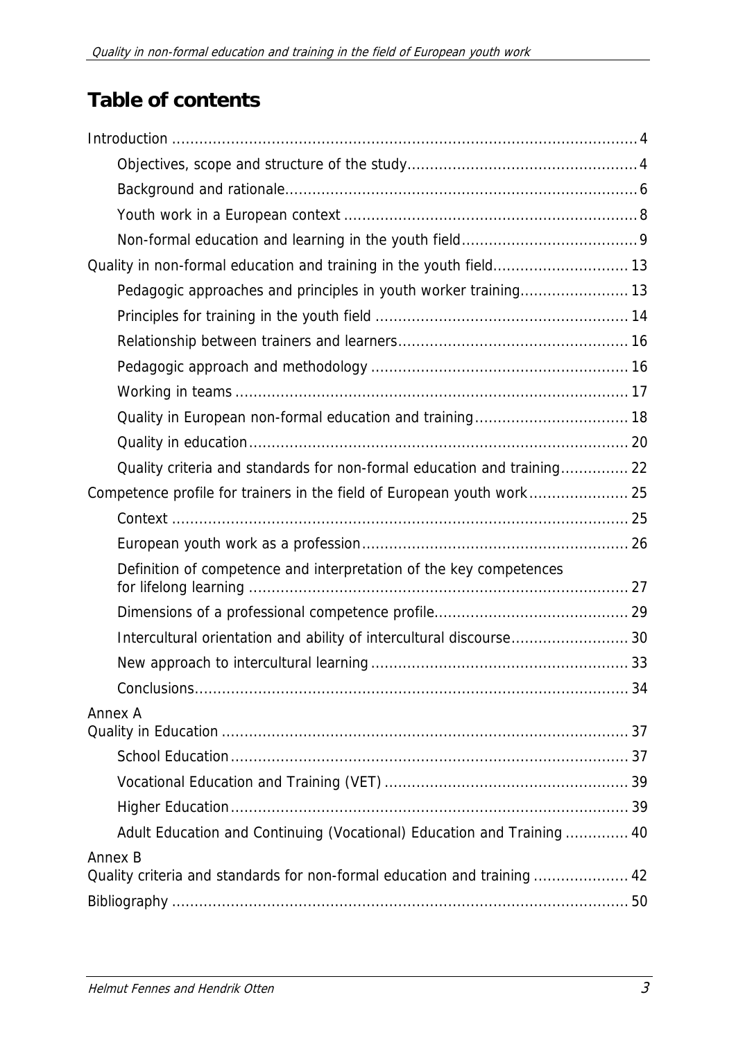## Table of contents

- Introduction ..... 4
  - Objectives, scope and structure of the study ..... 4
  - Background and rationale ..... 6
  - Youth work in a European context ..... 8
  - Non-formal education and learning in the youth field ..... 9
- Quality in non-formal education and training in the youth field ..... 13
  - Pedagogic approaches and principles in youth worker training ..... 13
  - Principles for training in the youth field ..... 14
  - Relationship between trainers and learners ..... 16
  - Pedagogic approach and methodology ..... 16
  - Working in teams ..... 17
  - Quality in European non-formal education and training ..... 18
  - Quality in education ..... 20
  - Quality criteria and standards for non-formal education and training ..... 22
- Competence profile for trainers in the field of European youth work ..... 25
  - Context ..... 25
  - European youth work as a profession ..... 26
  - Definition of competence and interpretation of the key competences for lifelong learning ..... 27
  - Dimensions of a professional competence profile ..... 29
  - Intercultural orientation and ability of intercultural discourse ..... 30
  - New approach to intercultural learning ..... 33
  - Conclusions ..... 34
- Annex A
  Quality in Education ..... 37
  - School Education ..... 37
  - Vocational Education and Training (VET) ..... 39
  - Higher Education ..... 39
  - Adult Education and Continuing (Vocational) Education and Training ..... 40
- Annex B
  Quality criteria and standards for non-formal education and training ..... 42
- Bibliography ..... 50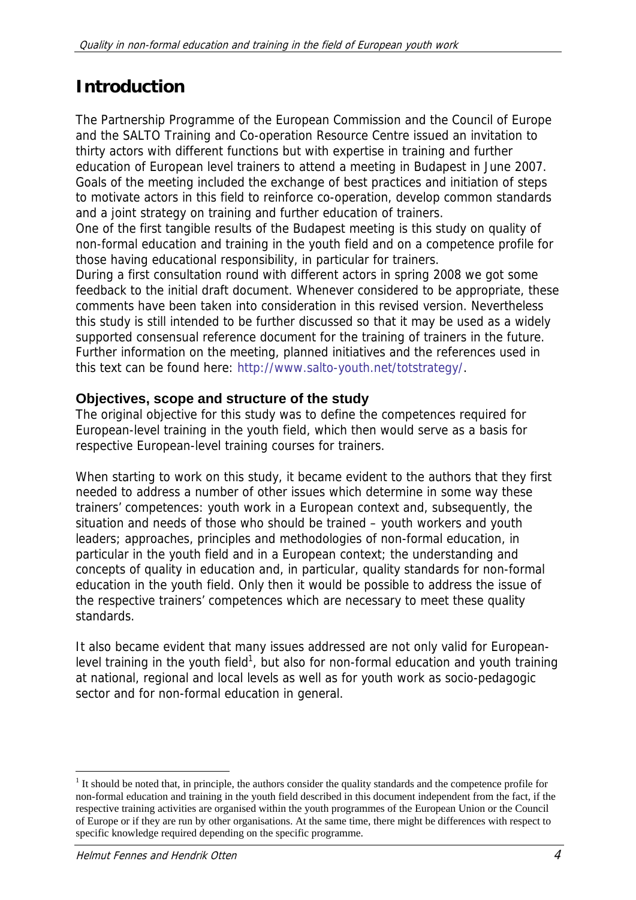# Introduction

The Partnership Programme of the European Commission and the Council of Europe and the SALTO Training and Co-operation Resource Centre issued an invitation to thirty actors with different functions but with expertise in training and further education of European level trainers to attend a meeting in Budapest in June 2007. Goals of the meeting included the exchange of best practices and initiation of steps to motivate actors in this field to reinforce co-operation, develop common standards and a joint strategy on training and further education of trainers.
One of the first tangible results of the Budapest meeting is this study on quality of non-formal education and training in the youth field and on a competence profile for those having educational responsibility, in particular for trainers.
During a first consultation round with different actors in spring 2008 we got some feedback to the initial draft document. Whenever considered to be appropriate, these comments have been taken into consideration in this revised version. Nevertheless this study is still intended to be further discussed so that it may be used as a widely supported consensual reference document for the training of trainers in the future. Further information on the meeting, planned initiatives and the references used in this text can be found here: http://www.salto-youth.net/totstrategy/.

### Objectives, scope and structure of the study

The original objective for this study was to define the competences required for European-level training in the youth field, which then would serve as a basis for respective European-level training courses for trainers.

When starting to work on this study, it became evident to the authors that they first needed to address a number of other issues which determine in some way these trainers' competences: youth work in a European context and, subsequently, the situation and needs of those who should be trained – youth workers and youth leaders; approaches, principles and methodologies of non-formal education, in particular in the youth field and in a European context; the understanding and concepts of quality in education and, in particular, quality standards for non-formal education in the youth field. Only then it would be possible to address the issue of the respective trainers' competences which are necessary to meet these quality standards.

It also became evident that many issues addressed are not only valid for European-level training in the youth field[1], but also for non-formal education and youth training at national, regional and local levels as well as for youth work as socio-pedagogic sector and for non-formal education in general.

[1] It should be noted that, in principle, the authors consider the quality standards and the competence profile for non-formal education and training in the youth field described in this document independent from the fact, if the respective training activities are organised within the youth programmes of the European Union or the Council of Europe or if they are run by other organisations. At the same time, there might be differences with respect to specific knowledge required depending on the specific programme.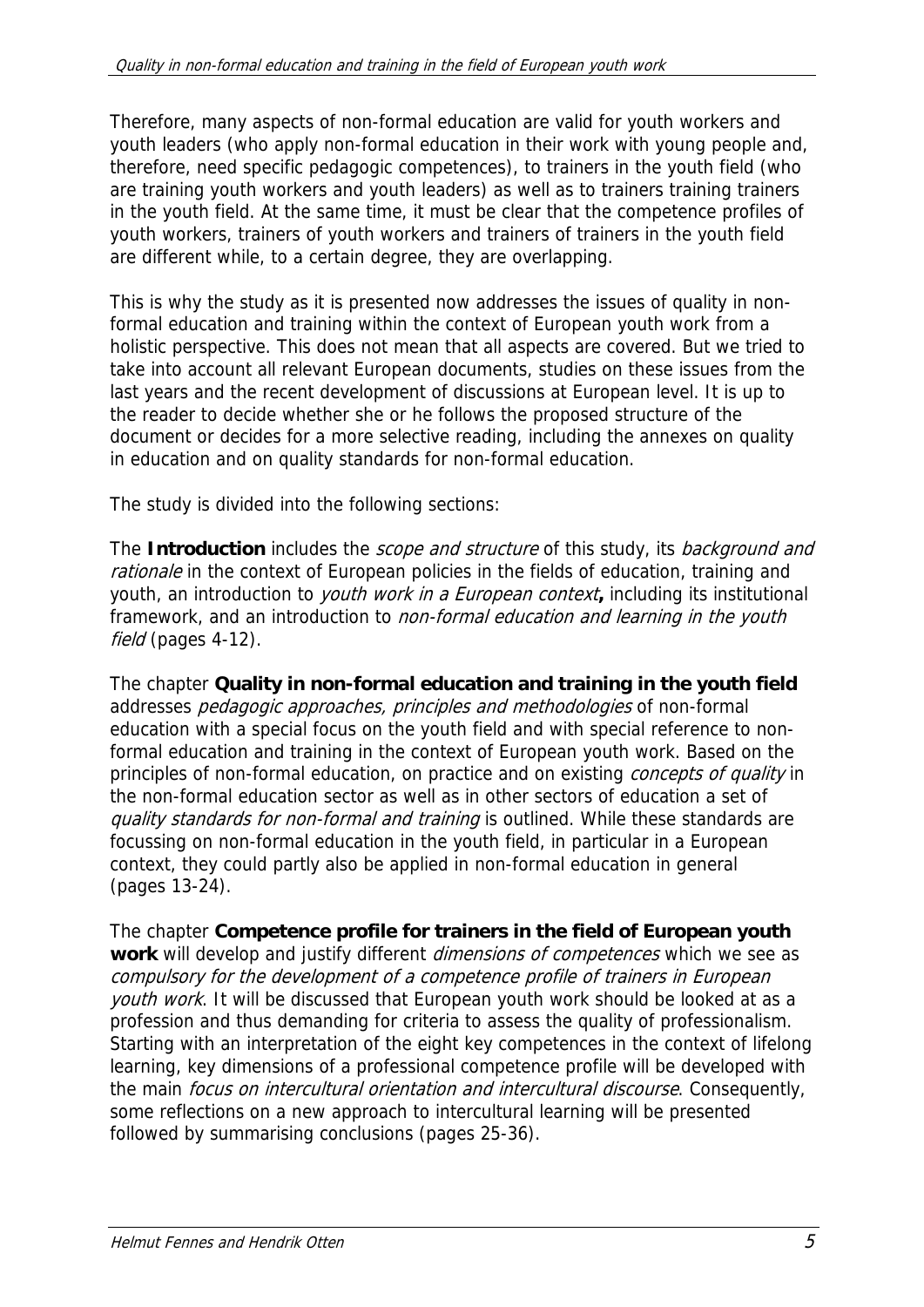Therefore, many aspects of non-formal education are valid for youth workers and youth leaders (who apply non-formal education in their work with young people and, therefore, need specific pedagogic competences), to trainers in the youth field (who are training youth workers and youth leaders) as well as to trainers training trainers in the youth field. At the same time, it must be clear that the competence profiles of youth workers, trainers of youth workers and trainers of trainers in the youth field are different while, to a certain degree, they are overlapping.

This is why the study as it is presented now addresses the issues of quality in non-formal education and training within the context of European youth work from a holistic perspective. This does not mean that all aspects are covered. But we tried to take into account all relevant European documents, studies on these issues from the last years and the recent development of discussions at European level. It is up to the reader to decide whether she or he follows the proposed structure of the document or decides for a more selective reading, including the annexes on quality in education and on quality standards for non-formal education.

The study is divided into the following sections:

The **Introduction** includes the *scope and structure* of this study, its *background and rationale* in the context of European policies in the fields of education, training and youth, an introduction to *youth work in a European context***,** including its institutional framework, and an introduction to *non-formal education and learning in the youth field* (pages 4-12).

The chapter **Quality in non-formal education and training in the youth field** addresses *pedagogic approaches, principles and methodologies* of non-formal education with a special focus on the youth field and with special reference to non-formal education and training in the context of European youth work. Based on the principles of non-formal education, on practice and on existing *concepts of quality* in the non-formal education sector as well as in other sectors of education a set of *quality standards for non-formal and training* is outlined. While these standards are focussing on non-formal education in the youth field, in particular in a European context, they could partly also be applied in non-formal education in general (pages 13-24).

The chapter **Competence profile for trainers in the field of European youth work** will develop and justify different *dimensions of competences* which we see as *compulsory for the development of a competence profile of trainers in European youth work*. It will be discussed that European youth work should be looked at as a profession and thus demanding for criteria to assess the quality of professionalism. Starting with an interpretation of the eight key competences in the context of lifelong learning, key dimensions of a professional competence profile will be developed with the main *focus on intercultural orientation and intercultural discourse*. Consequently, some reflections on a new approach to intercultural learning will be presented followed by summarising conclusions (pages 25-36).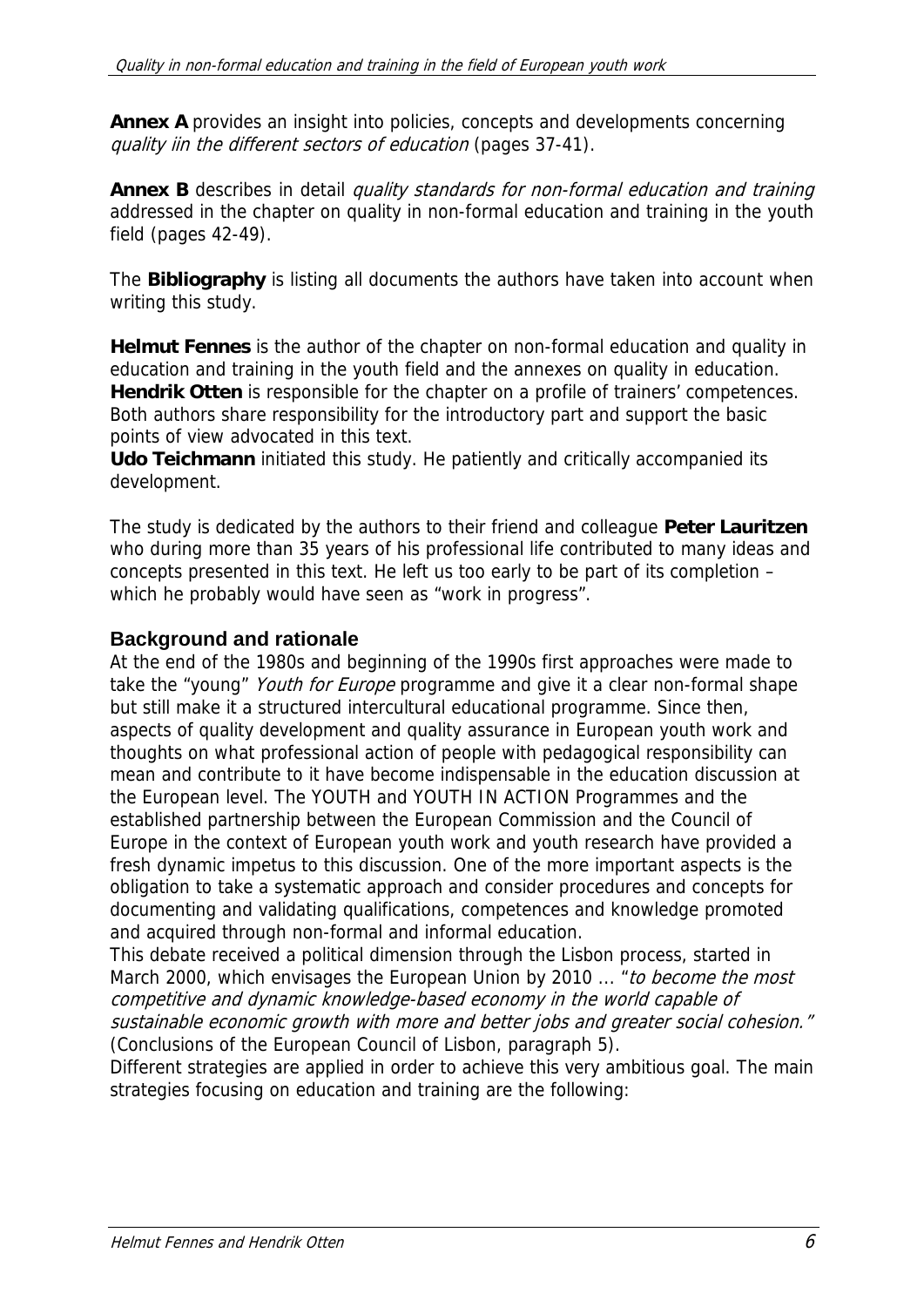**Annex A** provides an insight into policies, concepts and developments concerning *quality iin the different sectors of education* (pages 37-41).

**Annex B** describes in detail *quality standards for non-formal education and training* addressed in the chapter on quality in non-formal education and training in the youth field (pages 42-49).

The **Bibliography** is listing all documents the authors have taken into account when writing this study.

**Helmut Fennes** is the author of the chapter on non-formal education and quality in education and training in the youth field and the annexes on quality in education. **Hendrik Otten** is responsible for the chapter on a profile of trainers' competences. Both authors share responsibility for the introductory part and support the basic points of view advocated in this text.
**Udo Teichmann** initiated this study. He patiently and critically accompanied its development.

The study is dedicated by the authors to their friend and colleague **Peter Lauritzen** who during more than 35 years of his professional life contributed to many ideas and concepts presented in this text. He left us too early to be part of its completion – which he probably would have seen as "work in progress".

### Background and rationale

At the end of the 1980s and beginning of the 1990s first approaches were made to take the "young" *Youth for Europe* programme and give it a clear non-formal shape but still make it a structured intercultural educational programme. Since then, aspects of quality development and quality assurance in European youth work and thoughts on what professional action of people with pedagogical responsibility can mean and contribute to it have become indispensable in the education discussion at the European level. The YOUTH and YOUTH IN ACTION Programmes and the established partnership between the European Commission and the Council of Europe in the context of European youth work and youth research have provided a fresh dynamic impetus to this discussion. One of the more important aspects is the obligation to take a systematic approach and consider procedures and concepts for documenting and validating qualifications, competences and knowledge promoted and acquired through non-formal and informal education.
This debate received a political dimension through the Lisbon process, started in March 2000, which envisages the European Union by 2010 ... "*to become the most competitive and dynamic knowledge-based economy in the world capable of sustainable economic growth with more and better jobs and greater social cohesion.*" (Conclusions of the European Council of Lisbon, paragraph 5).
Different strategies are applied in order to achieve this very ambitious goal. The main strategies focusing on education and training are the following: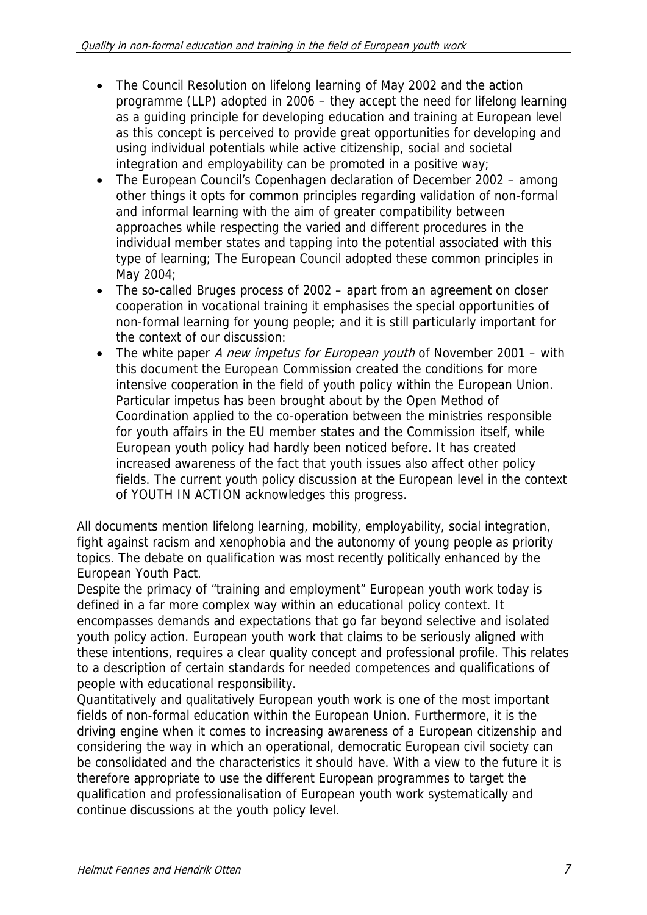- The Council Resolution on lifelong learning of May 2002 and the action programme (LLP) adopted in 2006 – they accept the need for lifelong learning as a guiding principle for developing education and training at European level as this concept is perceived to provide great opportunities for developing and using individual potentials while active citizenship, social and societal integration and employability can be promoted in a positive way;
- The European Council's Copenhagen declaration of December 2002 – among other things it opts for common principles regarding validation of non-formal and informal learning with the aim of greater compatibility between approaches while respecting the varied and different procedures in the individual member states and tapping into the potential associated with this type of learning; The European Council adopted these common principles in May 2004;
- The so-called Bruges process of 2002 – apart from an agreement on closer cooperation in vocational training it emphasises the special opportunities of non-formal learning for young people; and it is still particularly important for the context of our discussion:
- The white paper *A new impetus for European youth* of November 2001 – with this document the European Commission created the conditions for more intensive cooperation in the field of youth policy within the European Union. Particular impetus has been brought about by the Open Method of Coordination applied to the co-operation between the ministries responsible for youth affairs in the EU member states and the Commission itself, while European youth policy had hardly been noticed before. It has created increased awareness of the fact that youth issues also affect other policy fields. The current youth policy discussion at the European level in the context of YOUTH IN ACTION acknowledges this progress.

All documents mention lifelong learning, mobility, employability, social integration, fight against racism and xenophobia and the autonomy of young people as priority topics. The debate on qualification was most recently politically enhanced by the European Youth Pact.

Despite the primacy of "training and employment" European youth work today is defined in a far more complex way within an educational policy context. It encompasses demands and expectations that go far beyond selective and isolated youth policy action. European youth work that claims to be seriously aligned with these intentions, requires a clear quality concept and professional profile. This relates to a description of certain standards for needed competences and qualifications of people with educational responsibility.

Quantitatively and qualitatively European youth work is one of the most important fields of non-formal education within the European Union. Furthermore, it is the driving engine when it comes to increasing awareness of a European citizenship and considering the way in which an operational, democratic European civil society can be consolidated and the characteristics it should have. With a view to the future it is therefore appropriate to use the different European programmes to target the qualification and professionalisation of European youth work systematically and continue discussions at the youth policy level.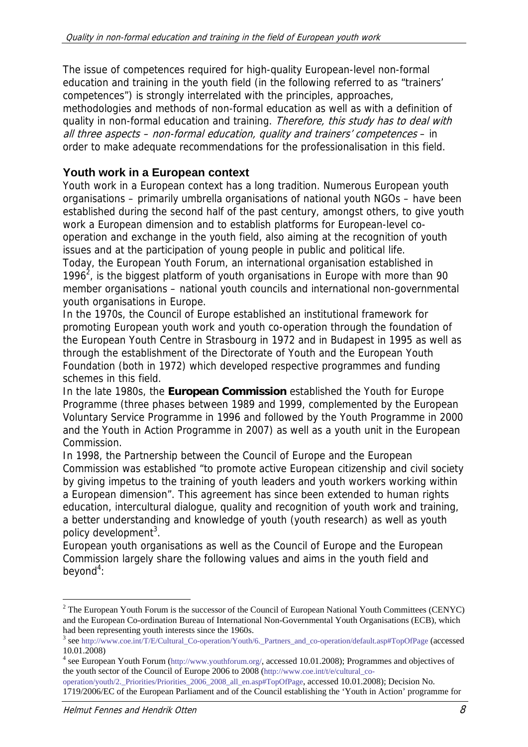The issue of competences required for high-quality European-level non-formal education and training in the youth field (in the following referred to as "trainers' competences") is strongly interrelated with the principles, approaches, methodologies and methods of non-formal education as well as with a definition of quality in non-formal education and training. *Therefore, this study has to deal with all three aspects – non-formal education, quality and trainers' competences –* in order to make adequate recommendations for the professionalisation in this field.

## Youth work in a European context

Youth work in a European context has a long tradition. Numerous European youth organisations – primarily umbrella organisations of national youth NGOs – have been established during the second half of the past century, amongst others, to give youth work a European dimension and to establish platforms for European-level co-operation and exchange in the youth field, also aiming at the recognition of youth issues and at the participation of young people in public and political life.

Today, the European Youth Forum, an international organisation established in 1996[2], is the biggest platform of youth organisations in Europe with more than 90 member organisations – national youth councils and international non-governmental youth organisations in Europe.

In the 1970s, the Council of Europe established an institutional framework for promoting European youth work and youth co-operation through the foundation of the European Youth Centre in Strasbourg in 1972 and in Budapest in 1995 as well as through the establishment of the Directorate of Youth and the European Youth Foundation (both in 1972) which developed respective programmes and funding schemes in this field.

In the late 1980s, the **European Commission** established the Youth for Europe Programme (three phases between 1989 and 1999, complemented by the European Voluntary Service Programme in 1996 and followed by the Youth Programme in 2000 and the Youth in Action Programme in 2007) as well as a youth unit in the European Commission.

In 1998, the Partnership between the Council of Europe and the European Commission was established "to promote active European citizenship and civil society by giving impetus to the training of youth leaders and youth workers working within a European dimension". This agreement has since been extended to human rights education, intercultural dialogue, quality and recognition of youth work and training, a better understanding and knowledge of youth (youth research) as well as youth policy development[3].

European youth organisations as well as the Council of Europe and the European Commission largely share the following values and aims in the youth field and beyond[4]:

---

[2] The European Youth Forum is the successor of the Council of European National Youth Committees (CENYC) and the European Co-ordination Bureau of International Non-Governmental Youth Organisations (ECB), which had been representing youth interests since the 1960s.

[3] see http://www.coe.int/T/E/Cultural_Co-operation/Youth/6._Partners_and_co-operation/default.asp#TopOfPage (accessed 10.01.2008)

[4] see European Youth Forum (http://www.youthforum.org/, accessed 10.01.2008); Programmes and objectives of the youth sector of the Council of Europe 2006 to 2008 (http://www.coe.int/t/e/cultural_co-operation/youth/2._Priorities/Priorities_2006_2008_all_en.asp#TopOfPage, accessed 10.01.2008); Decision No. 1719/2006/EC of the European Parliament and of the Council establishing the 'Youth in Action' programme for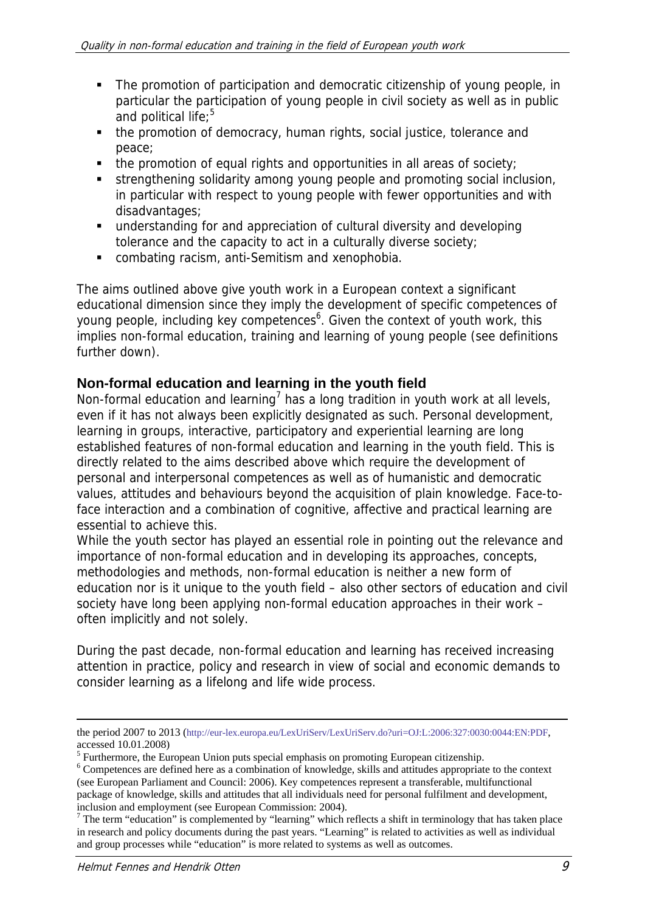- The promotion of participation and democratic citizenship of young people, in particular the participation of young people in civil society as well as in public and political life;[5]
- the promotion of democracy, human rights, social justice, tolerance and peace;
- the promotion of equal rights and opportunities in all areas of society;
- strengthening solidarity among young people and promoting social inclusion, in particular with respect to young people with fewer opportunities and with disadvantages;
- understanding for and appreciation of cultural diversity and developing tolerance and the capacity to act in a culturally diverse society;
- combating racism, anti-Semitism and xenophobia.

The aims outlined above give youth work in a European context a significant educational dimension since they imply the development of specific competences of young people, including key competences[6]. Given the context of youth work, this implies non-formal education, training and learning of young people (see definitions further down).

## Non-formal education and learning in the youth field

Non-formal education and learning[7] has a long tradition in youth work at all levels, even if it has not always been explicitly designated as such. Personal development, learning in groups, interactive, participatory and experiential learning are long established features of non-formal education and learning in the youth field. This is directly related to the aims described above which require the development of personal and interpersonal competences as well as of humanistic and democratic values, attitudes and behaviours beyond the acquisition of plain knowledge. Face-to-face interaction and a combination of cognitive, affective and practical learning are essential to achieve this.

While the youth sector has played an essential role in pointing out the relevance and importance of non-formal education and in developing its approaches, concepts, methodologies and methods, non-formal education is neither a new form of education nor is it unique to the youth field – also other sectors of education and civil society have long been applying non-formal education approaches in their work – often implicitly and not solely.

During the past decade, non-formal education and learning has received increasing attention in practice, policy and research in view of social and economic demands to consider learning as a lifelong and life wide process.

---

the period 2007 to 2013 (http://eur-lex.europa.eu/LexUriServ/LexUriServ.do?uri=OJ:L:2006:327:0030:0044:EN:PDF, accessed 10.01.2008)

[5] Furthermore, the European Union puts special emphasis on promoting European citizenship.

[6] Competences are defined here as a combination of knowledge, skills and attitudes appropriate to the context (see European Parliament and Council: 2006). Key competences represent a transferable, multifunctional package of knowledge, skills and attitudes that all individuals need for personal fulfilment and development, inclusion and employment (see European Commission: 2004).

[7] The term "education" is complemented by "learning" which reflects a shift in terminology that has taken place in research and policy documents during the past years. "Learning" is related to activities as well as individual and group processes while "education" is more related to systems as well as outcomes.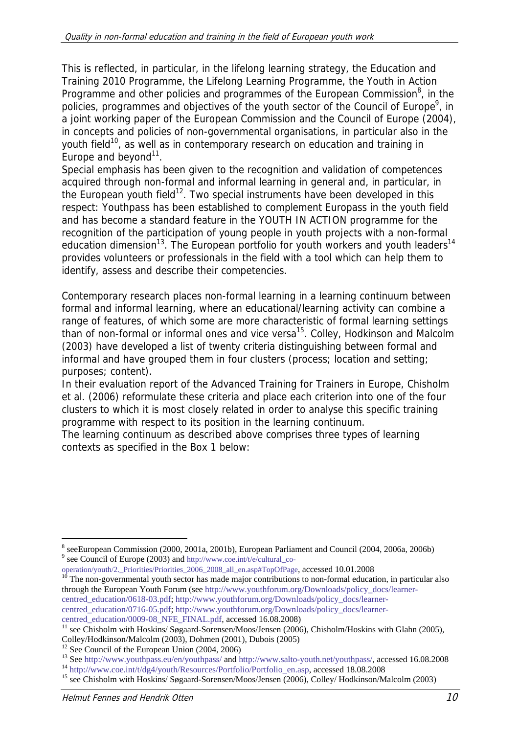This is reflected, in particular, in the lifelong learning strategy, the Education and Training 2010 Programme, the Lifelong Learning Programme, the Youth in Action Programme and other policies and programmes of the European Commission[8], in the policies, programmes and objectives of the youth sector of the Council of Europe[9], in a joint working paper of the European Commission and the Council of Europe (2004), in concepts and policies of non-governmental organisations, in particular also in the youth field[10], as well as in contemporary research on education and training in Europe and beyond[11].

Special emphasis has been given to the recognition and validation of competences acquired through non-formal and informal learning in general and, in particular, in the European youth field[12]. Two special instruments have been developed in this respect: Youthpass has been established to complement Europass in the youth field and has become a standard feature in the YOUTH IN ACTION programme for the recognition of the participation of young people in youth projects with a non-formal education dimension[13]. The European portfolio for youth workers and youth leaders[14] provides volunteers or professionals in the field with a tool which can help them to identify, assess and describe their competencies.

Contemporary research places non-formal learning in a learning continuum between formal and informal learning, where an educational/learning activity can combine a range of features, of which some are more characteristic of formal learning settings than of non-formal or informal ones and vice versa[15]. Colley, Hodkinson and Malcolm (2003) have developed a list of twenty criteria distinguishing between formal and informal and have grouped them in four clusters (process; location and setting; purposes; content).

In their evaluation report of the Advanced Training for Trainers in Europe, Chisholm et al. (2006) reformulate these criteria and place each criterion into one of the four clusters to which it is most closely related in order to analyse this specific training programme with respect to its position in the learning continuum.

The learning continuum as described above comprises three types of learning contexts as specified in the Box 1 below:

---

[8] seeEuropean Commission (2000, 2001a, 2001b), European Parliament and Council (2004, 2006a, 2006b)

[9] see Council of Europe (2003) and http://www.coe.int/t/e/cultural_co-operation/youth/2._Priorities/Priorities_2006_2008_all_en.asp#TopOfPage, accessed 10.01.2008

[10] The non-governmental youth sector has made major contributions to non-formal education, in particular also through the European Youth Forum (see http://www.youthforum.org/Downloads/policy_docs/learner-centred_education/0618-03.pdf; http://www.youthforum.org/Downloads/policy_docs/learner-centred_education/0716-05.pdf; http://www.youthforum.org/Downloads/policy_docs/learner-centred_education/0009-08_NFE_FINAL.pdf, accessed 16.08.2008)

[11] see Chisholm with Hoskins/ Søgaard-Sorensen/Moos/Jensen (2006), Chisholm/Hoskins with Glahn (2005), Colley/Hodkinson/Malcolm (2003), Dohmen (2001), Dubois (2005)

[12] See Council of the European Union (2004, 2006)

[13] See http://www.youthpass.eu/en/youthpass/ and http://www.salto-youth.net/youthpass/, accessed 16.08.2008

[14] http://www.coe.int/t/dg4/youth/Resources/Portfolio/Portfolio_en.asp, accessed 18.08.2008

[15] see Chisholm with Hoskins/ Søgaard-Sorensen/Moos/Jensen (2006), Colley/ Hodkinson/Malcolm (2003)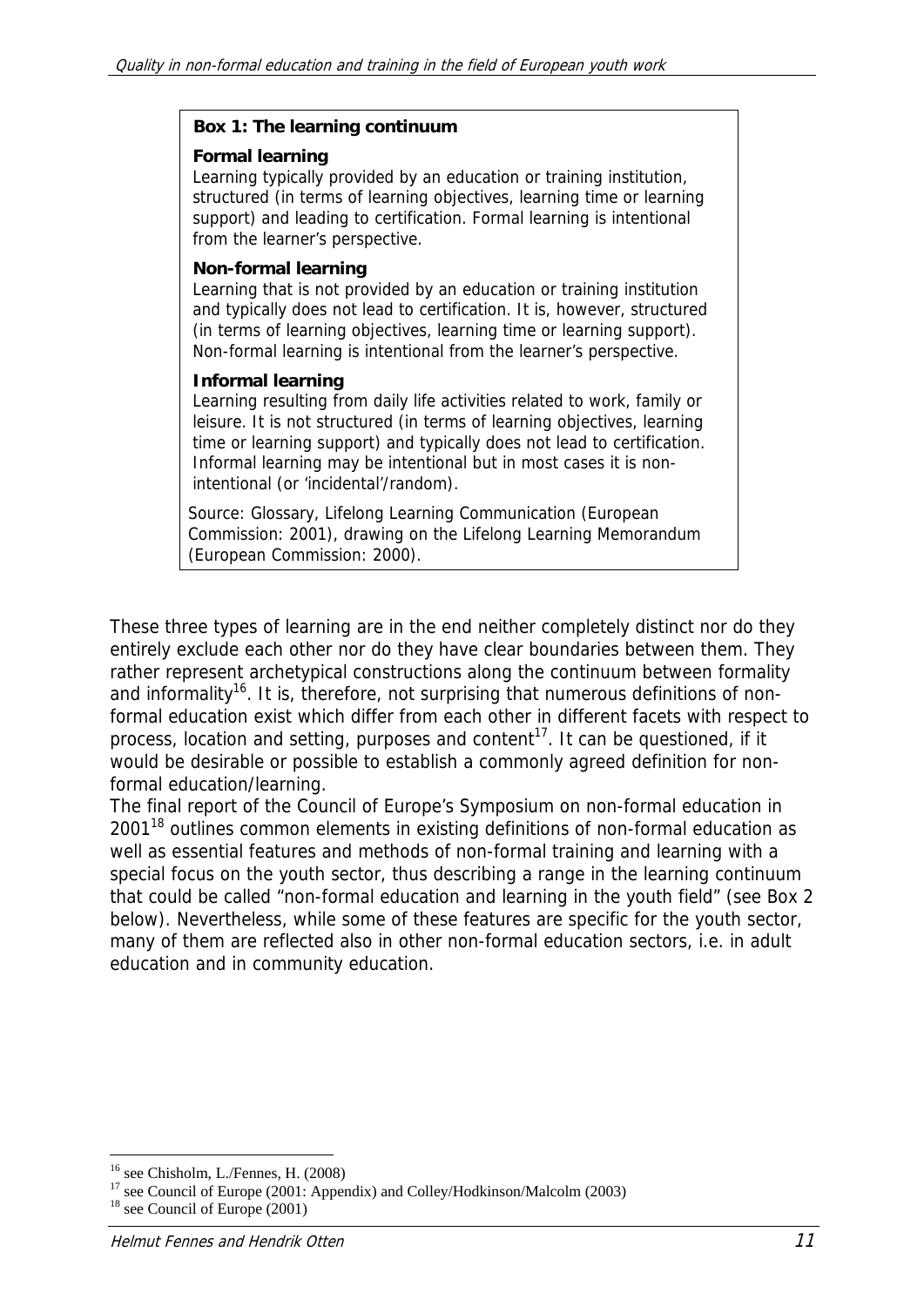**Box 1: The learning continuum**

**Formal learning**

Learning typically provided by an education or training institution, structured (in terms of learning objectives, learning time or learning support) and leading to certification. Formal learning is intentional from the learner's perspective.

**Non-formal learning**

Learning that is not provided by an education or training institution and typically does not lead to certification. It is, however, structured (in terms of learning objectives, learning time or learning support). Non-formal learning is intentional from the learner's perspective.

**Informal learning**

Learning resulting from daily life activities related to work, family or leisure. It is not structured (in terms of learning objectives, learning time or learning support) and typically does not lead to certification. Informal learning may be intentional but in most cases it is non-intentional (or 'incidental'/random).

Source: Glossary, Lifelong Learning Communication (European Commission: 2001), drawing on the Lifelong Learning Memorandum (European Commission: 2000).

These three types of learning are in the end neither completely distinct nor do they entirely exclude each other nor do they have clear boundaries between them. They rather represent archetypical constructions along the continuum between formality and informality[16]. It is, therefore, not surprising that numerous definitions of non-formal education exist which differ from each other in different facets with respect to process, location and setting, purposes and content[17]. It can be questioned, if it would be desirable or possible to establish a commonly agreed definition for non-formal education/learning.

The final report of the Council of Europe's Symposium on non-formal education in 2001[18] outlines common elements in existing definitions of non-formal education as well as essential features and methods of non-formal training and learning with a special focus on the youth sector, thus describing a range in the learning continuum that could be called "non-formal education and learning in the youth field" (see Box 2 below). Nevertheless, while some of these features are specific for the youth sector, many of them are reflected also in other non-formal education sectors, i.e. in adult education and in community education.

---

[16] see Chisholm, L./Fennes, H. (2008)

[17] see Council of Europe (2001: Appendix) and Colley/Hodkinson/Malcolm (2003)

[18] see Council of Europe (2001)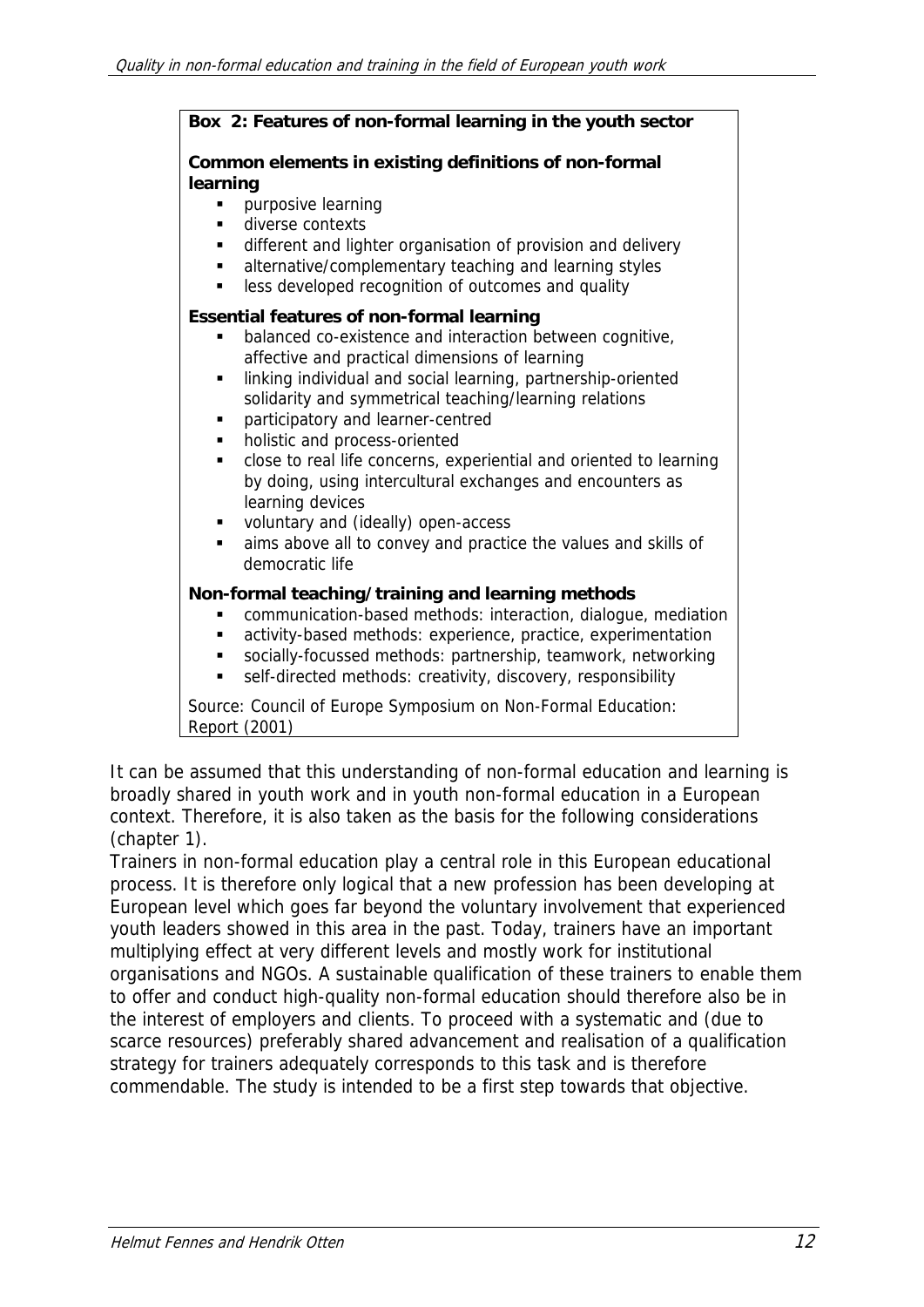**Box 2: Features of non-formal learning in the youth sector**

**Common elements in existing definitions of non-formal learning**

- purposive learning
- diverse contexts
- different and lighter organisation of provision and delivery
- alternative/complementary teaching and learning styles
- less developed recognition of outcomes and quality

**Essential features of non-formal learning**

- balanced co-existence and interaction between cognitive, affective and practical dimensions of learning
- linking individual and social learning, partnership-oriented solidarity and symmetrical teaching/learning relations
- participatory and learner-centred
- holistic and process-oriented
- close to real life concerns, experiential and oriented to learning by doing, using intercultural exchanges and encounters as learning devices
- voluntary and (ideally) open-access
- aims above all to convey and practice the values and skills of democratic life

**Non-formal teaching/training and learning methods**

- communication-based methods: interaction, dialogue, mediation
- activity-based methods: experience, practice, experimentation
- socially-focussed methods: partnership, teamwork, networking
- self-directed methods: creativity, discovery, responsibility

Source: Council of Europe Symposium on Non-Formal Education: Report (2001)

It can be assumed that this understanding of non-formal education and learning is broadly shared in youth work and in youth non-formal education in a European context. Therefore, it is also taken as the basis for the following considerations (chapter 1).

Trainers in non-formal education play a central role in this European educational process. It is therefore only logical that a new profession has been developing at European level which goes far beyond the voluntary involvement that experienced youth leaders showed in this area in the past. Today, trainers have an important multiplying effect at very different levels and mostly work for institutional organisations and NGOs. A sustainable qualification of these trainers to enable them to offer and conduct high-quality non-formal education should therefore also be in the interest of employers and clients. To proceed with a systematic and (due to scarce resources) preferably shared advancement and realisation of a qualification strategy for trainers adequately corresponds to this task and is therefore commendable. The study is intended to be a first step towards that objective.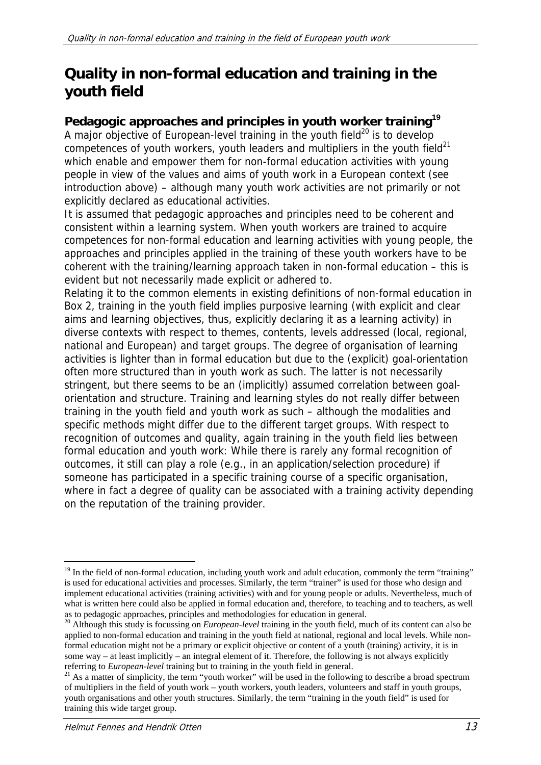# Quality in non-formal education and training in the youth field

## Pedagogic approaches and principles in youth worker training[19]

A major objective of European-level training in the youth field[20] is to develop competences of youth workers, youth leaders and multipliers in the youth field[21] which enable and empower them for non-formal education activities with young people in view of the values and aims of youth work in a European context (see introduction above) – although many youth work activities are not primarily or not explicitly declared as educational activities.

It is assumed that pedagogic approaches and principles need to be coherent and consistent within a learning system. When youth workers are trained to acquire competences for non-formal education and learning activities with young people, the approaches and principles applied in the training of these youth workers have to be coherent with the training/learning approach taken in non-formal education – this is evident but not necessarily made explicit or adhered to.

Relating it to the common elements in existing definitions of non-formal education in Box 2, training in the youth field implies purposive learning (with explicit and clear aims and learning objectives, thus, explicitly declaring it as a learning activity) in diverse contexts with respect to themes, contents, levels addressed (local, regional, national and European) and target groups. The degree of organisation of learning activities is lighter than in formal education but due to the (explicit) goal-orientation often more structured than in youth work as such. The latter is not necessarily stringent, but there seems to be an (implicitly) assumed correlation between goal-orientation and structure. Training and learning styles do not really differ between training in the youth field and youth work as such – although the modalities and specific methods might differ due to the different target groups. With respect to recognition of outcomes and quality, again training in the youth field lies between formal education and youth work: While there is rarely any formal recognition of outcomes, it still can play a role (e.g., in an application/selection procedure) if someone has participated in a specific training course of a specific organisation, where in fact a degree of quality can be associated with a training activity depending on the reputation of the training provider.

---

[19] In the field of non-formal education, including youth work and adult education, commonly the term "training" is used for educational activities and processes. Similarly, the term "trainer" is used for those who design and implement educational activities (training activities) with and for young people or adults. Nevertheless, much of what is written here could also be applied in formal education and, therefore, to teaching and to teachers, as well as to pedagogic approaches, principles and methodologies for education in general.

[20] Although this study is focussing on *European-level* training in the youth field, much of its content can also be applied to non-formal education and training in the youth field at national, regional and local levels. While non-formal education might not be a primary or explicit objective or content of a youth (training) activity, it is in some way – at least implicitly – an integral element of it. Therefore, the following is not always explicitly referring to *European-level* training but to training in the youth field in general.

[21] As a matter of simplicity, the term "youth worker" will be used in the following to describe a broad spectrum of multipliers in the field of youth work – youth workers, youth leaders, volunteers and staff in youth groups, youth organisations and other youth structures. Similarly, the term "training in the youth field" is used for training this wide target group.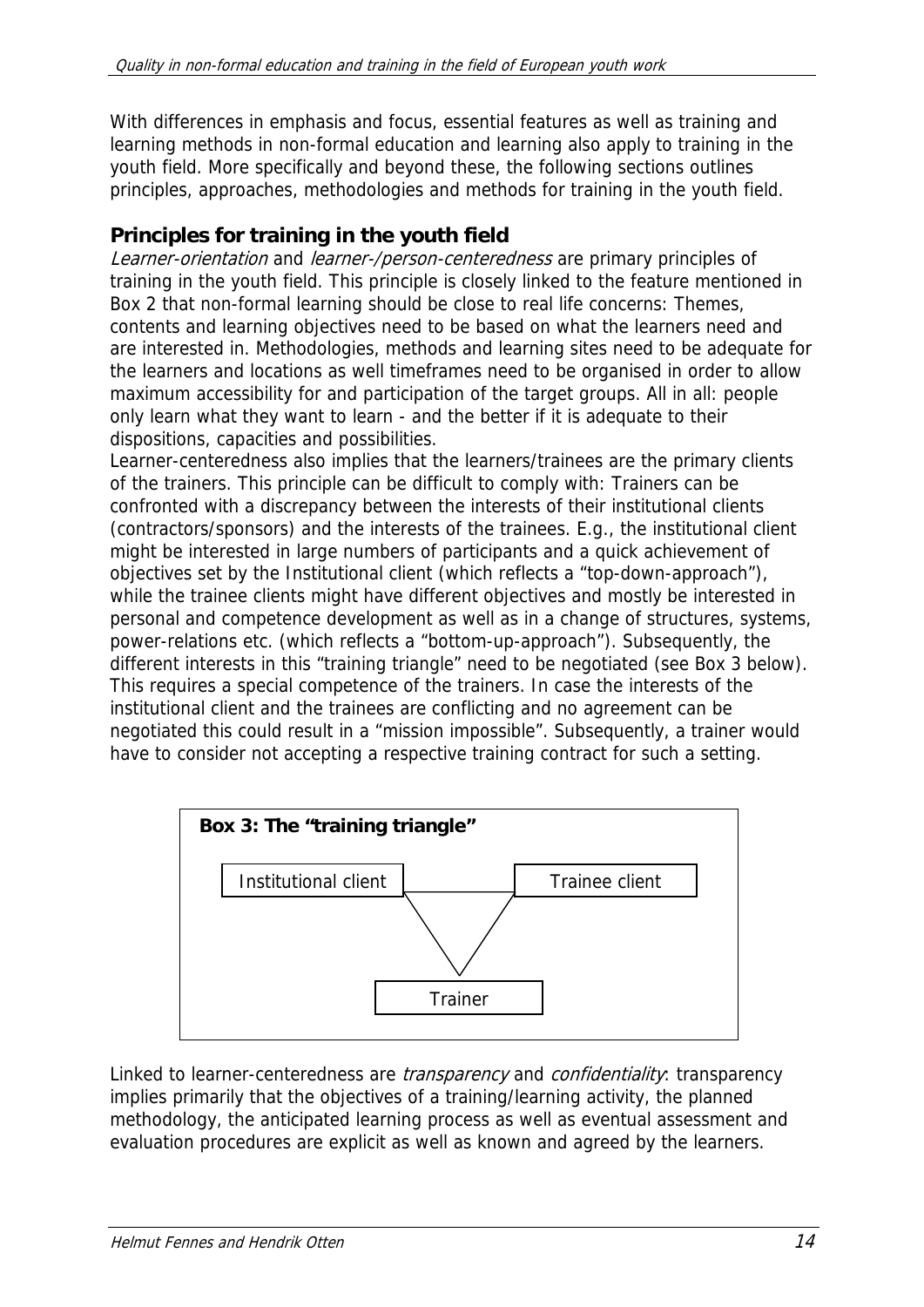With differences in emphasis and focus, essential features as well as training and learning methods in non-formal education and learning also apply to training in the youth field. More specifically and beyond these, the following sections outlines principles, approaches, methodologies and methods for training in the youth field.

## Principles for training in the youth field

*Learner-orientation* and *learner-/person-centeredness* are primary principles of training in the youth field. This principle is closely linked to the feature mentioned in Box 2 that non-formal learning should be close to real life concerns: Themes, contents and learning objectives need to be based on what the learners need and are interested in. Methodologies, methods and learning sites need to be adequate for the learners and locations as well timeframes need to be organised in order to allow maximum accessibility for and participation of the target groups. All in all: people only learn what they want to learn - and the better if it is adequate to their dispositions, capacities and possibilities.

Learner-centeredness also implies that the learners/trainees are the primary clients of the trainers. This principle can be difficult to comply with: Trainers can be confronted with a discrepancy between the interests of their institutional clients (contractors/sponsors) and the interests of the trainees. E.g., the institutional client might be interested in large numbers of participants and a quick achievement of objectives set by the Institutional client (which reflects a "top-down-approach"), while the trainee clients might have different objectives and mostly be interested in personal and competence development as well as in a change of structures, systems, power-relations etc. (which reflects a "bottom-up-approach"). Subsequently, the different interests in this "training triangle" need to be negotiated (see Box 3 below). This requires a special competence of the trainers. In case the interests of the institutional client and the trainees are conflicting and no agreement can be negotiated this could result in a "mission impossible". Subsequently, a trainer would have to consider not accepting a respective training contract for such a setting.

**Box 3: The "training triangle"**

Institutional client — Trainee client

Trainer

Linked to learner-centeredness are *transparency* and *confidentiality*: transparency implies primarily that the objectives of a training/learning activity, the planned methodology, the anticipated learning process as well as eventual assessment and evaluation procedures are explicit as well as known and agreed by the learners.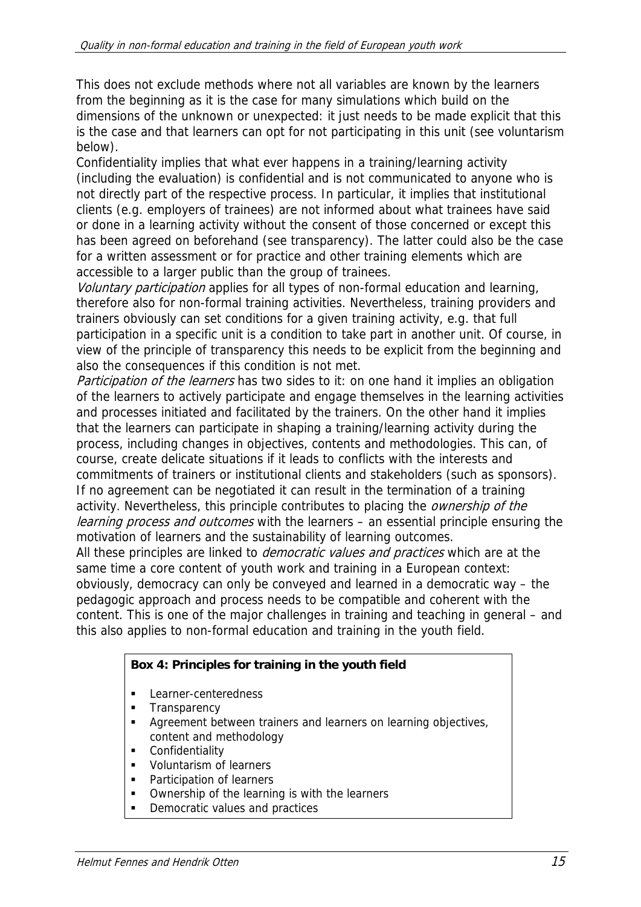This does not exclude methods where not all variables are known by the learners from the beginning as it is the case for many simulations which build on the dimensions of the unknown or unexpected: it just needs to be made explicit that this is the case and that learners can opt for not participating in this unit (see voluntarism below).

Confidentiality implies that what ever happens in a training/learning activity (including the evaluation) is confidential and is not communicated to anyone who is not directly part of the respective process. In particular, it implies that institutional clients (e.g. employers of trainees) are not informed about what trainees have said or done in a learning activity without the consent of those concerned or except this has been agreed on beforehand (see transparency). The latter could also be the case for a written assessment or for practice and other training elements which are accessible to a larger public than the group of trainees.

*Voluntary participation* applies for all types of non-formal education and learning, therefore also for non-formal training activities. Nevertheless, training providers and trainers obviously can set conditions for a given training activity, e.g. that full participation in a specific unit is a condition to take part in another unit. Of course, in view of the principle of transparency this needs to be explicit from the beginning and also the consequences if this condition is not met.

*Participation of the learners* has two sides to it: on one hand it implies an obligation of the learners to actively participate and engage themselves in the learning activities and processes initiated and facilitated by the trainers. On the other hand it implies that the learners can participate in shaping a training/learning activity during the process, including changes in objectives, contents and methodologies. This can, of course, create delicate situations if it leads to conflicts with the interests and commitments of trainers or institutional clients and stakeholders (such as sponsors). If no agreement can be negotiated it can result in the termination of a training activity. Nevertheless, this principle contributes to placing the *ownership of the learning process and outcomes* with the learners – an essential principle ensuring the motivation of learners and the sustainability of learning outcomes.

All these principles are linked to *democratic values and practices* which are at the same time a core content of youth work and training in a European context: obviously, democracy can only be conveyed and learned in a democratic way – the pedagogic approach and process needs to be compatible and coherent with the content. This is one of the major challenges in training and teaching in general – and this also applies to non-formal education and training in the youth field.

**Box 4: Principles for training in the youth field**

- Learner-centeredness
- Transparency
- Agreement between trainers and learners on learning objectives, content and methodology
- Confidentiality
- Voluntarism of learners
- Participation of learners
- Ownership of the learning is with the learners
- Democratic values and practices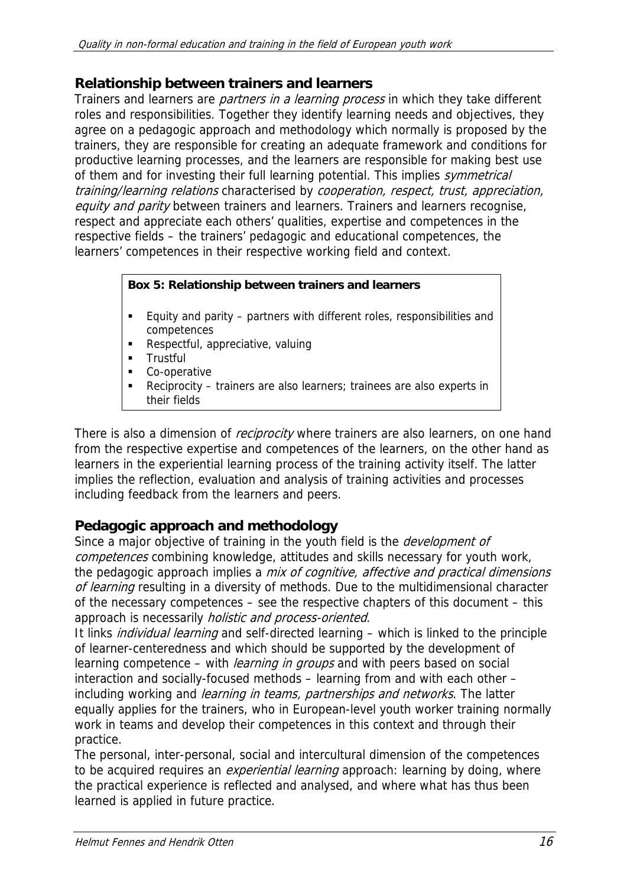## Relationship between trainers and learners

Trainers and learners are *partners in a learning process* in which they take different roles and responsibilities. Together they identify learning needs and objectives, they agree on a pedagogic approach and methodology which normally is proposed by the trainers, they are responsible for creating an adequate framework and conditions for productive learning processes, and the learners are responsible for making best use of them and for investing their full learning potential. This implies *symmetrical training/learning relations* characterised by *cooperation, respect, trust, appreciation, equity and parity* between trainers and learners. Trainers and learners recognise, respect and appreciate each others' qualities, expertise and competences in the respective fields – the trainers' pedagogic and educational competences, the learners' competences in their respective working field and context.

> **Box 5: Relationship between trainers and learners**
>
> - Equity and parity – partners with different roles, responsibilities and competences
> - Respectful, appreciative, valuing
> - Trustful
> - Co-operative
> - Reciprocity – trainers are also learners; trainees are also experts in their fields

There is also a dimension of *reciprocity* where trainers are also learners, on one hand from the respective expertise and competences of the learners, on the other hand as learners in the experiential learning process of the training activity itself. The latter implies the reflection, evaluation and analysis of training activities and processes including feedback from the learners and peers.

## Pedagogic approach and methodology

Since a major objective of training in the youth field is the *development of competences* combining knowledge, attitudes and skills necessary for youth work, the pedagogic approach implies a *mix of cognitive, affective and practical dimensions of learning* resulting in a diversity of methods. Due to the multidimensional character of the necessary competences – see the respective chapters of this document – this approach is necessarily *holistic and process-oriented*.

It links *individual learning* and self-directed learning – which is linked to the principle of learner-centeredness and which should be supported by the development of learning competence – with *learning in groups* and with peers based on social interaction and socially-focused methods – learning from and with each other – including working and *learning in teams, partnerships and networks*. The latter equally applies for the trainers, who in European-level youth worker training normally work in teams and develop their competences in this context and through their practice.

The personal, inter-personal, social and intercultural dimension of the competences to be acquired requires an *experiential learning* approach: learning by doing, where the practical experience is reflected and analysed, and where what has thus been learned is applied in future practice.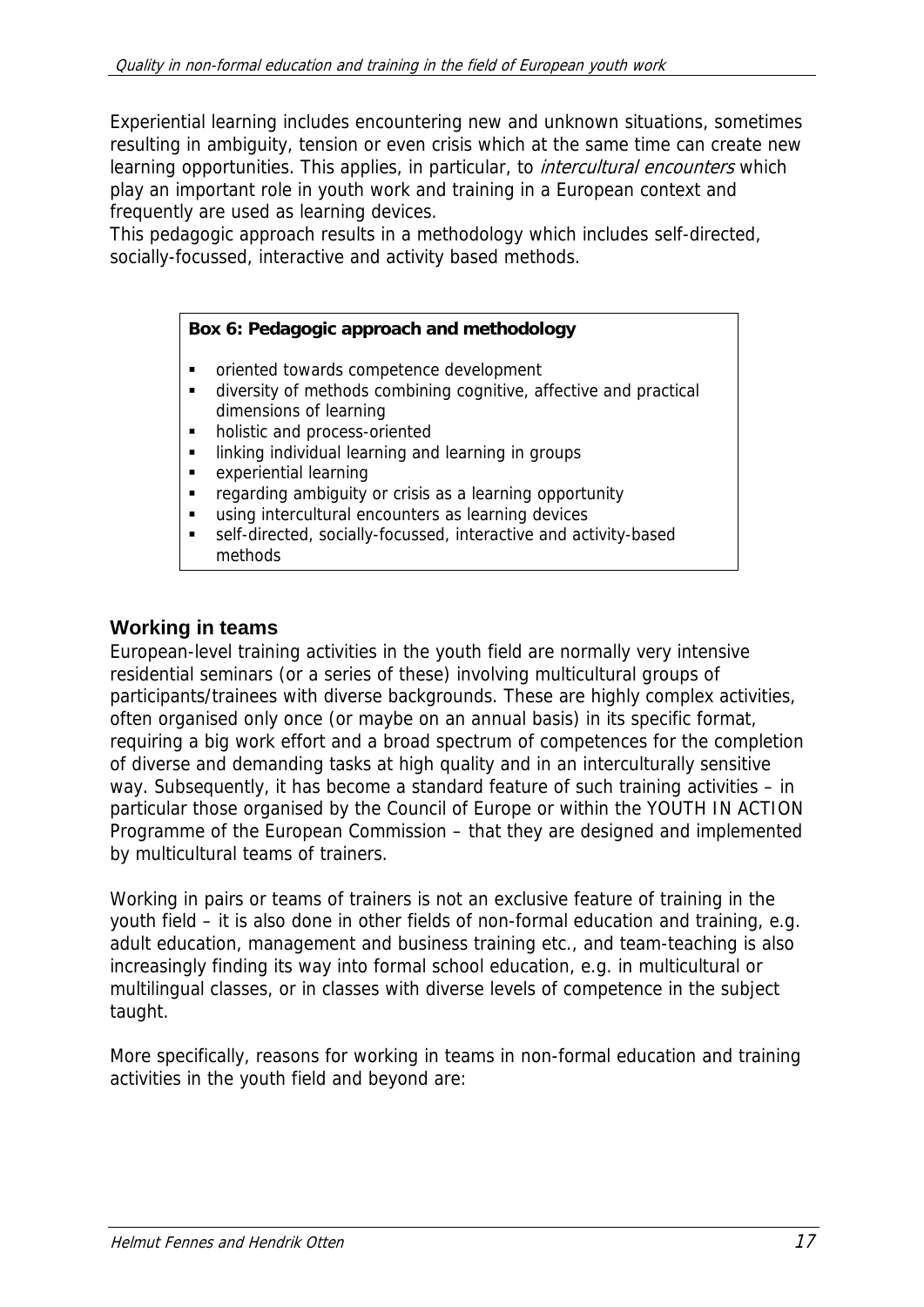Experiential learning includes encountering new and unknown situations, sometimes resulting in ambiguity, tension or even crisis which at the same time can create new learning opportunities. This applies, in particular, to *intercultural encounters* which play an important role in youth work and training in a European context and frequently are used as learning devices.
This pedagogic approach results in a methodology which includes self-directed, socially-focussed, interactive and activity based methods.

> **Box 6: Pedagogic approach and methodology**
>
> - oriented towards competence development
> - diversity of methods combining cognitive, affective and practical dimensions of learning
> - holistic and process-oriented
> - linking individual learning and learning in groups
> - experiential learning
> - regarding ambiguity or crisis as a learning opportunity
> - using intercultural encounters as learning devices
> - self-directed, socially-focussed, interactive and activity-based methods

## Working in teams

European-level training activities in the youth field are normally very intensive residential seminars (or a series of these) involving multicultural groups of participants/trainees with diverse backgrounds. These are highly complex activities, often organised only once (or maybe on an annual basis) in its specific format, requiring a big work effort and a broad spectrum of competences for the completion of diverse and demanding tasks at high quality and in an interculturally sensitive way. Subsequently, it has become a standard feature of such training activities – in particular those organised by the Council of Europe or within the YOUTH IN ACTION Programme of the European Commission – that they are designed and implemented by multicultural teams of trainers.

Working in pairs or teams of trainers is not an exclusive feature of training in the youth field – it is also done in other fields of non-formal education and training, e.g. adult education, management and business training etc., and team-teaching is also increasingly finding its way into formal school education, e.g. in multicultural or multilingual classes, or in classes with diverse levels of competence in the subject taught.

More specifically, reasons for working in teams in non-formal education and training activities in the youth field and beyond are: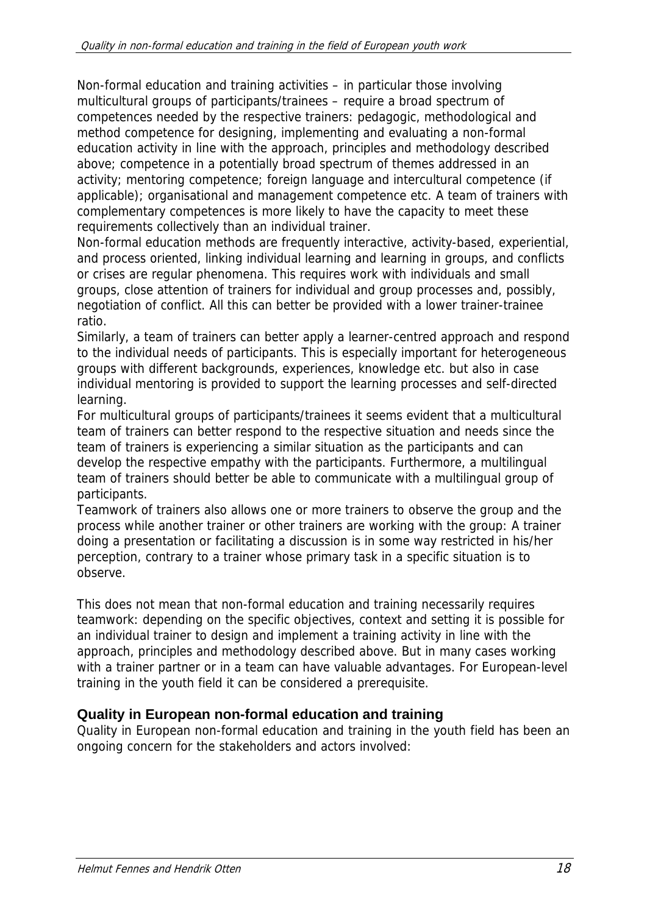Non-formal education and training activities – in particular those involving multicultural groups of participants/trainees – require a broad spectrum of competences needed by the respective trainers: pedagogic, methodological and method competence for designing, implementing and evaluating a non-formal education activity in line with the approach, principles and methodology described above; competence in a potentially broad spectrum of themes addressed in an activity; mentoring competence; foreign language and intercultural competence (if applicable); organisational and management competence etc. A team of trainers with complementary competences is more likely to have the capacity to meet these requirements collectively than an individual trainer.

Non-formal education methods are frequently interactive, activity-based, experiential, and process oriented, linking individual learning and learning in groups, and conflicts or crises are regular phenomena. This requires work with individuals and small groups, close attention of trainers for individual and group processes and, possibly, negotiation of conflict. All this can better be provided with a lower trainer-trainee ratio.

Similarly, a team of trainers can better apply a learner-centred approach and respond to the individual needs of participants. This is especially important for heterogeneous groups with different backgrounds, experiences, knowledge etc. but also in case individual mentoring is provided to support the learning processes and self-directed learning.

For multicultural groups of participants/trainees it seems evident that a multicultural team of trainers can better respond to the respective situation and needs since the team of trainers is experiencing a similar situation as the participants and can develop the respective empathy with the participants. Furthermore, a multilingual team of trainers should better be able to communicate with a multilingual group of participants.

Teamwork of trainers also allows one or more trainers to observe the group and the process while another trainer or other trainers are working with the group: A trainer doing a presentation or facilitating a discussion is in some way restricted in his/her perception, contrary to a trainer whose primary task in a specific situation is to observe.

This does not mean that non-formal education and training necessarily requires teamwork: depending on the specific objectives, context and setting it is possible for an individual trainer to design and implement a training activity in line with the approach, principles and methodology described above. But in many cases working with a trainer partner or in a team can have valuable advantages. For European-level training in the youth field it can be considered a prerequisite.

### Quality in European non-formal education and training

Quality in European non-formal education and training in the youth field has been an ongoing concern for the stakeholders and actors involved: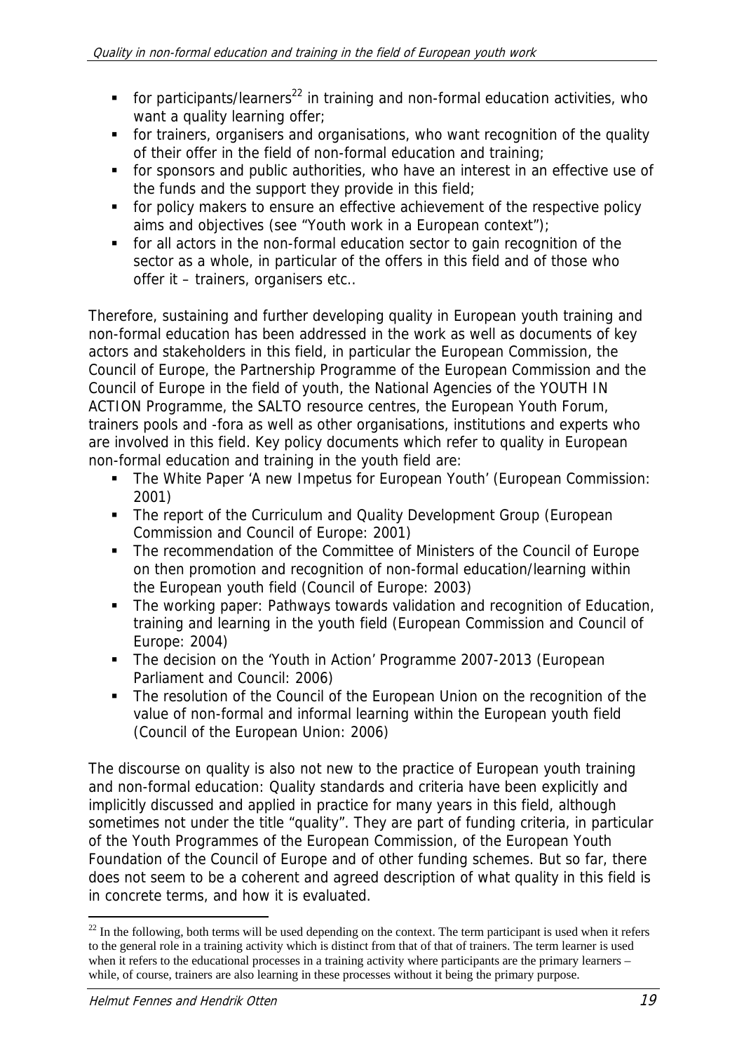- for participants/learners[22] in training and non-formal education activities, who want a quality learning offer;
- for trainers, organisers and organisations, who want recognition of the quality of their offer in the field of non-formal education and training;
- for sponsors and public authorities, who have an interest in an effective use of the funds and the support they provide in this field;
- for policy makers to ensure an effective achievement of the respective policy aims and objectives (see "Youth work in a European context");
- for all actors in the non-formal education sector to gain recognition of the sector as a whole, in particular of the offers in this field and of those who offer it – trainers, organisers etc..

Therefore, sustaining and further developing quality in European youth training and non-formal education has been addressed in the work as well as documents of key actors and stakeholders in this field, in particular the European Commission, the Council of Europe, the Partnership Programme of the European Commission and the Council of Europe in the field of youth, the National Agencies of the YOUTH IN ACTION Programme, the SALTO resource centres, the European Youth Forum, trainers pools and -fora as well as other organisations, institutions and experts who are involved in this field. Key policy documents which refer to quality in European non-formal education and training in the youth field are:

- The White Paper 'A new Impetus for European Youth' (European Commission: 2001)
- The report of the Curriculum and Quality Development Group (European Commission and Council of Europe: 2001)
- The recommendation of the Committee of Ministers of the Council of Europe on then promotion and recognition of non-formal education/learning within the European youth field (Council of Europe: 2003)
- The working paper: Pathways towards validation and recognition of Education, training and learning in the youth field (European Commission and Council of Europe: 2004)
- The decision on the 'Youth in Action' Programme 2007-2013 (European Parliament and Council: 2006)
- The resolution of the Council of the European Union on the recognition of the value of non-formal and informal learning within the European youth field (Council of the European Union: 2006)

The discourse on quality is also not new to the practice of European youth training and non-formal education: Quality standards and criteria have been explicitly and implicitly discussed and applied in practice for many years in this field, although sometimes not under the title "quality". They are part of funding criteria, in particular of the Youth Programmes of the European Commission, of the European Youth Foundation of the Council of Europe and of other funding schemes. But so far, there does not seem to be a coherent and agreed description of what quality in this field is in concrete terms, and how it is evaluated.

[22] In the following, both terms will be used depending on the context. The term participant is used when it refers to the general role in a training activity which is distinct from that of that of trainers. The term learner is used when it refers to the educational processes in a training activity where participants are the primary learners – while, of course, trainers are also learning in these processes without it being the primary purpose.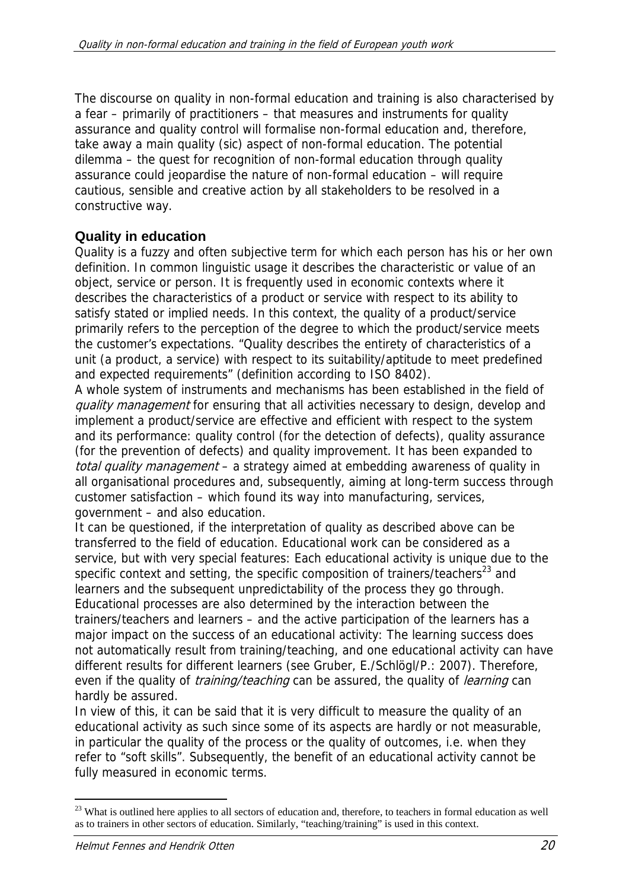The discourse on quality in non-formal education and training is also characterised by a fear – primarily of practitioners – that measures and instruments for quality assurance and quality control will formalise non-formal education and, therefore, take away a main quality (sic) aspect of non-formal education. The potential dilemma – the quest for recognition of non-formal education through quality assurance could jeopardise the nature of non-formal education – will require cautious, sensible and creative action by all stakeholders to be resolved in a constructive way.

### Quality in education

Quality is a fuzzy and often subjective term for which each person has his or her own definition. In common linguistic usage it describes the characteristic or value of an object, service or person. It is frequently used in economic contexts where it describes the characteristics of a product or service with respect to its ability to satisfy stated or implied needs. In this context, the quality of a product/service primarily refers to the perception of the degree to which the product/service meets the customer's expectations. "Quality describes the entirety of characteristics of a unit (a product, a service) with respect to its suitability/aptitude to meet predefined and expected requirements" (definition according to ISO 8402).

A whole system of instruments and mechanisms has been established in the field of *quality management* for ensuring that all activities necessary to design, develop and implement a product/service are effective and efficient with respect to the system and its performance: quality control (for the detection of defects), quality assurance (for the prevention of defects) and quality improvement. It has been expanded to *total quality management* – a strategy aimed at embedding awareness of quality in all organisational procedures and, subsequently, aiming at long-term success through customer satisfaction – which found its way into manufacturing, services, government – and also education.

It can be questioned, if the interpretation of quality as described above can be transferred to the field of education. Educational work can be considered as a service, but with very special features: Each educational activity is unique due to the specific context and setting, the specific composition of trainers/teachers[23] and learners and the subsequent unpredictability of the process they go through. Educational processes are also determined by the interaction between the trainers/teachers and learners – and the active participation of the learners has a major impact on the success of an educational activity: The learning success does not automatically result from training/teaching, and one educational activity can have different results for different learners (see Gruber, E./Schlögl/P.: 2007). Therefore, even if the quality of *training/teaching* can be assured, the quality of *learning* can hardly be assured.

In view of this, it can be said that it is very difficult to measure the quality of an educational activity as such since some of its aspects are hardly or not measurable, in particular the quality of the process or the quality of outcomes, i.e. when they refer to "soft skills". Subsequently, the benefit of an educational activity cannot be fully measured in economic terms.

---

[23] What is outlined here applies to all sectors of education and, therefore, to teachers in formal education as well as to trainers in other sectors of education. Similarly, "teaching/training" is used in this context.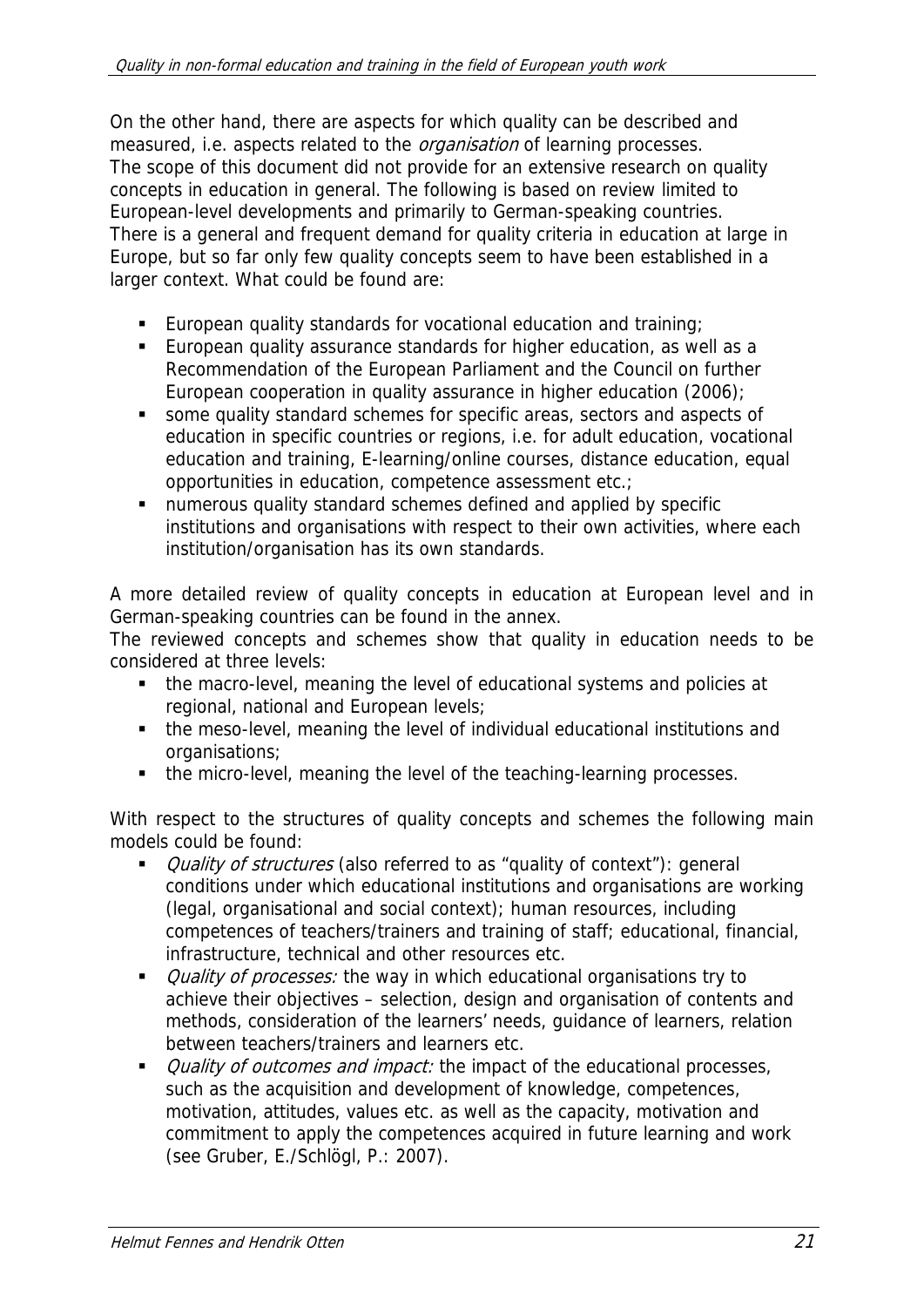On the other hand, there are aspects for which quality can be described and measured, i.e. aspects related to the *organisation* of learning processes.
The scope of this document did not provide for an extensive research on quality concepts in education in general. The following is based on review limited to European-level developments and primarily to German-speaking countries.
There is a general and frequent demand for quality criteria in education at large in Europe, but so far only few quality concepts seem to have been established in a larger context. What could be found are:

- European quality standards for vocational education and training;
- European quality assurance standards for higher education, as well as a Recommendation of the European Parliament and the Council on further European cooperation in quality assurance in higher education (2006);
- some quality standard schemes for specific areas, sectors and aspects of education in specific countries or regions, i.e. for adult education, vocational education and training, E-learning/online courses, distance education, equal opportunities in education, competence assessment etc.;
- numerous quality standard schemes defined and applied by specific institutions and organisations with respect to their own activities, where each institution/organisation has its own standards.

A more detailed review of quality concepts in education at European level and in German-speaking countries can be found in the annex.
The reviewed concepts and schemes show that quality in education needs to be considered at three levels:

- the macro-level, meaning the level of educational systems and policies at regional, national and European levels;
- the meso-level, meaning the level of individual educational institutions and organisations;
- the micro-level, meaning the level of the teaching-learning processes.

With respect to the structures of quality concepts and schemes the following main models could be found:

- *Quality of structures* (also referred to as "quality of context"): general conditions under which educational institutions and organisations are working (legal, organisational and social context); human resources, including competences of teachers/trainers and training of staff; educational, financial, infrastructure, technical and other resources etc.
- *Quality of processes:* the way in which educational organisations try to achieve their objectives – selection, design and organisation of contents and methods, consideration of the learners' needs, guidance of learners, relation between teachers/trainers and learners etc.
- *Quality of outcomes and impact:* the impact of the educational processes, such as the acquisition and development of knowledge, competences, motivation, attitudes, values etc. as well as the capacity, motivation and commitment to apply the competences acquired in future learning and work (see Gruber, E./Schlögl, P.: 2007).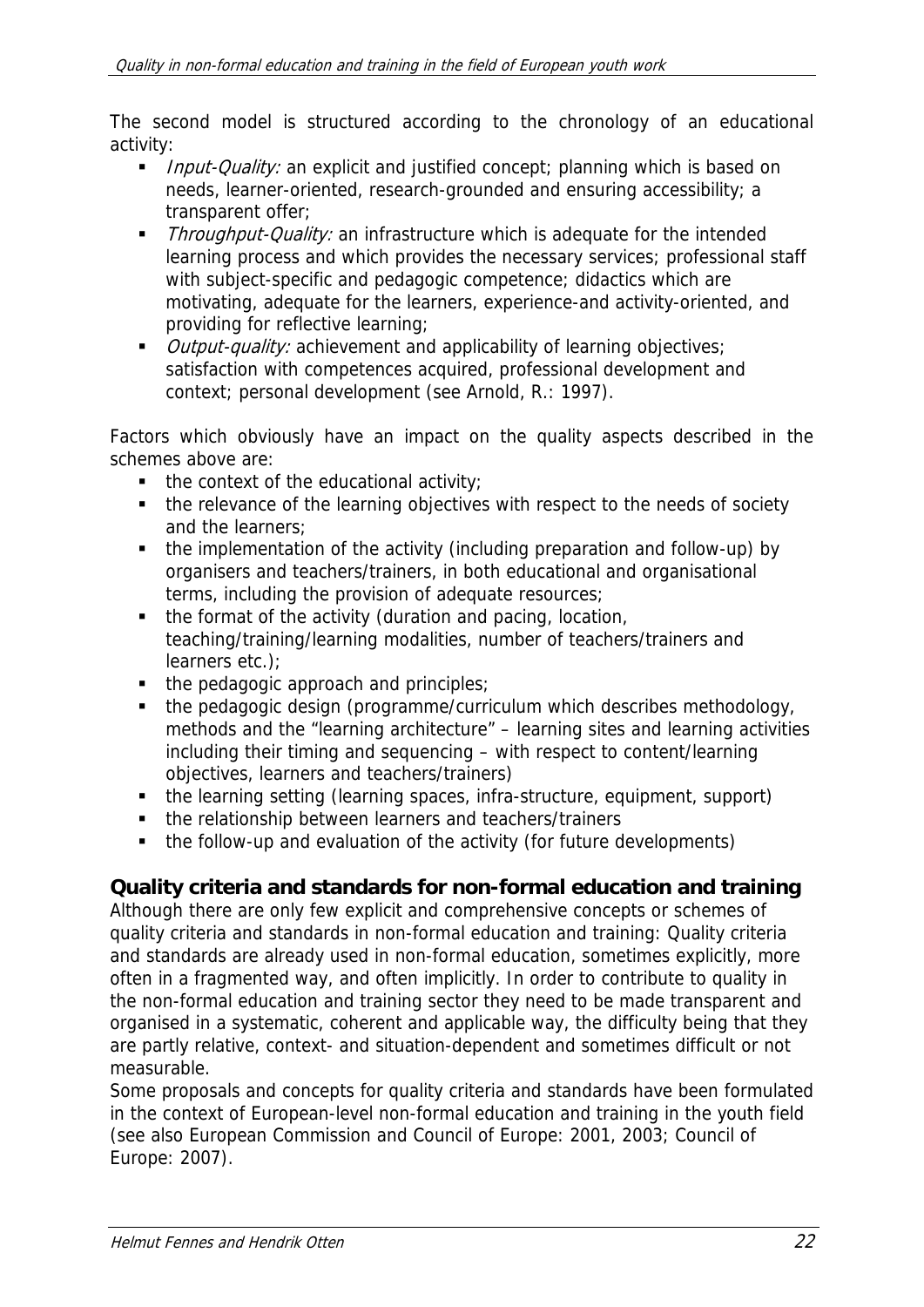The second model is structured according to the chronology of an educational activity:

- *Input-Quality:* an explicit and justified concept; planning which is based on needs, learner-oriented, research-grounded and ensuring accessibility; a transparent offer;
- *Throughput-Quality:* an infrastructure which is adequate for the intended learning process and which provides the necessary services; professional staff with subject-specific and pedagogic competence; didactics which are motivating, adequate for the learners, experience-and activity-oriented, and providing for reflective learning;
- *Output-quality:* achievement and applicability of learning objectives; satisfaction with competences acquired, professional development and context; personal development (see Arnold, R.: 1997).

Factors which obviously have an impact on the quality aspects described in the schemes above are:

- the context of the educational activity;
- the relevance of the learning objectives with respect to the needs of society and the learners;
- the implementation of the activity (including preparation and follow-up) by organisers and teachers/trainers, in both educational and organisational terms, including the provision of adequate resources;
- the format of the activity (duration and pacing, location, teaching/training/learning modalities, number of teachers/trainers and learners etc.);
- the pedagogic approach and principles;
- the pedagogic design (programme/curriculum which describes methodology, methods and the "learning architecture" – learning sites and learning activities including their timing and sequencing – with respect to content/learning objectives, learners and teachers/trainers)
- the learning setting (learning spaces, infra-structure, equipment, support)
- the relationship between learners and teachers/trainers
- the follow-up and evaluation of the activity (for future developments)

## Quality criteria and standards for non-formal education and training

Although there are only few explicit and comprehensive concepts or schemes of quality criteria and standards in non-formal education and training: Quality criteria and standards are already used in non-formal education, sometimes explicitly, more often in a fragmented way, and often implicitly. In order to contribute to quality in the non-formal education and training sector they need to be made transparent and organised in a systematic, coherent and applicable way, the difficulty being that they are partly relative, context- and situation-dependent and sometimes difficult or not measurable.

Some proposals and concepts for quality criteria and standards have been formulated in the context of European-level non-formal education and training in the youth field (see also European Commission and Council of Europe: 2001, 2003; Council of Europe: 2007).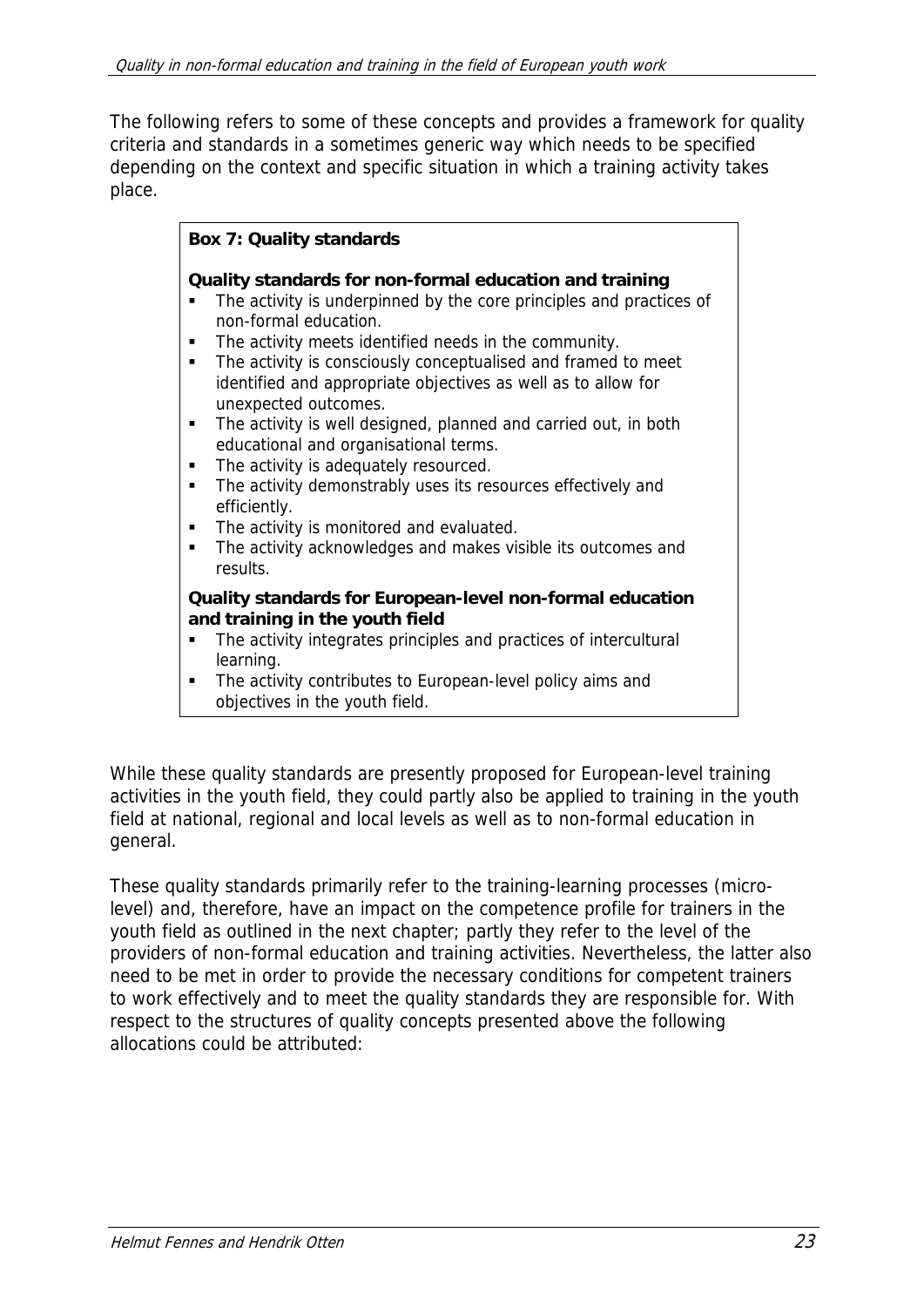The following refers to some of these concepts and provides a framework for quality criteria and standards in a sometimes generic way which needs to be specified depending on the context and specific situation in which a training activity takes place.

**Box 7: Quality standards**

**Quality standards for non-formal education and training**

- The activity is underpinned by the core principles and practices of non-formal education.
- The activity meets identified needs in the community.
- The activity is consciously conceptualised and framed to meet identified and appropriate objectives as well as to allow for unexpected outcomes.
- The activity is well designed, planned and carried out, in both educational and organisational terms.
- The activity is adequately resourced.
- The activity demonstrably uses its resources effectively and efficiently.
- The activity is monitored and evaluated.
- The activity acknowledges and makes visible its outcomes and results.

**Quality standards for European-level non-formal education and training in the youth field**

- The activity integrates principles and practices of intercultural learning.
- The activity contributes to European-level policy aims and objectives in the youth field.

While these quality standards are presently proposed for European-level training activities in the youth field, they could partly also be applied to training in the youth field at national, regional and local levels as well as to non-formal education in general.

These quality standards primarily refer to the training-learning processes (micro-level) and, therefore, have an impact on the competence profile for trainers in the youth field as outlined in the next chapter; partly they refer to the level of the providers of non-formal education and training activities. Nevertheless, the latter also need to be met in order to provide the necessary conditions for competent trainers to work effectively and to meet the quality standards they are responsible for. With respect to the structures of quality concepts presented above the following allocations could be attributed: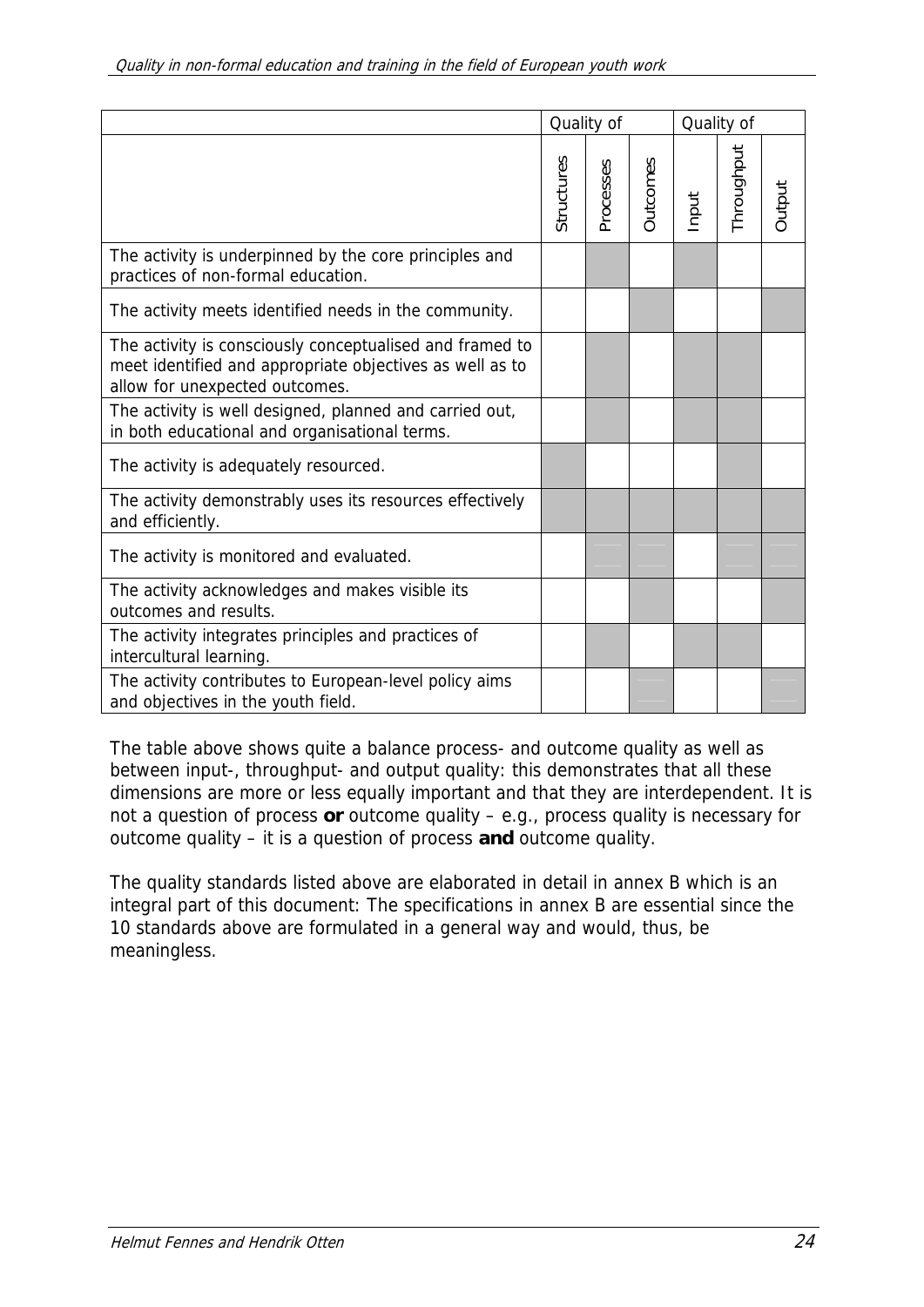| | Quality of | | | Quality of | | |
|---|---|---|---|---|---|---|
| | Structures | Processes | Outcomes | Input | Throughput | Output |
| The activity is underpinned by the core principles and practices of non-formal education. | | X | | X | | |
| The activity meets identified needs in the community. | | | X | | | X |
| The activity is consciously conceptualised and framed to meet identified and appropriate objectives as well as to allow for unexpected outcomes. | | X | | X | X | |
| The activity is well designed, planned and carried out, in both educational and organisational terms. | | X | | X | X | |
| The activity is adequately resourced. | X | | | | X | |
| The activity demonstrably uses its resources effectively and efficiently. | X | X | X | X | X | X |
| The activity is monitored and evaluated. | | X | X | | X | X |
| The activity acknowledges and makes visible its outcomes and results. | | | X | | | X |
| The activity integrates principles and practices of intercultural learning. | | X | | X | X | |
| The activity contributes to European-level policy aims and objectives in the youth field. | | | X | | | X |

The table above shows quite a balance process- and outcome quality as well as between input-, throughput- and output quality: this demonstrates that all these dimensions are more or less equally important and that they are interdependent. It is not a question of process **or** outcome quality – e.g., process quality is necessary for outcome quality – it is a question of process **and** outcome quality.

The quality standards listed above are elaborated in detail in annex B which is an integral part of this document: The specifications in annex B are essential since the 10 standards above are formulated in a general way and would, thus, be meaningless.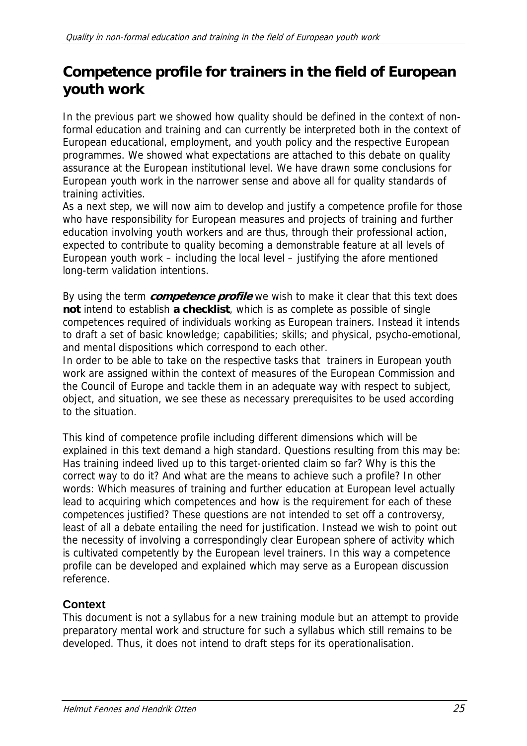## Competence profile for trainers in the field of European youth work

In the previous part we showed how quality should be defined in the context of non-formal education and training and can currently be interpreted both in the context of European educational, employment, and youth policy and the respective European programmes. We showed what expectations are attached to this debate on quality assurance at the European institutional level. We have drawn some conclusions for European youth work in the narrower sense and above all for quality standards of training activities.
As a next step, we will now aim to develop and justify a competence profile for those who have responsibility for European measures and projects of training and further education involving youth workers and are thus, through their professional action, expected to contribute to quality becoming a demonstrable feature at all levels of European youth work – including the local level – justifying the afore mentioned long-term validation intentions.

By using the term ***competence profile*** we wish to make it clear that this text does **not** intend to establish **a checklist**, which is as complete as possible of single competences required of individuals working as European trainers. Instead it intends to draft a set of basic knowledge; capabilities; skills; and physical, psycho-emotional, and mental dispositions which correspond to each other.
In order to be able to take on the respective tasks that trainers in European youth work are assigned within the context of measures of the European Commission and the Council of Europe and tackle them in an adequate way with respect to subject, object, and situation, we see these as necessary prerequisites to be used according to the situation.

This kind of competence profile including different dimensions which will be explained in this text demand a high standard. Questions resulting from this may be: Has training indeed lived up to this target-oriented claim so far? Why is this the correct way to do it? And what are the means to achieve such a profile? In other words: Which measures of training and further education at European level actually lead to acquiring which competences and how is the requirement for each of these competences justified? These questions are not intended to set off a controversy, least of all a debate entailing the need for justification. Instead we wish to point out the necessity of involving a correspondingly clear European sphere of activity which is cultivated competently by the European level trainers. In this way a competence profile can be developed and explained which may serve as a European discussion reference.

### Context

This document is not a syllabus for a new training module but an attempt to provide preparatory mental work and structure for such a syllabus which still remains to be developed. Thus, it does not intend to draft steps for its operationalisation.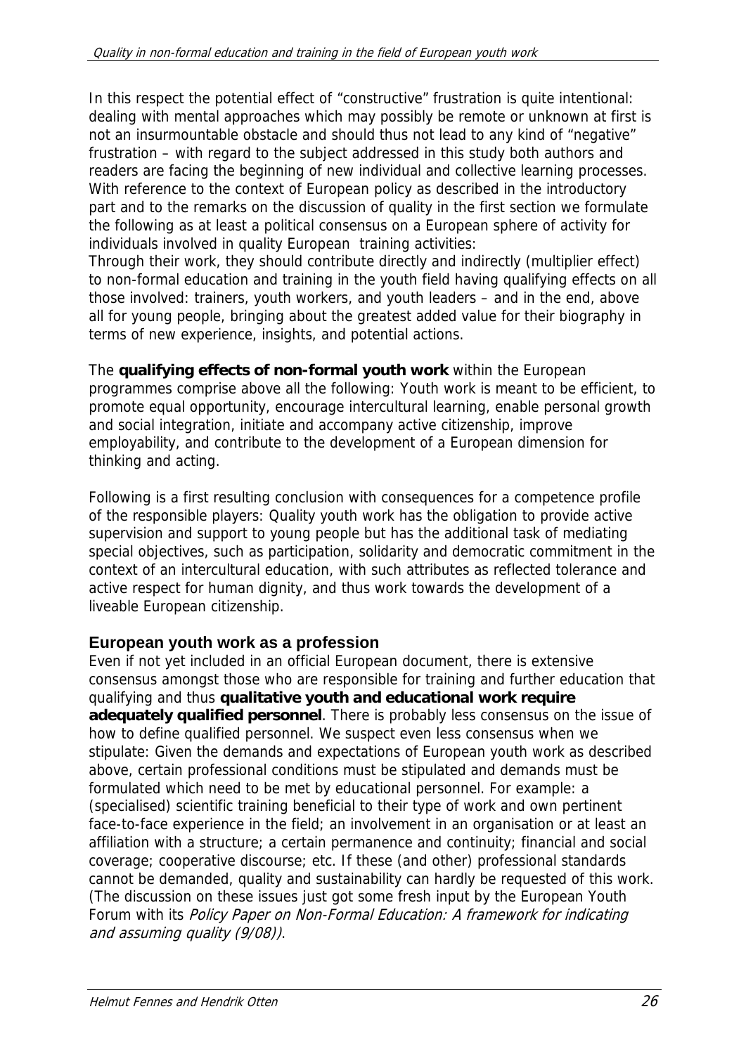In this respect the potential effect of "constructive" frustration is quite intentional: dealing with mental approaches which may possibly be remote or unknown at first is not an insurmountable obstacle and should thus not lead to any kind of "negative" frustration – with regard to the subject addressed in this study both authors and readers are facing the beginning of new individual and collective learning processes. With reference to the context of European policy as described in the introductory part and to the remarks on the discussion of quality in the first section we formulate the following as at least a political consensus on a European sphere of activity for individuals involved in quality European training activities:
Through their work, they should contribute directly and indirectly (multiplier effect) to non-formal education and training in the youth field having qualifying effects on all those involved: trainers, youth workers, and youth leaders – and in the end, above all for young people, bringing about the greatest added value for their biography in terms of new experience, insights, and potential actions.

The **qualifying effects of non-formal youth work** within the European programmes comprise above all the following: Youth work is meant to be efficient, to promote equal opportunity, encourage intercultural learning, enable personal growth and social integration, initiate and accompany active citizenship, improve employability, and contribute to the development of a European dimension for thinking and acting.

Following is a first resulting conclusion with consequences for a competence profile of the responsible players: Quality youth work has the obligation to provide active supervision and support to young people but has the additional task of mediating special objectives, such as participation, solidarity and democratic commitment in the context of an intercultural education, with such attributes as reflected tolerance and active respect for human dignity, and thus work towards the development of a liveable European citizenship.

## European youth work as a profession

Even if not yet included in an official European document, there is extensive consensus amongst those who are responsible for training and further education that qualifying and thus **qualitative youth and educational work require adequately qualified personnel**. There is probably less consensus on the issue of how to define qualified personnel. We suspect even less consensus when we stipulate: Given the demands and expectations of European youth work as described above, certain professional conditions must be stipulated and demands must be formulated which need to be met by educational personnel. For example: a (specialised) scientific training beneficial to their type of work and own pertinent face-to-face experience in the field; an involvement in an organisation or at least an affiliation with a structure; a certain permanence and continuity; financial and social coverage; cooperative discourse; etc. If these (and other) professional standards cannot be demanded, quality and sustainability can hardly be requested of this work. (The discussion on these issues just got some fresh input by the European Youth Forum with its *Policy Paper on Non-Formal Education: A framework for indicating and assuming quality (9/08))*.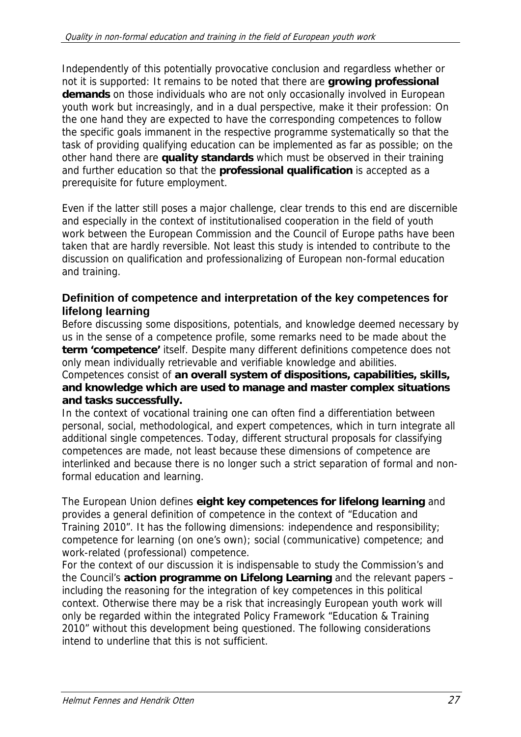Independently of this potentially provocative conclusion and regardless whether or not it is supported: It remains to be noted that there are **growing professional demands** on those individuals who are not only occasionally involved in European youth work but increasingly, and in a dual perspective, make it their profession: On the one hand they are expected to have the corresponding competences to follow the specific goals immanent in the respective programme systematically so that the task of providing qualifying education can be implemented as far as possible; on the other hand there are **quality standards** which must be observed in their training and further education so that the **professional qualification** is accepted as a prerequisite for future employment.

Even if the latter still poses a major challenge, clear trends to this end are discernible and especially in the context of institutionalised cooperation in the field of youth work between the European Commission and the Council of Europe paths have been taken that are hardly reversible. Not least this study is intended to contribute to the discussion on qualification and professionalizing of European non-formal education and training.

### Definition of competence and interpretation of the key competences for lifelong learning

Before discussing some dispositions, potentials, and knowledge deemed necessary by us in the sense of a competence profile, some remarks need to be made about the **term 'competence'** itself. Despite many different definitions competence does not only mean individually retrievable and verifiable knowledge and abilities. Competences consist of **an overall system of dispositions, capabilities, skills, and knowledge which are used to manage and master complex situations and tasks successfully.**

In the context of vocational training one can often find a differentiation between personal, social, methodological, and expert competences, which in turn integrate all additional single competences. Today, different structural proposals for classifying competences are made, not least because these dimensions of competence are interlinked and because there is no longer such a strict separation of formal and non-formal education and learning.

The European Union defines **eight key competences for lifelong learning** and provides a general definition of competence in the context of "Education and Training 2010". It has the following dimensions: independence and responsibility; competence for learning (on one's own); social (communicative) competence; and work-related (professional) competence.

For the context of our discussion it is indispensable to study the Commission's and the Council's **action programme on Lifelong Learning** and the relevant papers – including the reasoning for the integration of key competences in this political context. Otherwise there may be a risk that increasingly European youth work will only be regarded within the integrated Policy Framework "Education & Training 2010" without this development being questioned. The following considerations intend to underline that this is not sufficient.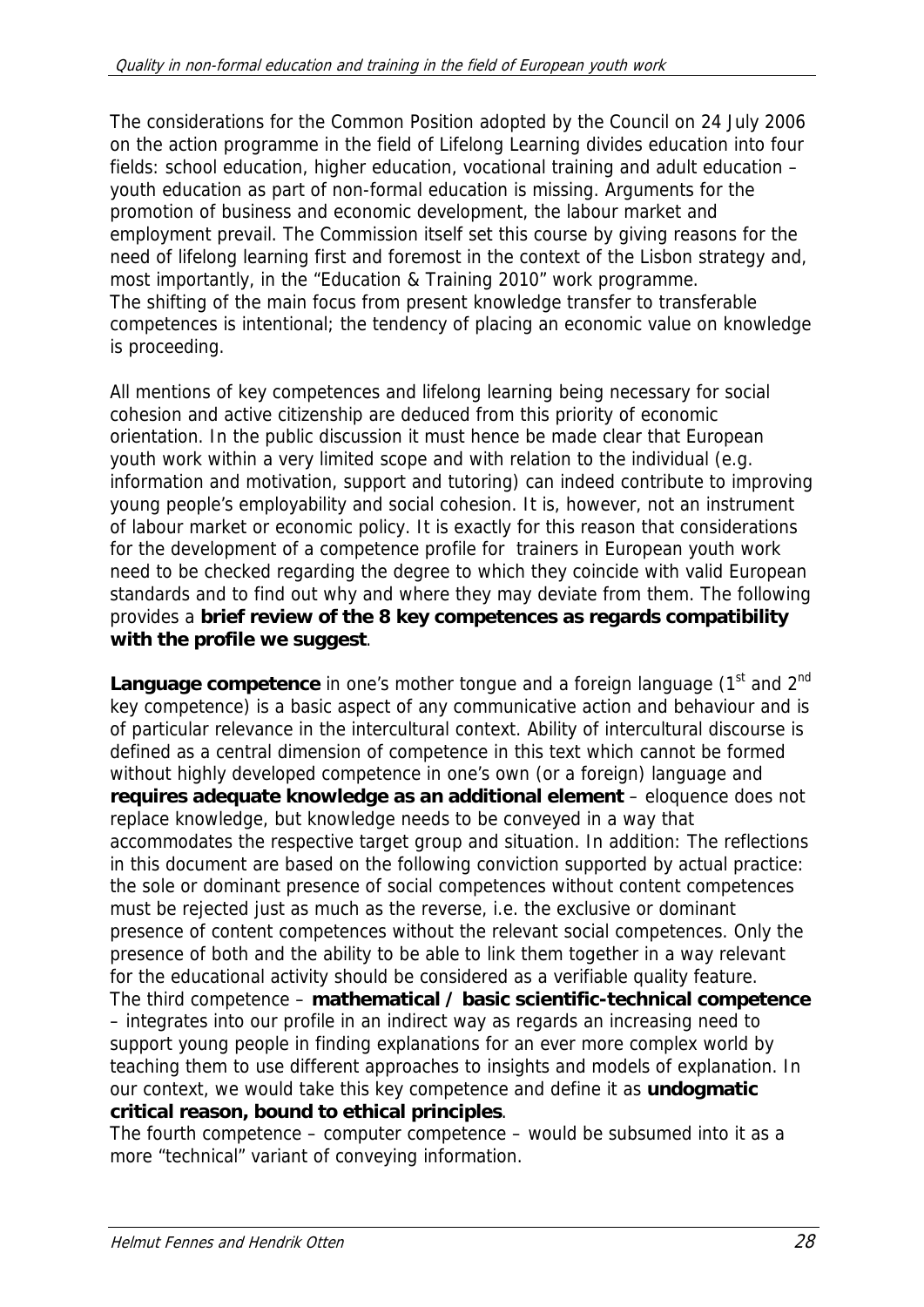The considerations for the Common Position adopted by the Council on 24 July 2006 on the action programme in the field of Lifelong Learning divides education into four fields: school education, higher education, vocational training and adult education – youth education as part of non-formal education is missing. Arguments for the promotion of business and economic development, the labour market and employment prevail. The Commission itself set this course by giving reasons for the need of lifelong learning first and foremost in the context of the Lisbon strategy and, most importantly, in the "Education & Training 2010" work programme.
The shifting of the main focus from present knowledge transfer to transferable competences is intentional; the tendency of placing an economic value on knowledge is proceeding.

All mentions of key competences and lifelong learning being necessary for social cohesion and active citizenship are deduced from this priority of economic orientation. In the public discussion it must hence be made clear that European youth work within a very limited scope and with relation to the individual (e.g. information and motivation, support and tutoring) can indeed contribute to improving young people's employability and social cohesion. It is, however, not an instrument of labour market or economic policy. It is exactly for this reason that considerations for the development of a competence profile for trainers in European youth work need to be checked regarding the degree to which they coincide with valid European standards and to find out why and where they may deviate from them. The following provides a **brief review of the 8 key competences as regards compatibility with the profile we suggest**.

**Language competence** in one's mother tongue and a foreign language (1st and 2nd key competence) is a basic aspect of any communicative action and behaviour and is of particular relevance in the intercultural context. Ability of intercultural discourse is defined as a central dimension of competence in this text which cannot be formed without highly developed competence in one's own (or a foreign) language and **requires adequate knowledge as an additional element** – eloquence does not replace knowledge, but knowledge needs to be conveyed in a way that accommodates the respective target group and situation. In addition: The reflections in this document are based on the following conviction supported by actual practice: the sole or dominant presence of social competences without content competences must be rejected just as much as the reverse, i.e. the exclusive or dominant presence of content competences without the relevant social competences. Only the presence of both and the ability to be able to link them together in a way relevant for the educational activity should be considered as a verifiable quality feature.
The third competence – **mathematical / basic scientific-technical competence** – integrates into our profile in an indirect way as regards an increasing need to support young people in finding explanations for an ever more complex world by teaching them to use different approaches to insights and models of explanation. In our context, we would take this key competence and define it as **undogmatic critical reason, bound to ethical principles**.
The fourth competence – computer competence – would be subsumed into it as a more "technical" variant of conveying information.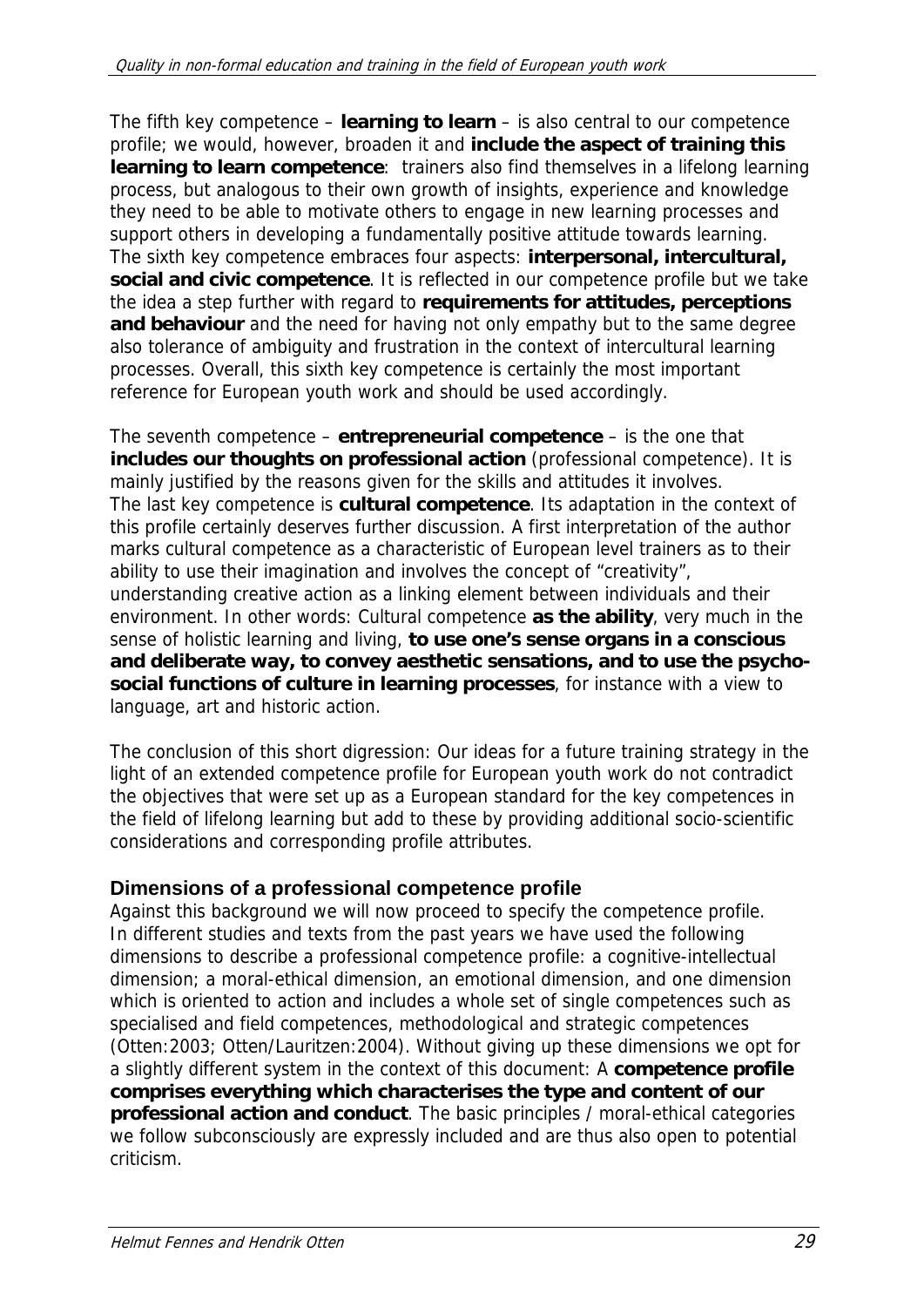The fifth key competence – **learning to learn** – is also central to our competence profile; we would, however, broaden it and **include the aspect of training this learning to learn competence**: trainers also find themselves in a lifelong learning process, but analogous to their own growth of insights, experience and knowledge they need to be able to motivate others to engage in new learning processes and support others in developing a fundamentally positive attitude towards learning. The sixth key competence embraces four aspects: **interpersonal, intercultural, social and civic competence**. It is reflected in our competence profile but we take the idea a step further with regard to **requirements for attitudes, perceptions and behaviour** and the need for having not only empathy but to the same degree also tolerance of ambiguity and frustration in the context of intercultural learning processes. Overall, this sixth key competence is certainly the most important reference for European youth work and should be used accordingly.

The seventh competence – **entrepreneurial competence** – is the one that **includes our thoughts on professional action** (professional competence). It is mainly justified by the reasons given for the skills and attitudes it involves. The last key competence is **cultural competence**. Its adaptation in the context of this profile certainly deserves further discussion. A first interpretation of the author marks cultural competence as a characteristic of European level trainers as to their ability to use their imagination and involves the concept of "creativity", understanding creative action as a linking element between individuals and their environment. In other words: Cultural competence **as the ability**, very much in the sense of holistic learning and living, **to use one's sense organs in a conscious and deliberate way, to convey aesthetic sensations, and to use the psycho-social functions of culture in learning processes**, for instance with a view to language, art and historic action.

The conclusion of this short digression: Our ideas for a future training strategy in the light of an extended competence profile for European youth work do not contradict the objectives that were set up as a European standard for the key competences in the field of lifelong learning but add to these by providing additional socio-scientific considerations and corresponding profile attributes.

### Dimensions of a professional competence profile

Against this background we will now proceed to specify the competence profile. In different studies and texts from the past years we have used the following dimensions to describe a professional competence profile: a cognitive-intellectual dimension; a moral-ethical dimension, an emotional dimension, and one dimension which is oriented to action and includes a whole set of single competences such as specialised and field competences, methodological and strategic competences (Otten:2003; Otten/Lauritzen:2004). Without giving up these dimensions we opt for a slightly different system in the context of this document: A **competence profile comprises everything which characterises the type and content of our professional action and conduct**. The basic principles / moral-ethical categories we follow subconsciously are expressly included and are thus also open to potential criticism.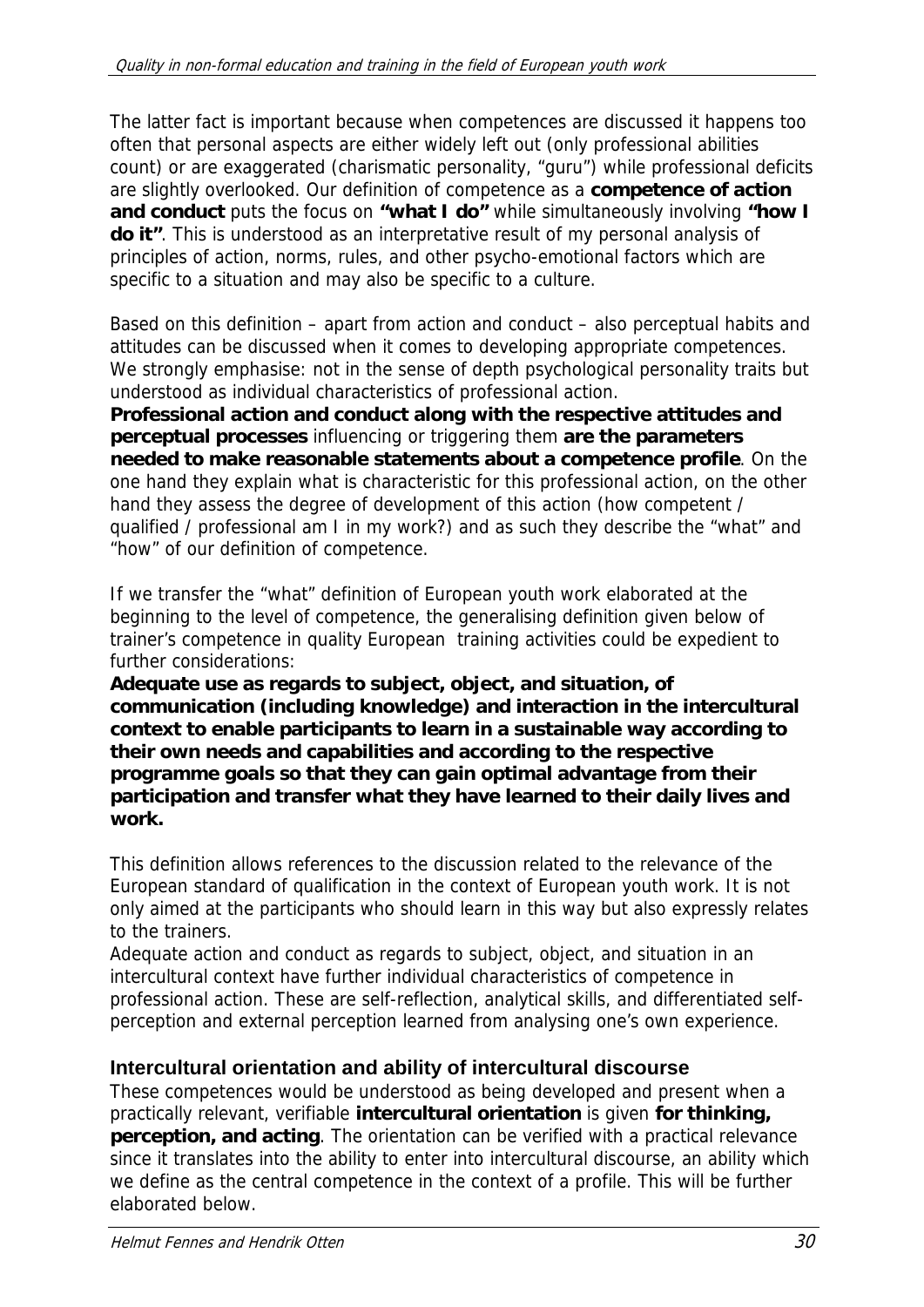The latter fact is important because when competences are discussed it happens too often that personal aspects are either widely left out (only professional abilities count) or are exaggerated (charismatic personality, "guru") while professional deficits are slightly overlooked. Our definition of competence as a **competence of action and conduct** puts the focus on **"what I do"** while simultaneously involving **"how I do it"**. This is understood as an interpretative result of my personal analysis of principles of action, norms, rules, and other psycho-emotional factors which are specific to a situation and may also be specific to a culture.

Based on this definition – apart from action and conduct – also perceptual habits and attitudes can be discussed when it comes to developing appropriate competences. We strongly emphasise: not in the sense of depth psychological personality traits but understood as individual characteristics of professional action.
**Professional action and conduct along with the respective attitudes and perceptual processes** influencing or triggering them **are the parameters needed to make reasonable statements about a competence profile**. On the one hand they explain what is characteristic for this professional action, on the other hand they assess the degree of development of this action (how competent / qualified / professional am I in my work?) and as such they describe the "what" and "how" of our definition of competence.

If we transfer the "what" definition of European youth work elaborated at the beginning to the level of competence, the generalising definition given below of trainer's competence in quality European training activities could be expedient to further considerations:
**Adequate use as regards to subject, object, and situation, of communication (including knowledge) and interaction in the intercultural context to enable participants to learn in a sustainable way according to their own needs and capabilities and according to the respective programme goals so that they can gain optimal advantage from their participation and transfer what they have learned to their daily lives and work.**

This definition allows references to the discussion related to the relevance of the European standard of qualification in the context of European youth work. It is not only aimed at the participants who should learn in this way but also expressly relates to the trainers.
Adequate action and conduct as regards to subject, object, and situation in an intercultural context have further individual characteristics of competence in professional action. These are self-reflection, analytical skills, and differentiated self-perception and external perception learned from analysing one's own experience.

### Intercultural orientation and ability of intercultural discourse

These competences would be understood as being developed and present when a practically relevant, verifiable **intercultural orientation** is given **for thinking, perception, and acting**. The orientation can be verified with a practical relevance since it translates into the ability to enter into intercultural discourse, an ability which we define as the central competence in the context of a profile. This will be further elaborated below.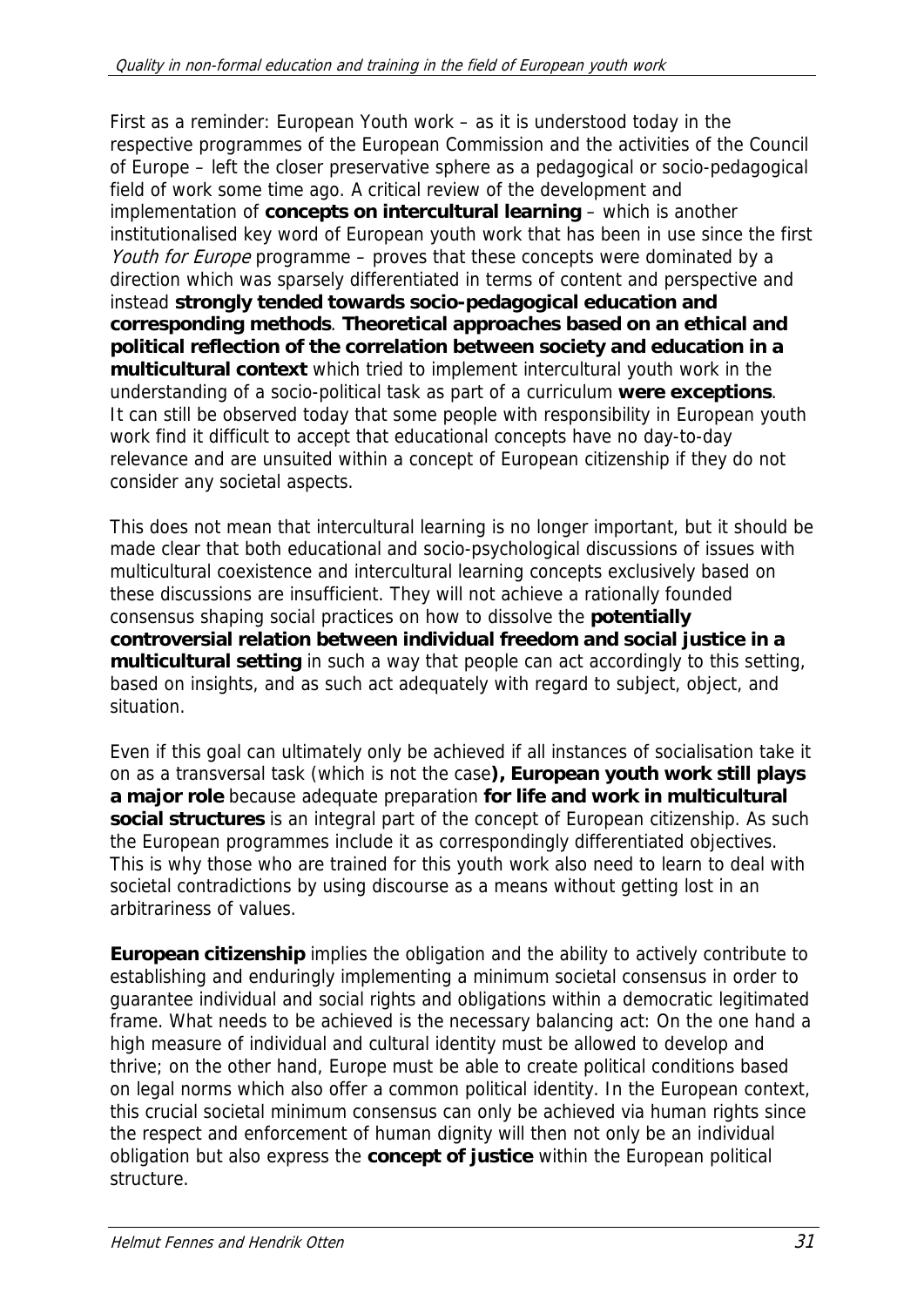First as a reminder: European Youth work – as it is understood today in the respective programmes of the European Commission and the activities of the Council of Europe – left the closer preservative sphere as a pedagogical or socio-pedagogical field of work some time ago. A critical review of the development and implementation of **concepts on intercultural learning** – which is another institutionalised key word of European youth work that has been in use since the first *Youth for Europe* programme – proves that these concepts were dominated by a direction which was sparsely differentiated in terms of content and perspective and instead **strongly tended towards socio-pedagogical education and corresponding methods**. **Theoretical approaches based on an ethical and political reflection of the correlation between society and education in a multicultural context** which tried to implement intercultural youth work in the understanding of a socio-political task as part of a curriculum **were exceptions**. It can still be observed today that some people with responsibility in European youth work find it difficult to accept that educational concepts have no day-to-day relevance and are unsuited within a concept of European citizenship if they do not consider any societal aspects.

This does not mean that intercultural learning is no longer important, but it should be made clear that both educational and socio-psychological discussions of issues with multicultural coexistence and intercultural learning concepts exclusively based on these discussions are insufficient. They will not achieve a rationally founded consensus shaping social practices on how to dissolve the **potentially controversial relation between individual freedom and social justice in a multicultural setting** in such a way that people can act accordingly to this setting, based on insights, and as such act adequately with regard to subject, object, and situation.

Even if this goal can ultimately only be achieved if all instances of socialisation take it on as a transversal task (which is not the case**), European youth work still plays a major role** because adequate preparation **for life and work in multicultural social structures** is an integral part of the concept of European citizenship. As such the European programmes include it as correspondingly differentiated objectives. This is why those who are trained for this youth work also need to learn to deal with societal contradictions by using discourse as a means without getting lost in an arbitrariness of values.

**European citizenship** implies the obligation and the ability to actively contribute to establishing and enduringly implementing a minimum societal consensus in order to guarantee individual and social rights and obligations within a democratic legitimated frame. What needs to be achieved is the necessary balancing act: On the one hand a high measure of individual and cultural identity must be allowed to develop and thrive; on the other hand, Europe must be able to create political conditions based on legal norms which also offer a common political identity. In the European context, this crucial societal minimum consensus can only be achieved via human rights since the respect and enforcement of human dignity will then not only be an individual obligation but also express the **concept of justice** within the European political structure.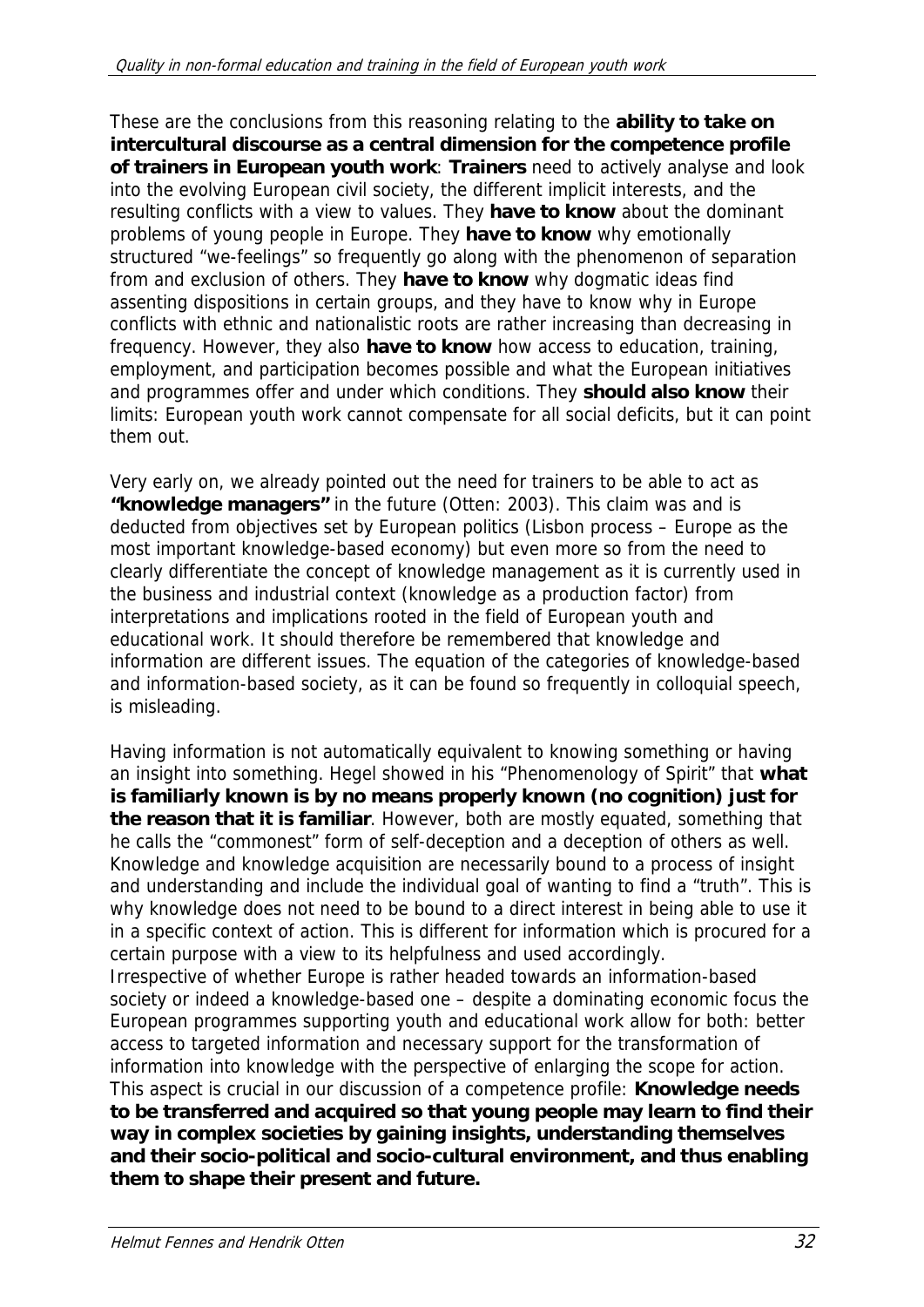These are the conclusions from this reasoning relating to the **ability to take on intercultural discourse as a central dimension for the competence profile of trainers in European youth work**: **Trainers** need to actively analyse and look into the evolving European civil society, the different implicit interests, and the resulting conflicts with a view to values. They **have to know** about the dominant problems of young people in Europe. They **have to know** why emotionally structured "we-feelings" so frequently go along with the phenomenon of separation from and exclusion of others. They **have to know** why dogmatic ideas find assenting dispositions in certain groups, and they have to know why in Europe conflicts with ethnic and nationalistic roots are rather increasing than decreasing in frequency. However, they also **have to know** how access to education, training, employment, and participation becomes possible and what the European initiatives and programmes offer and under which conditions. They **should also know** their limits: European youth work cannot compensate for all social deficits, but it can point them out.

Very early on, we already pointed out the need for trainers to be able to act as **"knowledge managers"** in the future (Otten: 2003). This claim was and is deducted from objectives set by European politics (Lisbon process – Europe as the most important knowledge-based economy) but even more so from the need to clearly differentiate the concept of knowledge management as it is currently used in the business and industrial context (knowledge as a production factor) from interpretations and implications rooted in the field of European youth and educational work. It should therefore be remembered that knowledge and information are different issues. The equation of the categories of knowledge-based and information-based society, as it can be found so frequently in colloquial speech, is misleading.

Having information is not automatically equivalent to knowing something or having an insight into something. Hegel showed in his "Phenomenology of Spirit" that **what is familiarly known is by no means properly known (no cognition) just for the reason that it is familiar**. However, both are mostly equated, something that he calls the "commonest" form of self-deception and a deception of others as well. Knowledge and knowledge acquisition are necessarily bound to a process of insight and understanding and include the individual goal of wanting to find a "truth". This is why knowledge does not need to be bound to a direct interest in being able to use it in a specific context of action. This is different for information which is procured for a certain purpose with a view to its helpfulness and used accordingly.
Irrespective of whether Europe is rather headed towards an information-based society or indeed a knowledge-based one – despite a dominating economic focus the European programmes supporting youth and educational work allow for both: better access to targeted information and necessary support for the transformation of information into knowledge with the perspective of enlarging the scope for action. This aspect is crucial in our discussion of a competence profile: **Knowledge needs to be transferred and acquired so that young people may learn to find their way in complex societies by gaining insights, understanding themselves and their socio-political and socio-cultural environment, and thus enabling them to shape their present and future.**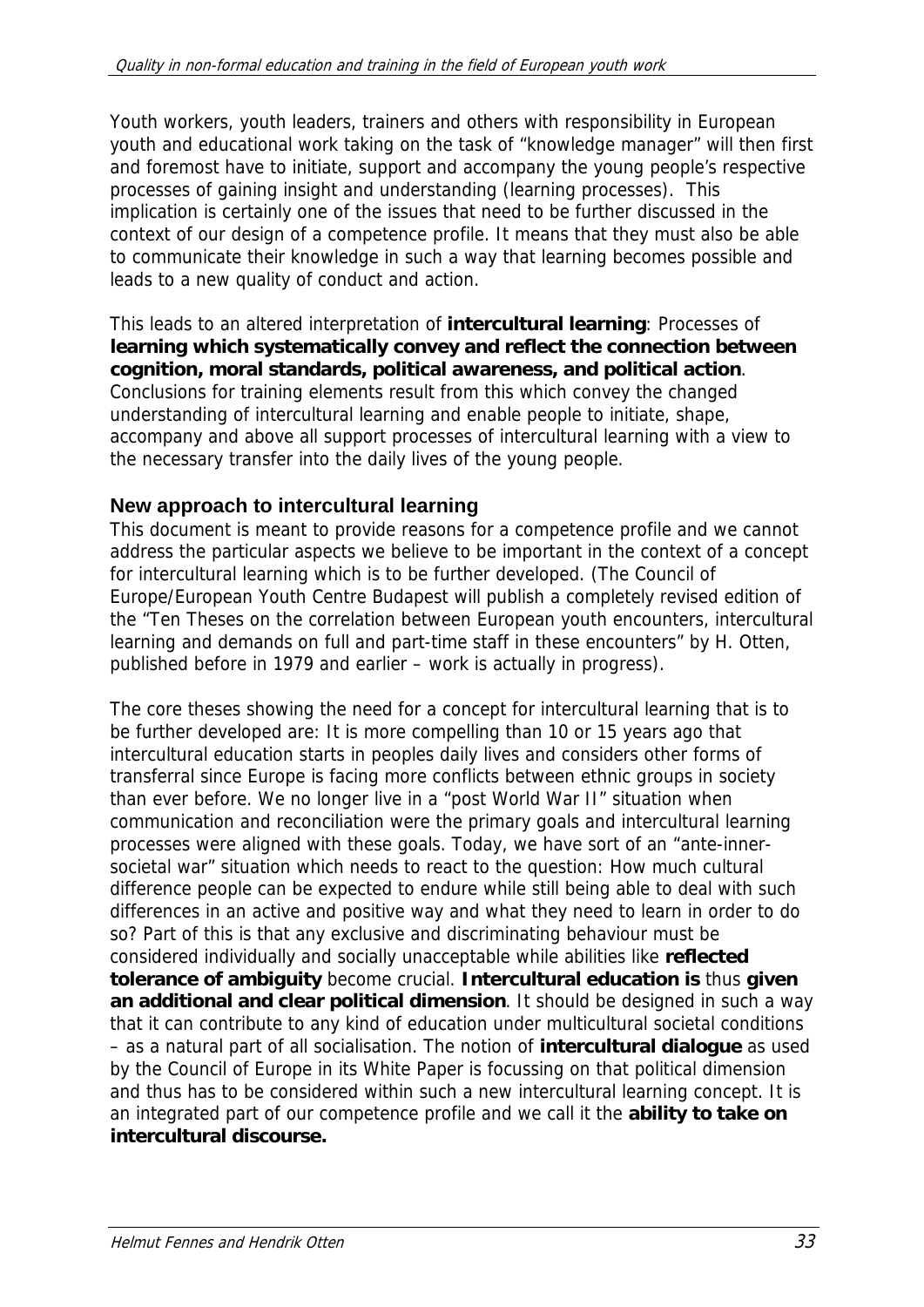Youth workers, youth leaders, trainers and others with responsibility in European youth and educational work taking on the task of "knowledge manager" will then first and foremost have to initiate, support and accompany the young people's respective processes of gaining insight and understanding (learning processes). This implication is certainly one of the issues that need to be further discussed in the context of our design of a competence profile. It means that they must also be able to communicate their knowledge in such a way that learning becomes possible and leads to a new quality of conduct and action.

This leads to an altered interpretation of **intercultural learning**: Processes of **learning which systematically convey and reflect the connection between cognition, moral standards, political awareness, and political action**. Conclusions for training elements result from this which convey the changed understanding of intercultural learning and enable people to initiate, shape, accompany and above all support processes of intercultural learning with a view to the necessary transfer into the daily lives of the young people.

### New approach to intercultural learning

This document is meant to provide reasons for a competence profile and we cannot address the particular aspects we believe to be important in the context of a concept for intercultural learning which is to be further developed. (The Council of Europe/European Youth Centre Budapest will publish a completely revised edition of the "Ten Theses on the correlation between European youth encounters, intercultural learning and demands on full and part-time staff in these encounters" by H. Otten, published before in 1979 and earlier – work is actually in progress).

The core theses showing the need for a concept for intercultural learning that is to be further developed are: It is more compelling than 10 or 15 years ago that intercultural education starts in peoples daily lives and considers other forms of transferral since Europe is facing more conflicts between ethnic groups in society than ever before. We no longer live in a "post World War II" situation when communication and reconciliation were the primary goals and intercultural learning processes were aligned with these goals. Today, we have sort of an "ante-inner-societal war" situation which needs to react to the question: How much cultural difference people can be expected to endure while still being able to deal with such differences in an active and positive way and what they need to learn in order to do so? Part of this is that any exclusive and discriminating behaviour must be considered individually and socially unacceptable while abilities like **reflected tolerance of ambiguity** become crucial. **Intercultural education is** thus **given an additional and clear political dimension**. It should be designed in such a way that it can contribute to any kind of education under multicultural societal conditions – as a natural part of all socialisation. The notion of **intercultural dialogue** as used by the Council of Europe in its White Paper is focussing on that political dimension and thus has to be considered within such a new intercultural learning concept. It is an integrated part of our competence profile and we call it the **ability to take on intercultural discourse.**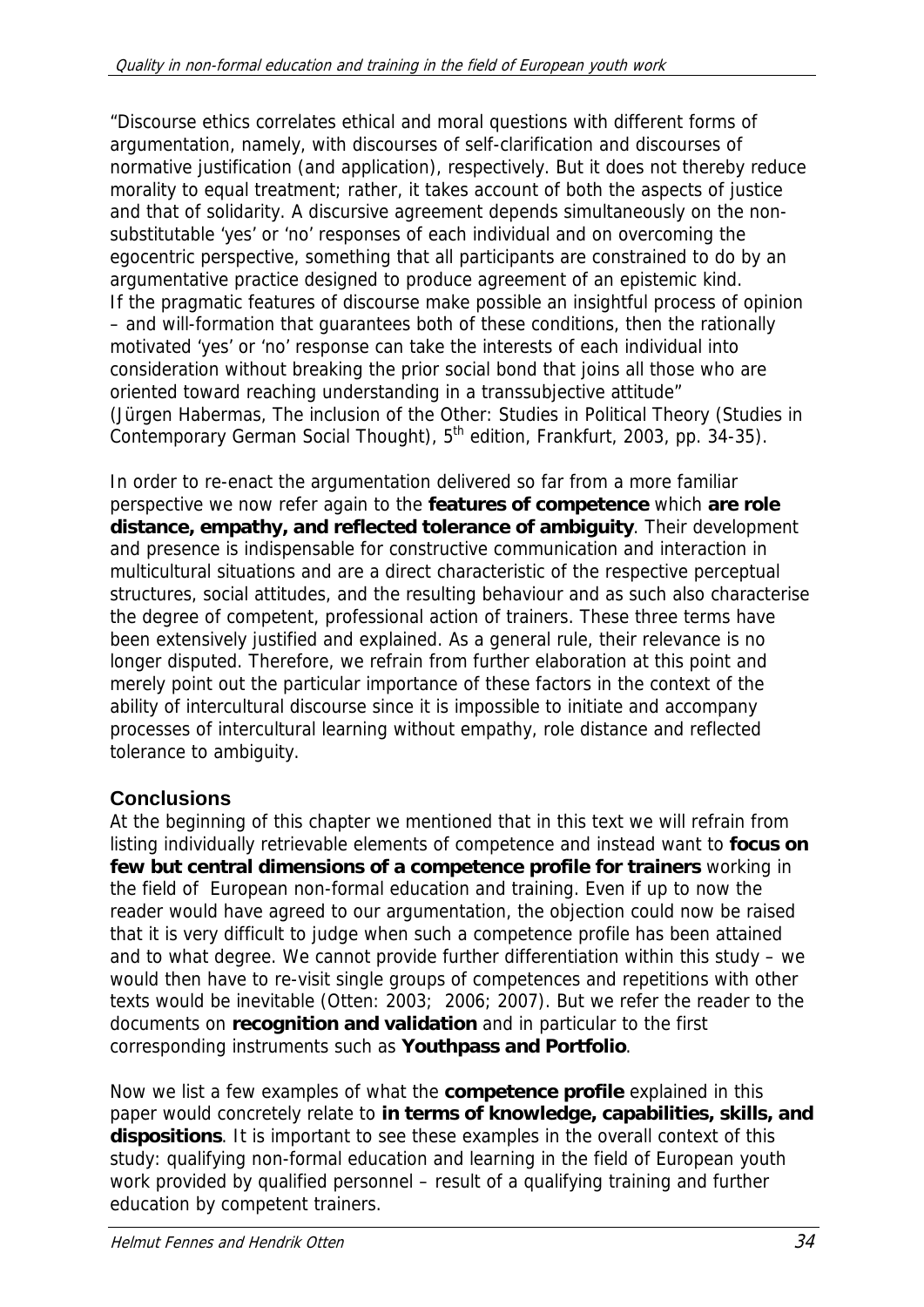"Discourse ethics correlates ethical and moral questions with different forms of argumentation, namely, with discourses of self-clarification and discourses of normative justification (and application), respectively. But it does not thereby reduce morality to equal treatment; rather, it takes account of both the aspects of justice and that of solidarity. A discursive agreement depends simultaneously on the non-substitutable 'yes' or 'no' responses of each individual and on overcoming the egocentric perspective, something that all participants are constrained to do by an argumentative practice designed to produce agreement of an epistemic kind.
If the pragmatic features of discourse make possible an insightful process of opinion – and will-formation that guarantees both of these conditions, then the rationally motivated 'yes' or 'no' response can take the interests of each individual into consideration without breaking the prior social bond that joins all those who are oriented toward reaching understanding in a transsubjective attitude"
(Jürgen Habermas, The inclusion of the Other: Studies in Political Theory (Studies in Contemporary German Social Thought), 5th edition, Frankfurt, 2003, pp. 34-35).

In order to re-enact the argumentation delivered so far from a more familiar perspective we now refer again to the **features of competence** which **are role distance, empathy, and reflected tolerance of ambiguity**. Their development and presence is indispensable for constructive communication and interaction in multicultural situations and are a direct characteristic of the respective perceptual structures, social attitudes, and the resulting behaviour and as such also characterise the degree of competent, professional action of trainers. These three terms have been extensively justified and explained. As a general rule, their relevance is no longer disputed. Therefore, we refrain from further elaboration at this point and merely point out the particular importance of these factors in the context of the ability of intercultural discourse since it is impossible to initiate and accompany processes of intercultural learning without empathy, role distance and reflected tolerance to ambiguity.

## Conclusions

At the beginning of this chapter we mentioned that in this text we will refrain from listing individually retrievable elements of competence and instead want to **focus on few but central dimensions of a competence profile for trainers** working in the field of European non-formal education and training. Even if up to now the reader would have agreed to our argumentation, the objection could now be raised that it is very difficult to judge when such a competence profile has been attained and to what degree. We cannot provide further differentiation within this study – we would then have to re-visit single groups of competences and repetitions with other texts would be inevitable (Otten: 2003; 2006; 2007). But we refer the reader to the documents on **recognition and validation** and in particular to the first corresponding instruments such as **Youthpass and Portfolio**.

Now we list a few examples of what the **competence profile** explained in this paper would concretely relate to **in terms of knowledge, capabilities, skills, and dispositions**. It is important to see these examples in the overall context of this study: qualifying non-formal education and learning in the field of European youth work provided by qualified personnel – result of a qualifying training and further education by competent trainers.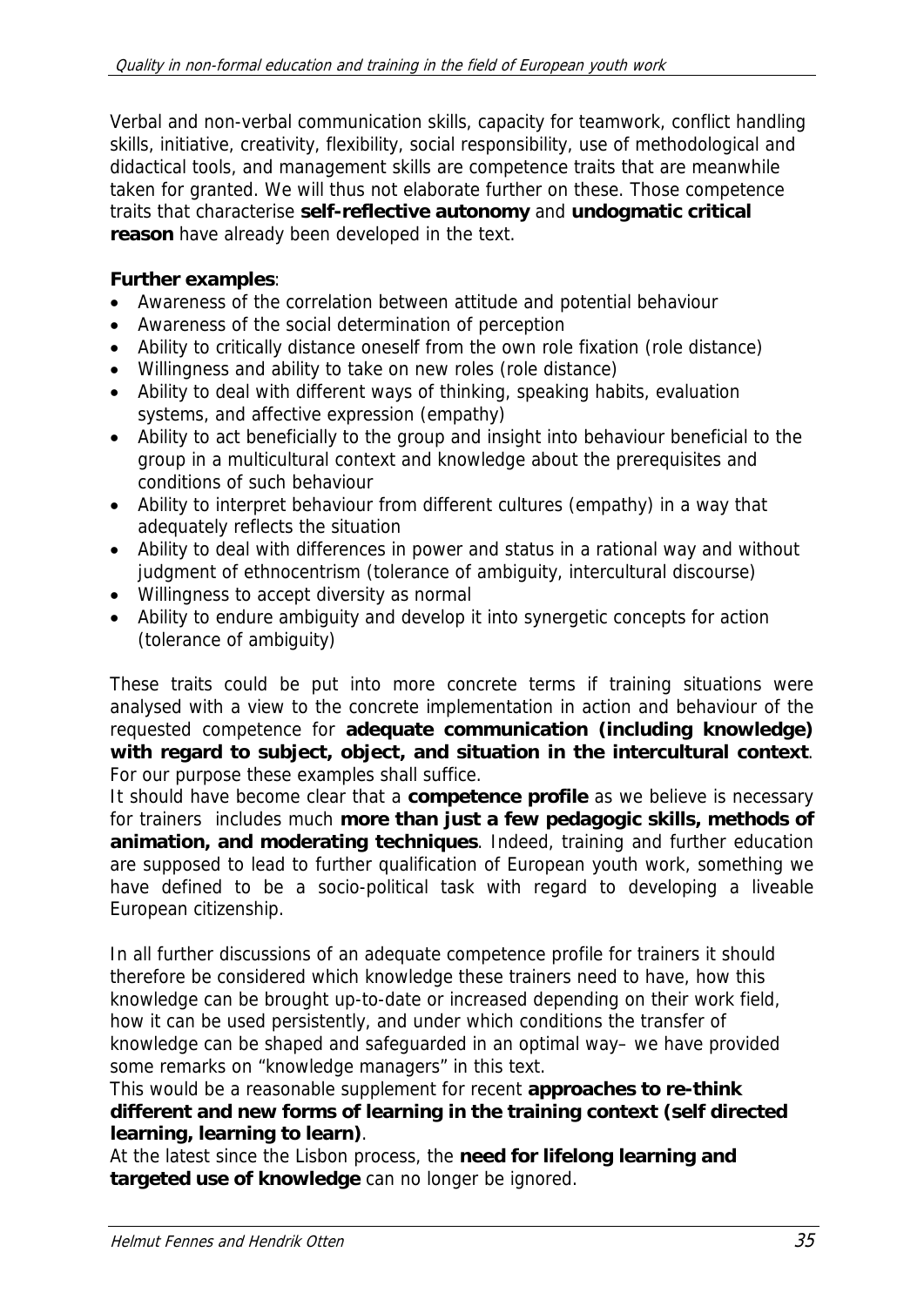Verbal and non-verbal communication skills, capacity for teamwork, conflict handling skills, initiative, creativity, flexibility, social responsibility, use of methodological and didactical tools, and management skills are competence traits that are meanwhile taken for granted. We will thus not elaborate further on these. Those competence traits that characterise **self-reflective autonomy** and **undogmatic critical reason** have already been developed in the text.

**Further examples**:

- Awareness of the correlation between attitude and potential behaviour
- Awareness of the social determination of perception
- Ability to critically distance oneself from the own role fixation (role distance)
- Willingness and ability to take on new roles (role distance)
- Ability to deal with different ways of thinking, speaking habits, evaluation systems, and affective expression (empathy)
- Ability to act beneficially to the group and insight into behaviour beneficial to the group in a multicultural context and knowledge about the prerequisites and conditions of such behaviour
- Ability to interpret behaviour from different cultures (empathy) in a way that adequately reflects the situation
- Ability to deal with differences in power and status in a rational way and without judgment of ethnocentrism (tolerance of ambiguity, intercultural discourse)
- Willingness to accept diversity as normal
- Ability to endure ambiguity and develop it into synergetic concepts for action (tolerance of ambiguity)

These traits could be put into more concrete terms if training situations were analysed with a view to the concrete implementation in action and behaviour of the requested competence for **adequate communication (including knowledge) with regard to subject, object, and situation in the intercultural context**. For our purpose these examples shall suffice.

It should have become clear that a **competence profile** as we believe is necessary for trainers includes much **more than just a few pedagogic skills, methods of animation, and moderating techniques**. Indeed, training and further education are supposed to lead to further qualification of European youth work, something we have defined to be a socio-political task with regard to developing a liveable European citizenship.

In all further discussions of an adequate competence profile for trainers it should therefore be considered which knowledge these trainers need to have, how this knowledge can be brought up-to-date or increased depending on their work field, how it can be used persistently, and under which conditions the transfer of knowledge can be shaped and safeguarded in an optimal way– we have provided some remarks on "knowledge managers" in this text.

This would be a reasonable supplement for recent **approaches to re-think different and new forms of learning in the training context (self directed learning, learning to learn)**.

At the latest since the Lisbon process, the **need for lifelong learning and targeted use of knowledge** can no longer be ignored.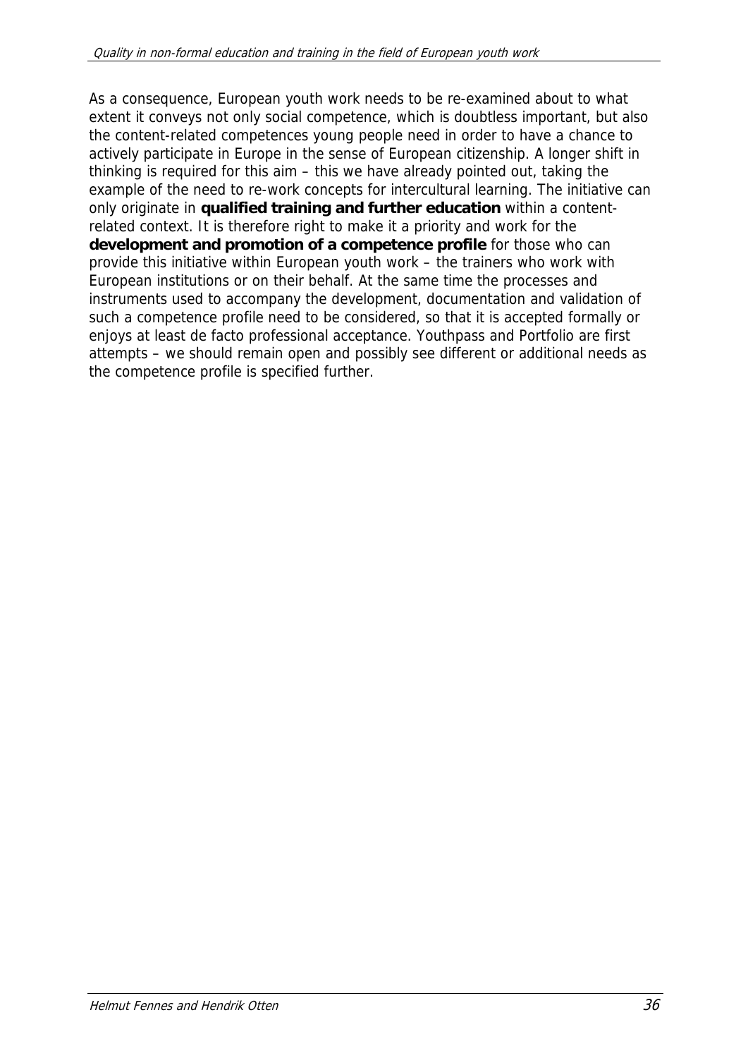As a consequence, European youth work needs to be re-examined about to what extent it conveys not only social competence, which is doubtless important, but also the content-related competences young people need in order to have a chance to actively participate in Europe in the sense of European citizenship. A longer shift in thinking is required for this aim – this we have already pointed out, taking the example of the need to re-work concepts for intercultural learning. The initiative can only originate in **qualified training and further education** within a content-related context. It is therefore right to make it a priority and work for the **development and promotion of a competence profile** for those who can provide this initiative within European youth work – the trainers who work with European institutions or on their behalf. At the same time the processes and instruments used to accompany the development, documentation and validation of such a competence profile need to be considered, so that it is accepted formally or enjoys at least de facto professional acceptance. Youthpass and Portfolio are first attempts – we should remain open and possibly see different or additional needs as the competence profile is specified further.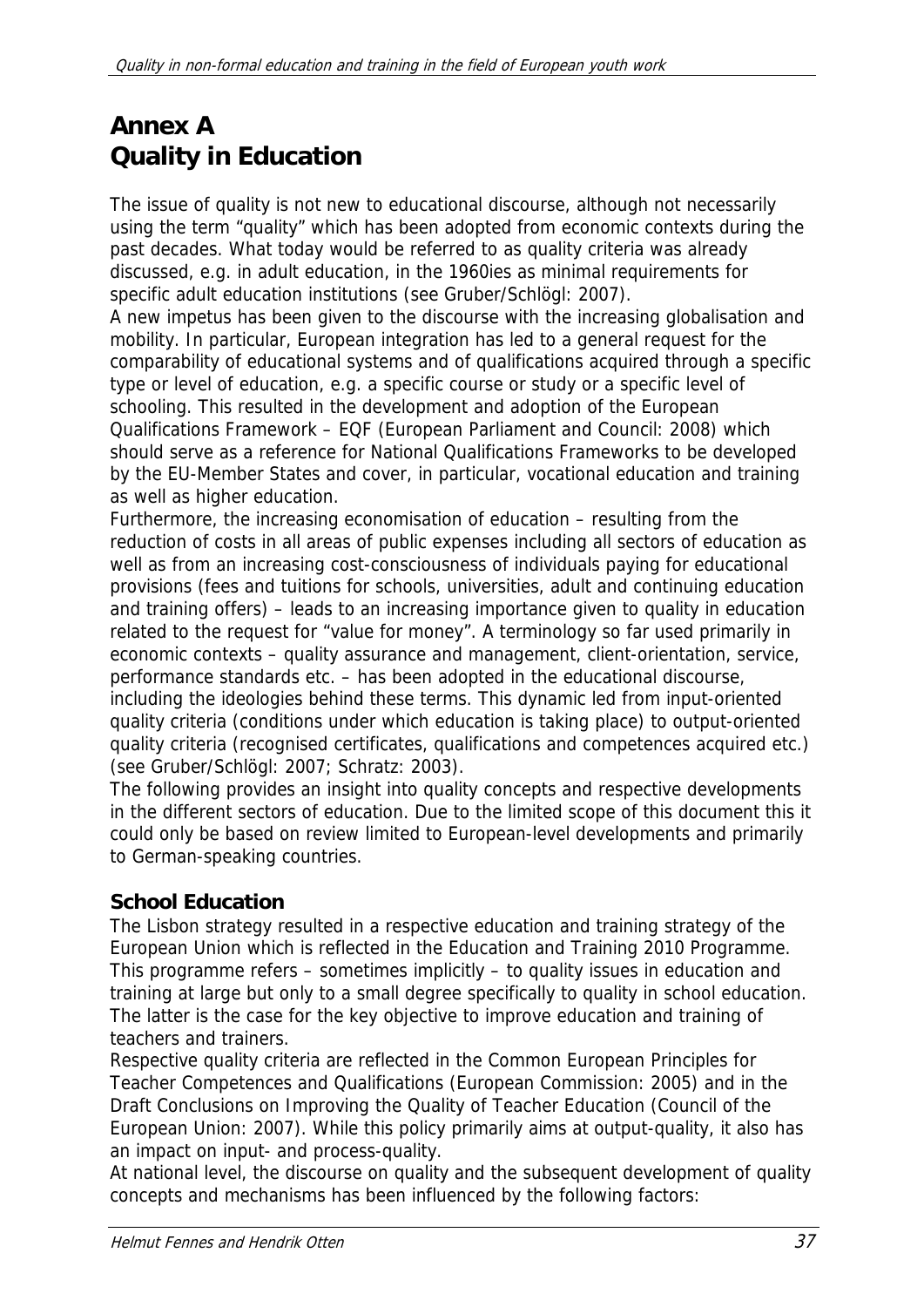# Annex A
# Quality in Education

The issue of quality is not new to educational discourse, although not necessarily using the term "quality" which has been adopted from economic contexts during the past decades. What today would be referred to as quality criteria was already discussed, e.g. in adult education, in the 1960ies as minimal requirements for specific adult education institutions (see Gruber/Schlögl: 2007).

A new impetus has been given to the discourse with the increasing globalisation and mobility. In particular, European integration has led to a general request for the comparability of educational systems and of qualifications acquired through a specific type or level of education, e.g. a specific course or study or a specific level of schooling. This resulted in the development and adoption of the European Qualifications Framework – EQF (European Parliament and Council: 2008) which should serve as a reference for National Qualifications Frameworks to be developed by the EU-Member States and cover, in particular, vocational education and training as well as higher education.

Furthermore, the increasing economisation of education – resulting from the reduction of costs in all areas of public expenses including all sectors of education as well as from an increasing cost-consciousness of individuals paying for educational provisions (fees and tuitions for schools, universities, adult and continuing education and training offers) – leads to an increasing importance given to quality in education related to the request for "value for money". A terminology so far used primarily in economic contexts – quality assurance and management, client-orientation, service, performance standards etc. – has been adopted in the educational discourse, including the ideologies behind these terms. This dynamic led from input-oriented quality criteria (conditions under which education is taking place) to output-oriented quality criteria (recognised certificates, qualifications and competences acquired etc.) (see Gruber/Schlögl: 2007; Schratz: 2003).

The following provides an insight into quality concepts and respective developments in the different sectors of education. Due to the limited scope of this document this it could only be based on review limited to European-level developments and primarily to German-speaking countries.

### School Education

The Lisbon strategy resulted in a respective education and training strategy of the European Union which is reflected in the Education and Training 2010 Programme. This programme refers – sometimes implicitly – to quality issues in education and training at large but only to a small degree specifically to quality in school education. The latter is the case for the key objective to improve education and training of teachers and trainers.

Respective quality criteria are reflected in the Common European Principles for Teacher Competences and Qualifications (European Commission: 2005) and in the Draft Conclusions on Improving the Quality of Teacher Education (Council of the European Union: 2007). While this policy primarily aims at output-quality, it also has an impact on input- and process-quality.

At national level, the discourse on quality and the subsequent development of quality concepts and mechanisms has been influenced by the following factors: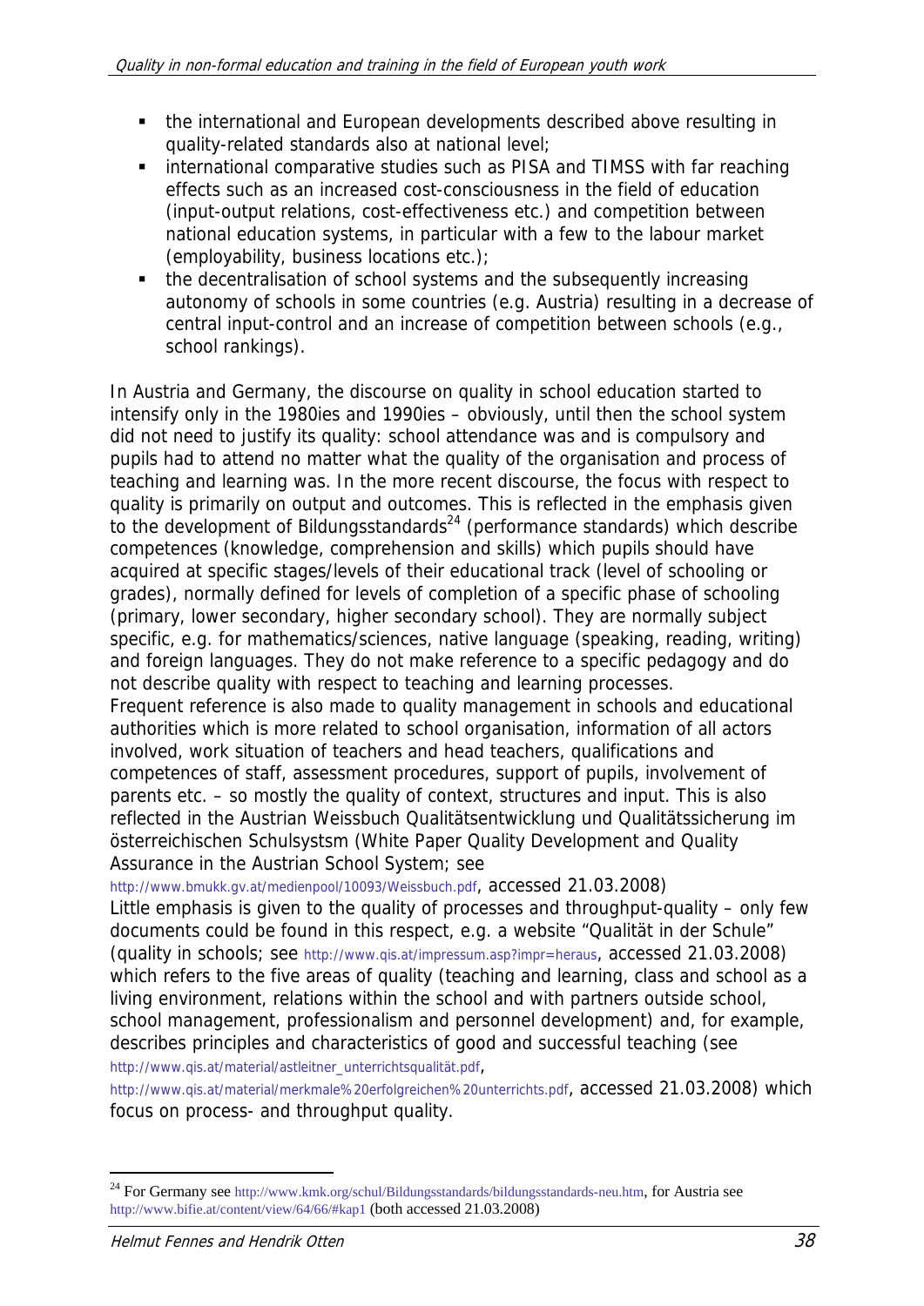- the international and European developments described above resulting in quality-related standards also at national level;
- international comparative studies such as PISA and TIMSS with far reaching effects such as an increased cost-consciousness in the field of education (input-output relations, cost-effectiveness etc.) and competition between national education systems, in particular with a few to the labour market (employability, business locations etc.);
- the decentralisation of school systems and the subsequently increasing autonomy of schools in some countries (e.g. Austria) resulting in a decrease of central input-control and an increase of competition between schools (e.g., school rankings).

In Austria and Germany, the discourse on quality in school education started to intensify only in the 1980ies and 1990ies – obviously, until then the school system did not need to justify its quality: school attendance was and is compulsory and pupils had to attend no matter what the quality of the organisation and process of teaching and learning was. In the more recent discourse, the focus with respect to quality is primarily on output and outcomes. This is reflected in the emphasis given to the development of Bildungsstandards[24] (performance standards) which describe competences (knowledge, comprehension and skills) which pupils should have acquired at specific stages/levels of their educational track (level of schooling or grades), normally defined for levels of completion of a specific phase of schooling (primary, lower secondary, higher secondary school). They are normally subject specific, e.g. for mathematics/sciences, native language (speaking, reading, writing) and foreign languages. They do not make reference to a specific pedagogy and do not describe quality with respect to teaching and learning processes.
Frequent reference is also made to quality management in schools and educational authorities which is more related to school organisation, information of all actors involved, work situation of teachers and head teachers, qualifications and competences of staff, assessment procedures, support of pupils, involvement of parents etc. – so mostly the quality of context, structures and input. This is also reflected in the Austrian Weissbuch Qualitätsentwicklung und Qualitätssicherung im österreichischen Schulsystsm (White Paper Quality Development and Quality Assurance in the Austrian School System; see http://www.bmukk.gv.at/medienpool/10093/Weissbuch.pdf, accessed 21.03.2008)
Little emphasis is given to the quality of processes and throughput-quality – only few documents could be found in this respect, e.g. a website "Qualität in der Schule" (quality in schools; see http://www.qis.at/impressum.asp?impr=heraus, accessed 21.03.2008) which refers to the five areas of quality (teaching and learning, class and school as a living environment, relations within the school and with partners outside school, school management, professionalism and personnel development) and, for example, describes principles and characteristics of good and successful teaching (see http://www.qis.at/material/astleitner_unterrichtsqualität.pdf, http://www.qis.at/material/merkmale%20erfolgreichen%20unterrichts.pdf, accessed 21.03.2008) which focus on process- and throughput quality.

---

[24] For Germany see http://www.kmk.org/schul/Bildungsstandards/bildungsstandards-neu.htm, for Austria see http://www.bifie.at/content/view/64/66/#kap1 (both accessed 21.03.2008)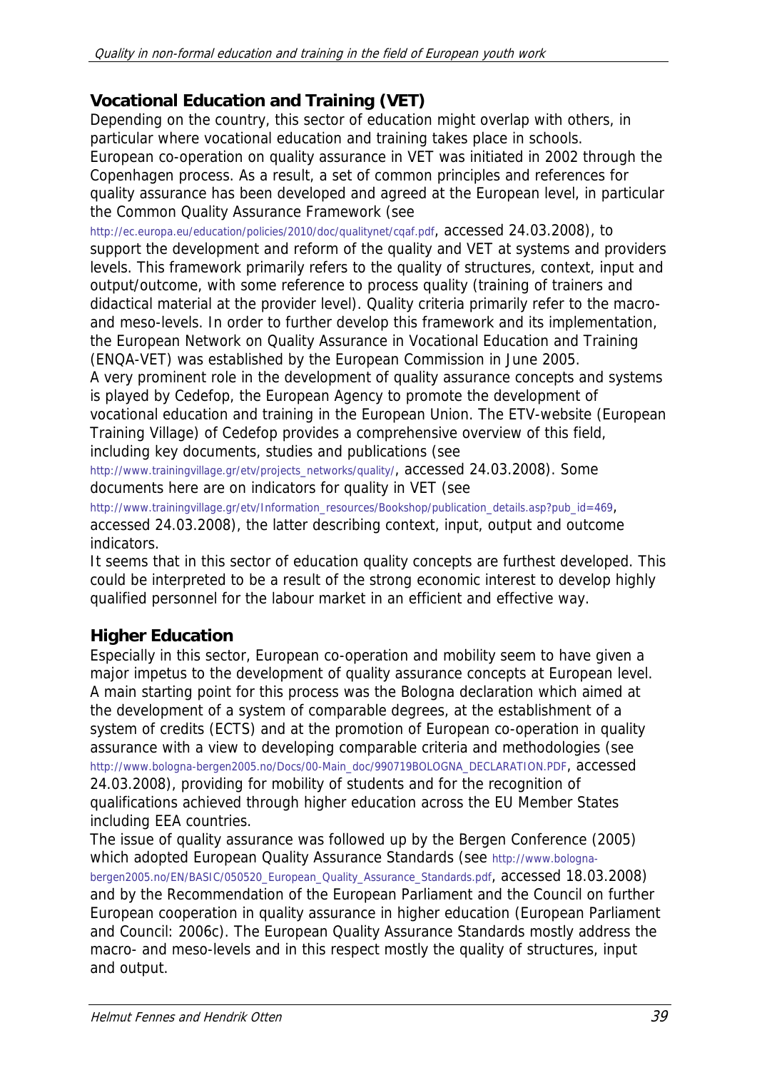## Vocational Education and Training (VET)

Depending on the country, this sector of education might overlap with others, in particular where vocational education and training takes place in schools.
European co-operation on quality assurance in VET was initiated in 2002 through the Copenhagen process. As a result, a set of common principles and references for quality assurance has been developed and agreed at the European level, in particular the Common Quality Assurance Framework (see http://ec.europa.eu/education/policies/2010/doc/qualitynet/cqaf.pdf, accessed 24.03.2008), to support the development and reform of the quality and VET at systems and providers levels. This framework primarily refers to the quality of structures, context, input and output/outcome, with some reference to process quality (training of trainers and didactical material at the provider level). Quality criteria primarily refer to the macro- and meso-levels. In order to further develop this framework and its implementation, the European Network on Quality Assurance in Vocational Education and Training (ENQA-VET) was established by the European Commission in June 2005.
A very prominent role in the development of quality assurance concepts and systems is played by Cedefop, the European Agency to promote the development of vocational education and training in the European Union. The ETV-website (European Training Village) of Cedefop provides a comprehensive overview of this field, including key documents, studies and publications (see http://www.trainingvillage.gr/etv/projects_networks/quality/, accessed 24.03.2008). Some documents here are on indicators for quality in VET (see http://www.trainingvillage.gr/etv/Information_resources/Bookshop/publication_details.asp?pub_id=469, accessed 24.03.2008), the latter describing context, input, output and outcome indicators.
It seems that in this sector of education quality concepts are furthest developed. This could be interpreted to be a result of the strong economic interest to develop highly qualified personnel for the labour market in an efficient and effective way.

## Higher Education

Especially in this sector, European co-operation and mobility seem to have given a major impetus to the development of quality assurance concepts at European level. A main starting point for this process was the Bologna declaration which aimed at the development of a system of comparable degrees, at the establishment of a system of credits (ECTS) and at the promotion of European co-operation in quality assurance with a view to developing comparable criteria and methodologies (see http://www.bologna-bergen2005.no/Docs/00-Main_doc/990719BOLOGNA_DECLARATION.PDF, accessed 24.03.2008), providing for mobility of students and for the recognition of qualifications achieved through higher education across the EU Member States including EEA countries.
The issue of quality assurance was followed up by the Bergen Conference (2005) which adopted European Quality Assurance Standards (see http://www.bologna-bergen2005.no/EN/BASIC/050520_European_Quality_Assurance_Standards.pdf, accessed 18.03.2008) and by the Recommendation of the European Parliament and the Council on further European cooperation in quality assurance in higher education (European Parliament and Council: 2006c). The European Quality Assurance Standards mostly address the macro- and meso-levels and in this respect mostly the quality of structures, input and output.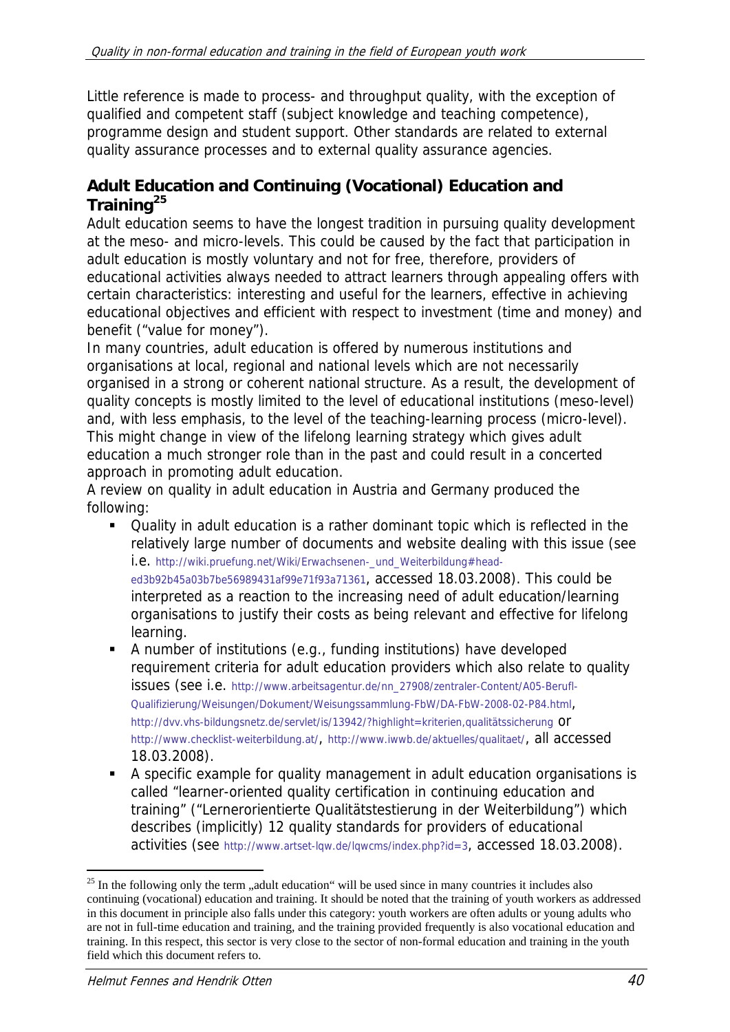Little reference is made to process- and throughput quality, with the exception of qualified and competent staff (subject knowledge and teaching competence), programme design and student support. Other standards are related to external quality assurance processes and to external quality assurance agencies.

### Adult Education and Continuing (Vocational) Education and Training[25]

Adult education seems to have the longest tradition in pursuing quality development at the meso- and micro-levels. This could be caused by the fact that participation in adult education is mostly voluntary and not for free, therefore, providers of educational activities always needed to attract learners through appealing offers with certain characteristics: interesting and useful for the learners, effective in achieving educational objectives and efficient with respect to investment (time and money) and benefit ("value for money").

In many countries, adult education is offered by numerous institutions and organisations at local, regional and national levels which are not necessarily organised in a strong or coherent national structure. As a result, the development of quality concepts is mostly limited to the level of educational institutions (meso-level) and, with less emphasis, to the level of the teaching-learning process (micro-level). This might change in view of the lifelong learning strategy which gives adult education a much stronger role than in the past and could result in a concerted approach in promoting adult education.

A review on quality in adult education in Austria and Germany produced the following:

- Quality in adult education is a rather dominant topic which is reflected in the relatively large number of documents and website dealing with this issue (see i.e. http://wiki.pruefung.net/Wiki/Erwachsenen-_und_Weiterbildung#head-ed3b92b45a03b7be56989431af99e71f93a71361, accessed 18.03.2008). This could be interpreted as a reaction to the increasing need of adult education/learning organisations to justify their costs as being relevant and effective for lifelong learning.
- A number of institutions (e.g., funding institutions) have developed requirement criteria for adult education providers which also relate to quality issues (see i.e. http://www.arbeitsagentur.de/nn_27908/zentraler-Content/A05-Berufl-Qualifizierung/Weisungen/Dokument/Weisungssammlung-FbW/DA-FbW-2008-02-P84.html, http://dvv.vhs-bildungsnetz.de/servlet/is/13942/?highlight=kriterien,qualitätssicherung or http://www.checklist-weiterbildung.at/, http://www.iwwb.de/aktuelles/qualitaet/, all accessed 18.03.2008).
- A specific example for quality management in adult education organisations is called "learner-oriented quality certification in continuing education and training" ("Lernerorientierte Qualitätstestierung in der Weiterbildung") which describes (implicitly) 12 quality standards for providers of educational activities (see http://www.artset-lqw.de/lqwcms/index.php?id=3, accessed 18.03.2008).

[25] In the following only the term „adult education" will be used since in many countries it includes also continuing (vocational) education and training. It should be noted that the training of youth workers as addressed in this document in principle also falls under this category: youth workers are often adults or young adults who are not in full-time education and training, and the training provided frequently is also vocational education and training. In this respect, this sector is very close to the sector of non-formal education and training in the youth field which this document refers to.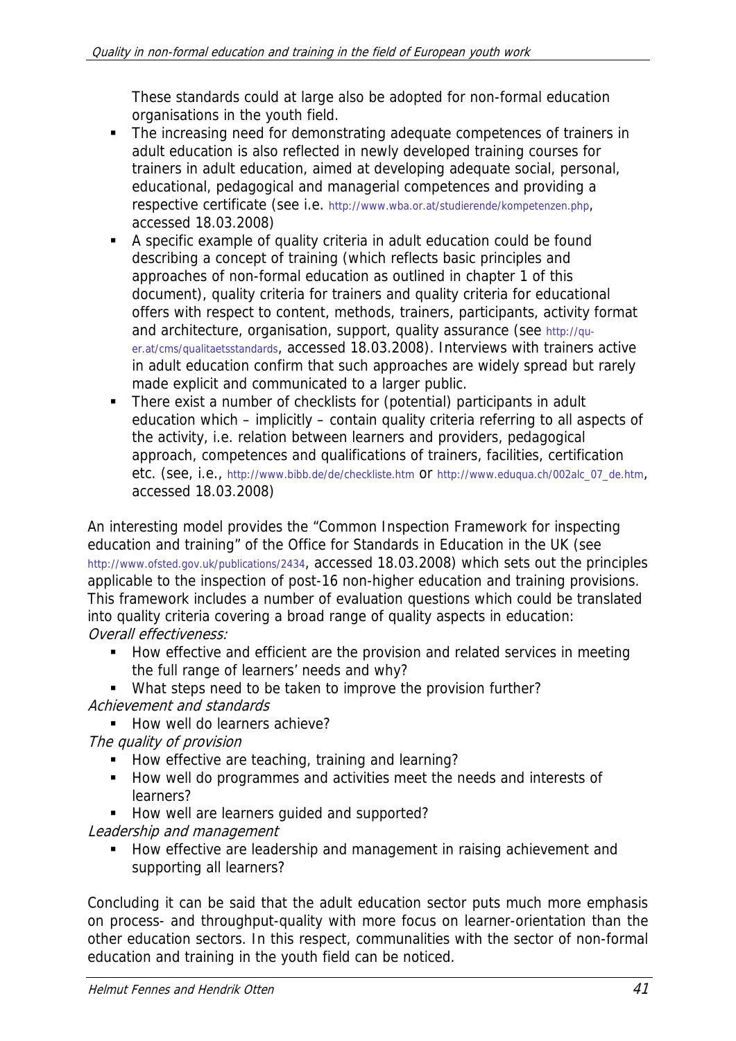These standards could at large also be adopted for non-formal education organisations in the youth field.

- The increasing need for demonstrating adequate competences of trainers in adult education is also reflected in newly developed training courses for trainers in adult education, aimed at developing adequate social, personal, educational, pedagogical and managerial competences and providing a respective certificate (see i.e. http://www.wba.or.at/studierende/kompetenzen.php, accessed 18.03.2008)
- A specific example of quality criteria in adult education could be found describing a concept of training (which reflects basic principles and approaches of non-formal education as outlined in chapter 1 of this document), quality criteria for trainers and quality criteria for educational offers with respect to content, methods, trainers, participants, activity format and architecture, organisation, support, quality assurance (see http://qu-er.at/cms/qualitaetsstandards, accessed 18.03.2008). Interviews with trainers active in adult education confirm that such approaches are widely spread but rarely made explicit and communicated to a larger public.
- There exist a number of checklists for (potential) participants in adult education which – implicitly – contain quality criteria referring to all aspects of the activity, i.e. relation between learners and providers, pedagogical approach, competences and qualifications of trainers, facilities, certification etc. (see, i.e., http://www.bibb.de/de/checkliste.htm or http://www.eduqua.ch/002alc_07_de.htm, accessed 18.03.2008)

An interesting model provides the "Common Inspection Framework for inspecting education and training" of the Office for Standards in Education in the UK (see http://www.ofsted.gov.uk/publications/2434, accessed 18.03.2008) which sets out the principles applicable to the inspection of post-16 non-higher education and training provisions. This framework includes a number of evaluation questions which could be translated into quality criteria covering a broad range of quality aspects in education:

*Overall effectiveness:*

- How effective and efficient are the provision and related services in meeting the full range of learners' needs and why?
- What steps need to be taken to improve the provision further?

*Achievement and standards*

- How well do learners achieve?

*The quality of provision*

- How effective are teaching, training and learning?
- How well do programmes and activities meet the needs and interests of learners?
- How well are learners guided and supported?

*Leadership and management*

- How effective are leadership and management in raising achievement and supporting all learners?

Concluding it can be said that the adult education sector puts much more emphasis on process- and throughput-quality with more focus on learner-orientation than the other education sectors. In this respect, communalities with the sector of non-formal education and training in the youth field can be noticed.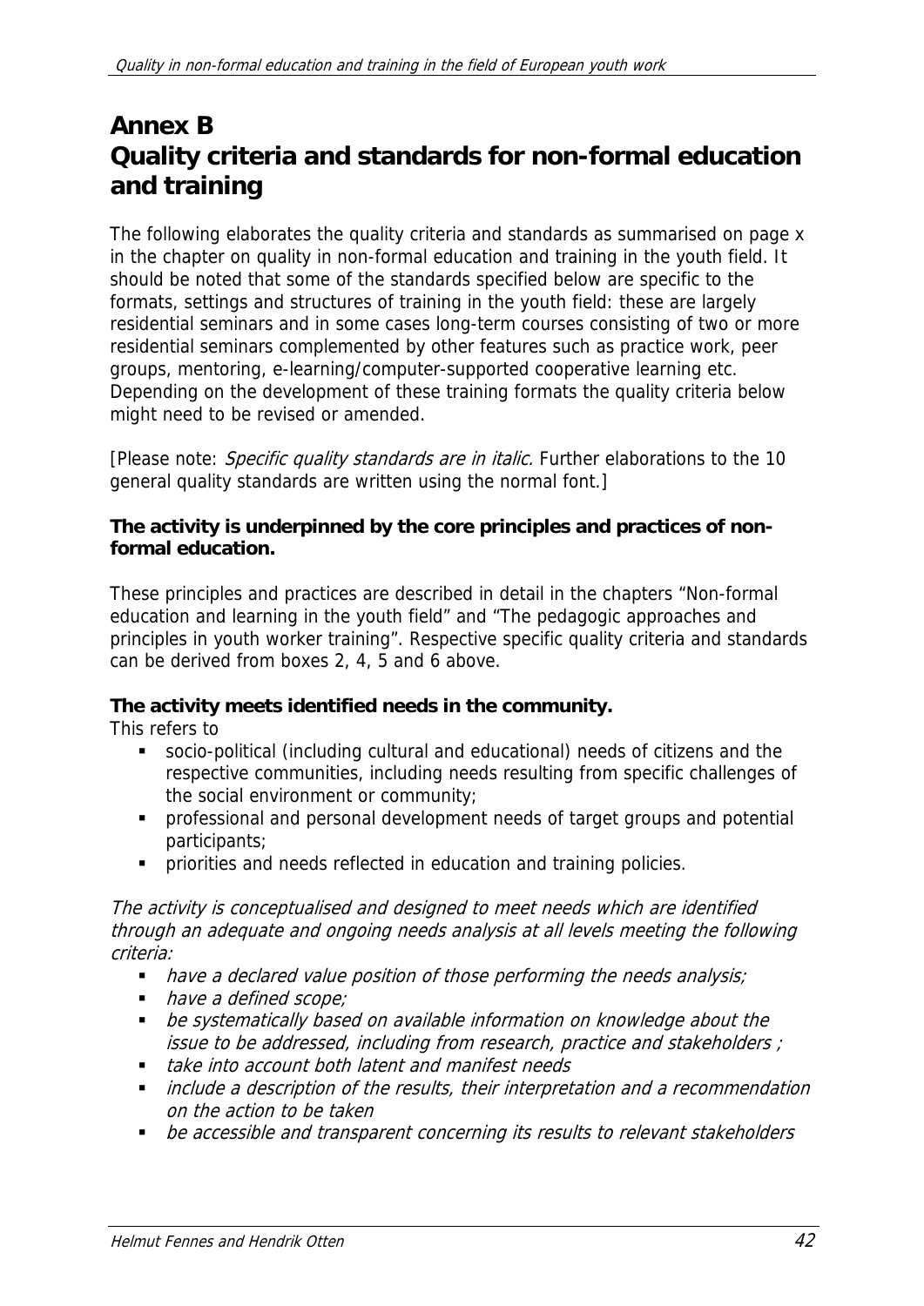# Annex B
# Quality criteria and standards for non-formal education and training

The following elaborates the quality criteria and standards as summarised on page x in the chapter on quality in non-formal education and training in the youth field. It should be noted that some of the standards specified below are specific to the formats, settings and structures of training in the youth field: these are largely residential seminars and in some cases long-term courses consisting of two or more residential seminars complemented by other features such as practice work, peer groups, mentoring, e-learning/computer-supported cooperative learning etc. Depending on the development of these training formats the quality criteria below might need to be revised or amended.

[Please note: *Specific quality standards are in italic.* Further elaborations to the 10 general quality standards are written using the normal font.]

**The activity is underpinned by the core principles and practices of non-formal education.**

These principles and practices are described in detail in the chapters "Non-formal education and learning in the youth field" and "The pedagogic approaches and principles in youth worker training". Respective specific quality criteria and standards can be derived from boxes 2, 4, 5 and 6 above.

**The activity meets identified needs in the community.**

This refers to

- socio-political (including cultural and educational) needs of citizens and the respective communities, including needs resulting from specific challenges of the social environment or community;
- professional and personal development needs of target groups and potential participants;
- priorities and needs reflected in education and training policies.

*The activity is conceptualised and designed to meet needs which are identified through an adequate and ongoing needs analysis at all levels meeting the following criteria:*

- *have a declared value position of those performing the needs analysis;*
- *have a defined scope;*
- *be systematically based on available information on knowledge about the issue to be addressed, including from research, practice and stakeholders ;*
- *take into account both latent and manifest needs*
- *include a description of the results, their interpretation and a recommendation on the action to be taken*
- *be accessible and transparent concerning its results to relevant stakeholders*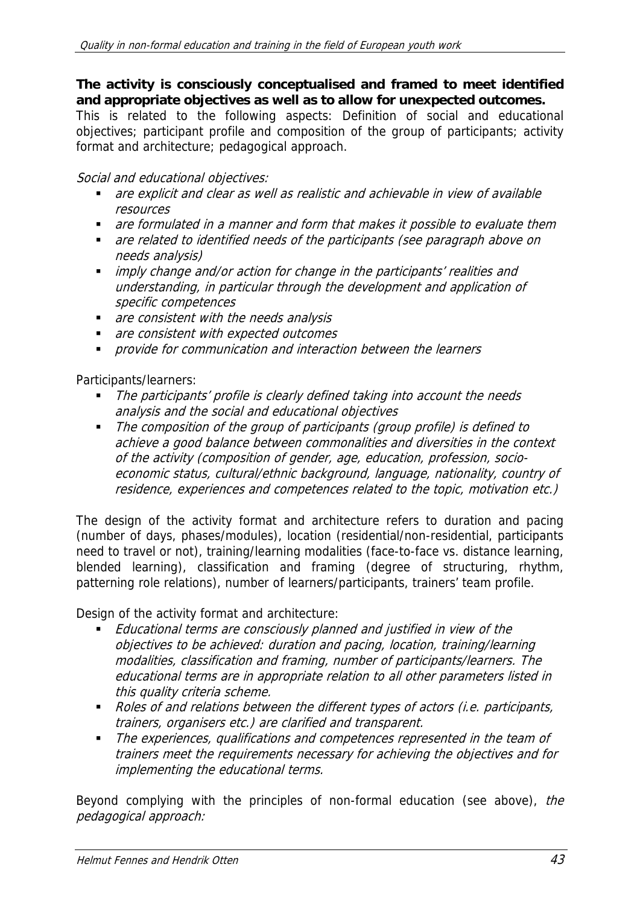**The activity is consciously conceptualised and framed to meet identified and appropriate objectives as well as to allow for unexpected outcomes.**
This is related to the following aspects: Definition of social and educational objectives; participant profile and composition of the group of participants; activity format and architecture; pedagogical approach.

*Social and educational objectives:*

- *are explicit and clear as well as realistic and achievable in view of available resources*
- *are formulated in a manner and form that makes it possible to evaluate them*
- *are related to identified needs of the participants (see paragraph above on needs analysis)*
- *imply change and/or action for change in the participants' realities and understanding, in particular through the development and application of specific competences*
- *are consistent with the needs analysis*
- *are consistent with expected outcomes*
- *provide for communication and interaction between the learners*

Participants/learners:

- *The participants' profile is clearly defined taking into account the needs analysis and the social and educational objectives*
- *The composition of the group of participants (group profile) is defined to achieve a good balance between commonalities and diversities in the context of the activity (composition of gender, age, education, profession, socio-economic status, cultural/ethnic background, language, nationality, country of residence, experiences and competences related to the topic, motivation etc.)*

The design of the activity format and architecture refers to duration and pacing (number of days, phases/modules), location (residential/non-residential, participants need to travel or not), training/learning modalities (face-to-face vs. distance learning, blended learning), classification and framing (degree of structuring, rhythm, patterning role relations), number of learners/participants, trainers' team profile.

Design of the activity format and architecture:

- *Educational terms are consciously planned and justified in view of the objectives to be achieved: duration and pacing, location, training/learning modalities, classification and framing, number of participants/learners. The educational terms are in appropriate relation to all other parameters listed in this quality criteria scheme.*
- *Roles of and relations between the different types of actors (i.e. participants, trainers, organisers etc.) are clarified and transparent.*
- *The experiences, qualifications and competences represented in the team of trainers meet the requirements necessary for achieving the objectives and for implementing the educational terms.*

Beyond complying with the principles of non-formal education (see above), *the pedagogical approach:*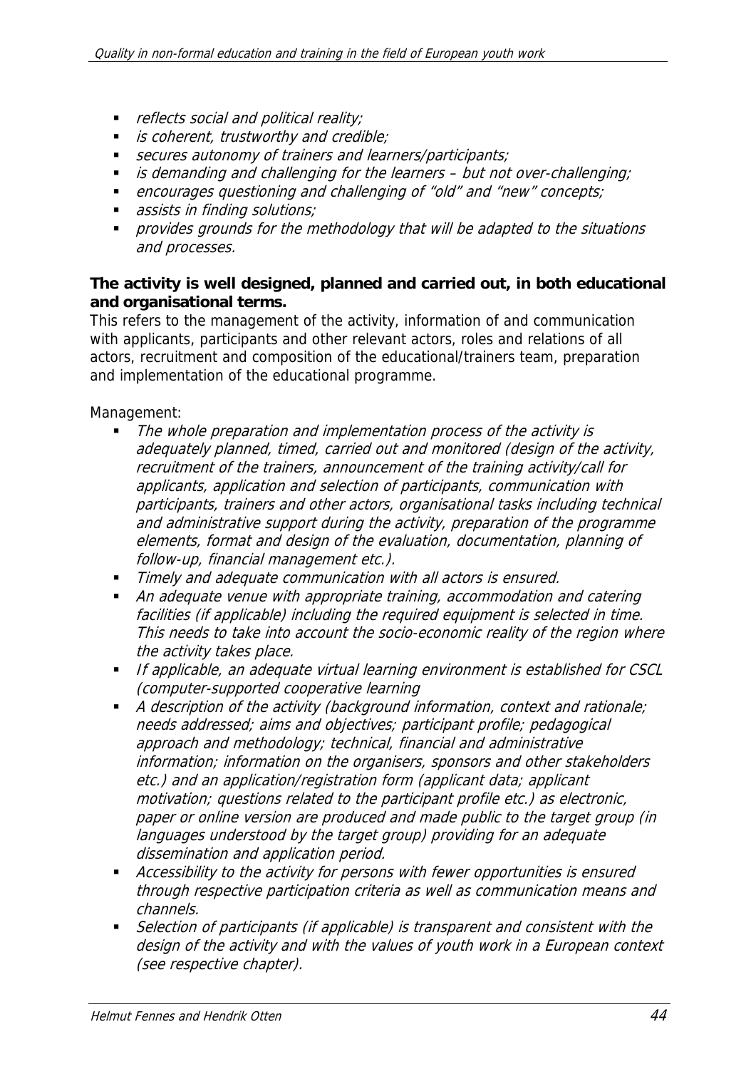- *reflects social and political reality;*
- *is coherent, trustworthy and credible;*
- *secures autonomy of trainers and learners/participants;*
- *is demanding and challenging for the learners – but not over-challenging;*
- *encourages questioning and challenging of "old" and "new" concepts;*
- *assists in finding solutions;*
- *provides grounds for the methodology that will be adapted to the situations and processes.*

**The activity is well designed, planned and carried out, in both educational and organisational terms.**

This refers to the management of the activity, information of and communication with applicants, participants and other relevant actors, roles and relations of all actors, recruitment and composition of the educational/trainers team, preparation and implementation of the educational programme.

Management:

- *The whole preparation and implementation process of the activity is adequately planned, timed, carried out and monitored (design of the activity, recruitment of the trainers, announcement of the training activity/call for applicants, application and selection of participants, communication with participants, trainers and other actors, organisational tasks including technical and administrative support during the activity, preparation of the programme elements, format and design of the evaluation, documentation, planning of follow-up, financial management etc.).*
- *Timely and adequate communication with all actors is ensured.*
- *An adequate venue with appropriate training, accommodation and catering facilities (if applicable) including the required equipment is selected in time. This needs to take into account the socio-economic reality of the region where the activity takes place.*
- *If applicable, an adequate virtual learning environment is established for CSCL (computer-supported cooperative learning*
- *A description of the activity (background information, context and rationale; needs addressed; aims and objectives; participant profile; pedagogical approach and methodology; technical, financial and administrative information; information on the organisers, sponsors and other stakeholders etc.) and an application/registration form (applicant data; applicant motivation; questions related to the participant profile etc.) as electronic, paper or online version are produced and made public to the target group (in languages understood by the target group) providing for an adequate dissemination and application period.*
- *Accessibility to the activity for persons with fewer opportunities is ensured through respective participation criteria as well as communication means and channels.*
- *Selection of participants (if applicable) is transparent and consistent with the design of the activity and with the values of youth work in a European context (see respective chapter).*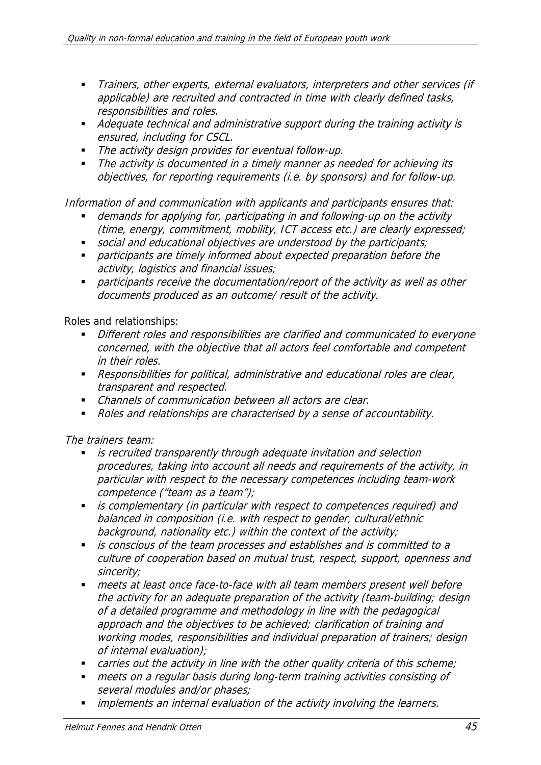- *Trainers, other experts, external evaluators, interpreters and other services (if applicable) are recruited and contracted in time with clearly defined tasks, responsibilities and roles.*
- *Adequate technical and administrative support during the training activity is ensured, including for CSCL.*
- *The activity design provides for eventual follow-up.*
- *The activity is documented in a timely manner as needed for achieving its objectives, for reporting requirements (i.e. by sponsors) and for follow-up.*

*Information of and communication with applicants and participants ensures that:*

- *demands for applying for, participating in and following-up on the activity (time, energy, commitment, mobility, ICT access etc.) are clearly expressed;*
- *social and educational objectives are understood by the participants;*
- *participants are timely informed about expected preparation before the activity, logistics and financial issues;*
- *participants receive the documentation/report of the activity as well as other documents produced as an outcome/ result of the activity.*

Roles and relationships:

- *Different roles and responsibilities are clarified and communicated to everyone concerned, with the objective that all actors feel comfortable and competent in their roles.*
- *Responsibilities for political, administrative and educational roles are clear, transparent and respected.*
- *Channels of communication between all actors are clear.*
- *Roles and relationships are characterised by a sense of accountability.*

*The trainers team:*

- *is recruited transparently through adequate invitation and selection procedures, taking into account all needs and requirements of the activity, in particular with respect to the necessary competences including team-work competence ("team as a team");*
- *is complementary (in particular with respect to competences required) and balanced in composition (i.e. with respect to gender, cultural/ethnic background, nationality etc.) within the context of the activity;*
- *is conscious of the team processes and establishes and is committed to a culture of cooperation based on mutual trust, respect, support, openness and sincerity;*
- *meets at least once face-to-face with all team members present well before the activity for an adequate preparation of the activity (team-building; design of a detailed programme and methodology in line with the pedagogical approach and the objectives to be achieved; clarification of training and working modes, responsibilities and individual preparation of trainers; design of internal evaluation);*
- *carries out the activity in line with the other quality criteria of this scheme;*
- *meets on a regular basis during long-term training activities consisting of several modules and/or phases;*
- *implements an internal evaluation of the activity involving the learners.*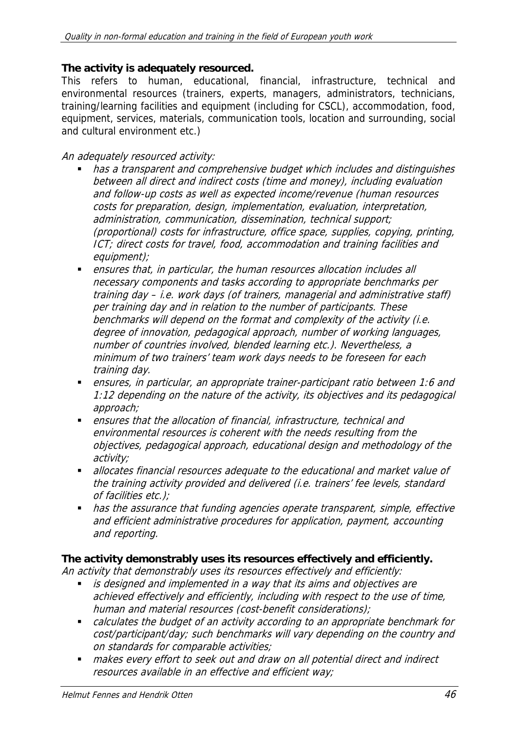**The activity is adequately resourced.**

This refers to human, educational, financial, infrastructure, technical and environmental resources (trainers, experts, managers, administrators, technicians, training/learning facilities and equipment (including for CSCL), accommodation, food, equipment, services, materials, communication tools, location and surrounding, social and cultural environment etc.)

*An adequately resourced activity:*

- *has a transparent and comprehensive budget which includes and distinguishes between all direct and indirect costs (time and money), including evaluation and follow-up costs as well as expected income/revenue (human resources costs for preparation, design, implementation, evaluation, interpretation, administration, communication, dissemination, technical support; (proportional) costs for infrastructure, office space, supplies, copying, printing, ICT; direct costs for travel, food, accommodation and training facilities and equipment);*
- *ensures that, in particular, the human resources allocation includes all necessary components and tasks according to appropriate benchmarks per training day – i.e. work days (of trainers, managerial and administrative staff) per training day and in relation to the number of participants. These benchmarks will depend on the format and complexity of the activity (i.e. degree of innovation, pedagogical approach, number of working languages, number of countries involved, blended learning etc.). Nevertheless, a minimum of two trainers' team work days needs to be foreseen for each training day.*
- *ensures, in particular, an appropriate trainer-participant ratio between 1:6 and 1:12 depending on the nature of the activity, its objectives and its pedagogical approach;*
- *ensures that the allocation of financial, infrastructure, technical and environmental resources is coherent with the needs resulting from the objectives, pedagogical approach, educational design and methodology of the activity;*
- *allocates financial resources adequate to the educational and market value of the training activity provided and delivered (i.e. trainers' fee levels, standard of facilities etc.);*
- *has the assurance that funding agencies operate transparent, simple, effective and efficient administrative procedures for application, payment, accounting and reporting.*

**The activity demonstrably uses its resources effectively and efficiently.**

*An activity that demonstrably uses its resources effectively and efficiently:*

- *is designed and implemented in a way that its aims and objectives are achieved effectively and efficiently, including with respect to the use of time, human and material resources (cost-benefit considerations);*
- *calculates the budget of an activity according to an appropriate benchmark for cost/participant/day; such benchmarks will vary depending on the country and on standards for comparable activities;*
- *makes every effort to seek out and draw on all potential direct and indirect resources available in an effective and efficient way;*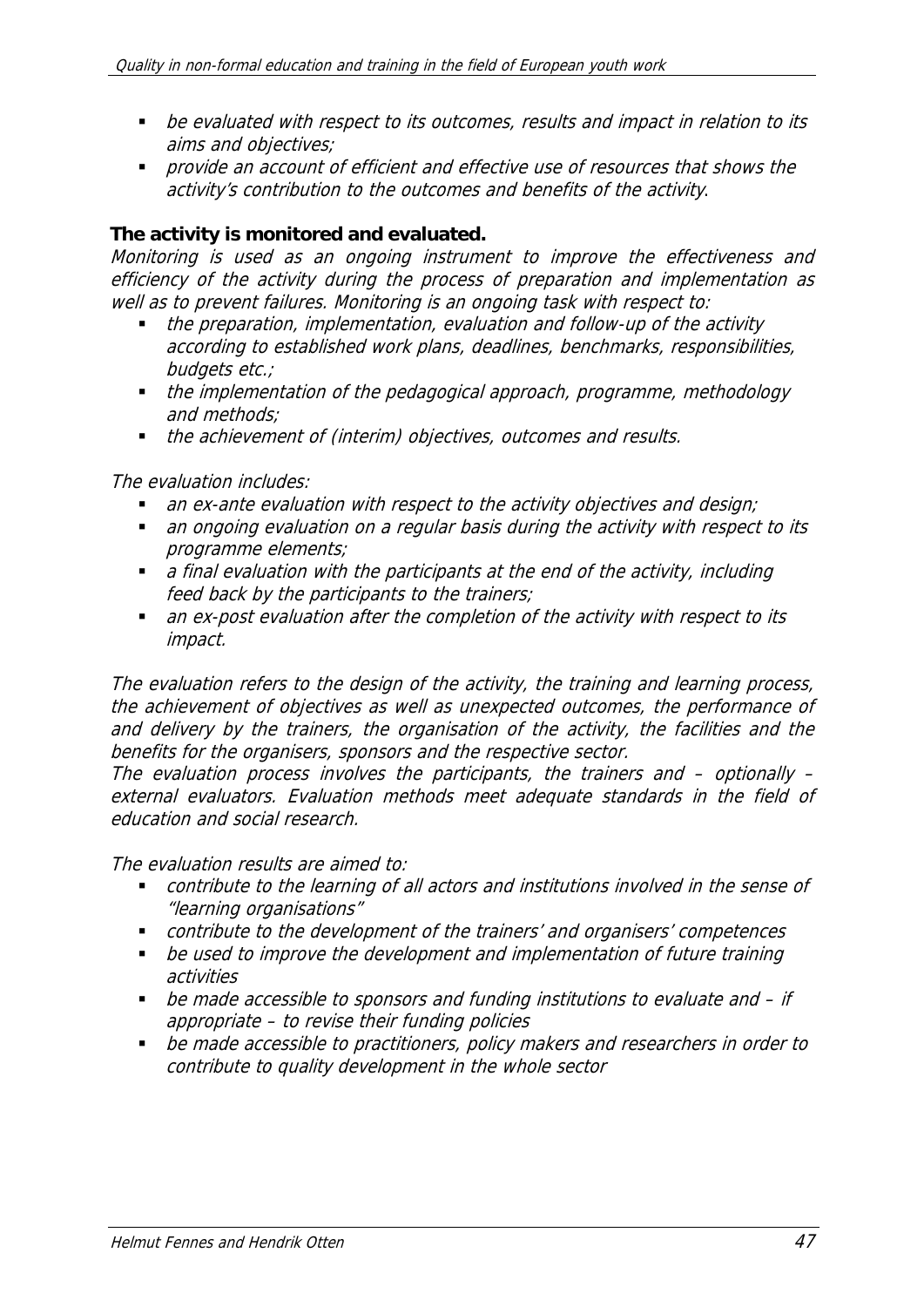- *be evaluated with respect to its outcomes, results and impact in relation to its aims and objectives;*
- *provide an account of efficient and effective use of resources that shows the activity's contribution to the outcomes and benefits of the activity.*

**The activity is monitored and evaluated.**

*Monitoring is used as an ongoing instrument to improve the effectiveness and efficiency of the activity during the process of preparation and implementation as well as to prevent failures. Monitoring is an ongoing task with respect to:*

- *the preparation, implementation, evaluation and follow-up of the activity according to established work plans, deadlines, benchmarks, responsibilities, budgets etc.;*
- *the implementation of the pedagogical approach, programme, methodology and methods;*
- *the achievement of (interim) objectives, outcomes and results.*

*The evaluation includes:*

- *an ex-ante evaluation with respect to the activity objectives and design;*
- *an ongoing evaluation on a regular basis during the activity with respect to its programme elements;*
- *a final evaluation with the participants at the end of the activity, including feed back by the participants to the trainers;*
- *an ex-post evaluation after the completion of the activity with respect to its impact.*

*The evaluation refers to the design of the activity, the training and learning process, the achievement of objectives as well as unexpected outcomes, the performance of and delivery by the trainers, the organisation of the activity, the facilities and the benefits for the organisers, sponsors and the respective sector.*

*The evaluation process involves the participants, the trainers and – optionally – external evaluators. Evaluation methods meet adequate standards in the field of education and social research.*

*The evaluation results are aimed to:*

- *contribute to the learning of all actors and institutions involved in the sense of "learning organisations"*
- *contribute to the development of the trainers' and organisers' competences*
- *be used to improve the development and implementation of future training activities*
- *be made accessible to sponsors and funding institutions to evaluate and – if appropriate – to revise their funding policies*
- *be made accessible to practitioners, policy makers and researchers in order to contribute to quality development in the whole sector*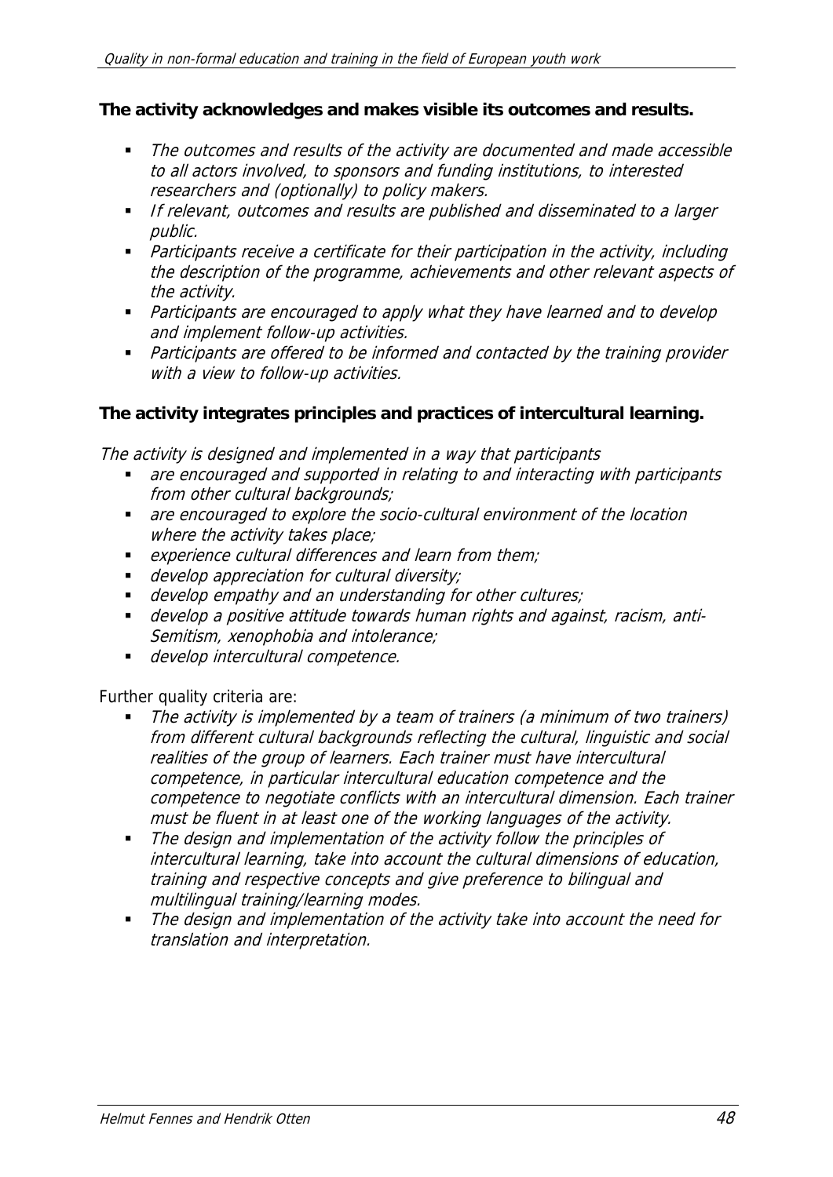**The activity acknowledges and makes visible its outcomes and results.**

- *The outcomes and results of the activity are documented and made accessible to all actors involved, to sponsors and funding institutions, to interested researchers and (optionally) to policy makers.*
- *If relevant, outcomes and results are published and disseminated to a larger public.*
- *Participants receive a certificate for their participation in the activity, including the description of the programme, achievements and other relevant aspects of the activity.*
- *Participants are encouraged to apply what they have learned and to develop and implement follow-up activities.*
- *Participants are offered to be informed and contacted by the training provider with a view to follow-up activities.*

**The activity integrates principles and practices of intercultural learning.**

*The activity is designed and implemented in a way that participants*

- *are encouraged and supported in relating to and interacting with participants from other cultural backgrounds;*
- *are encouraged to explore the socio-cultural environment of the location where the activity takes place;*
- *experience cultural differences and learn from them;*
- *develop appreciation for cultural diversity;*
- *develop empathy and an understanding for other cultures;*
- *develop a positive attitude towards human rights and against, racism, anti-Semitism, xenophobia and intolerance;*
- *develop intercultural competence.*

Further quality criteria are:

- *The activity is implemented by a team of trainers (a minimum of two trainers) from different cultural backgrounds reflecting the cultural, linguistic and social realities of the group of learners. Each trainer must have intercultural competence, in particular intercultural education competence and the competence to negotiate conflicts with an intercultural dimension. Each trainer must be fluent in at least one of the working languages of the activity.*
- *The design and implementation of the activity follow the principles of intercultural learning, take into account the cultural dimensions of education, training and respective concepts and give preference to bilingual and multilingual training/learning modes.*
- *The design and implementation of the activity take into account the need for translation and interpretation.*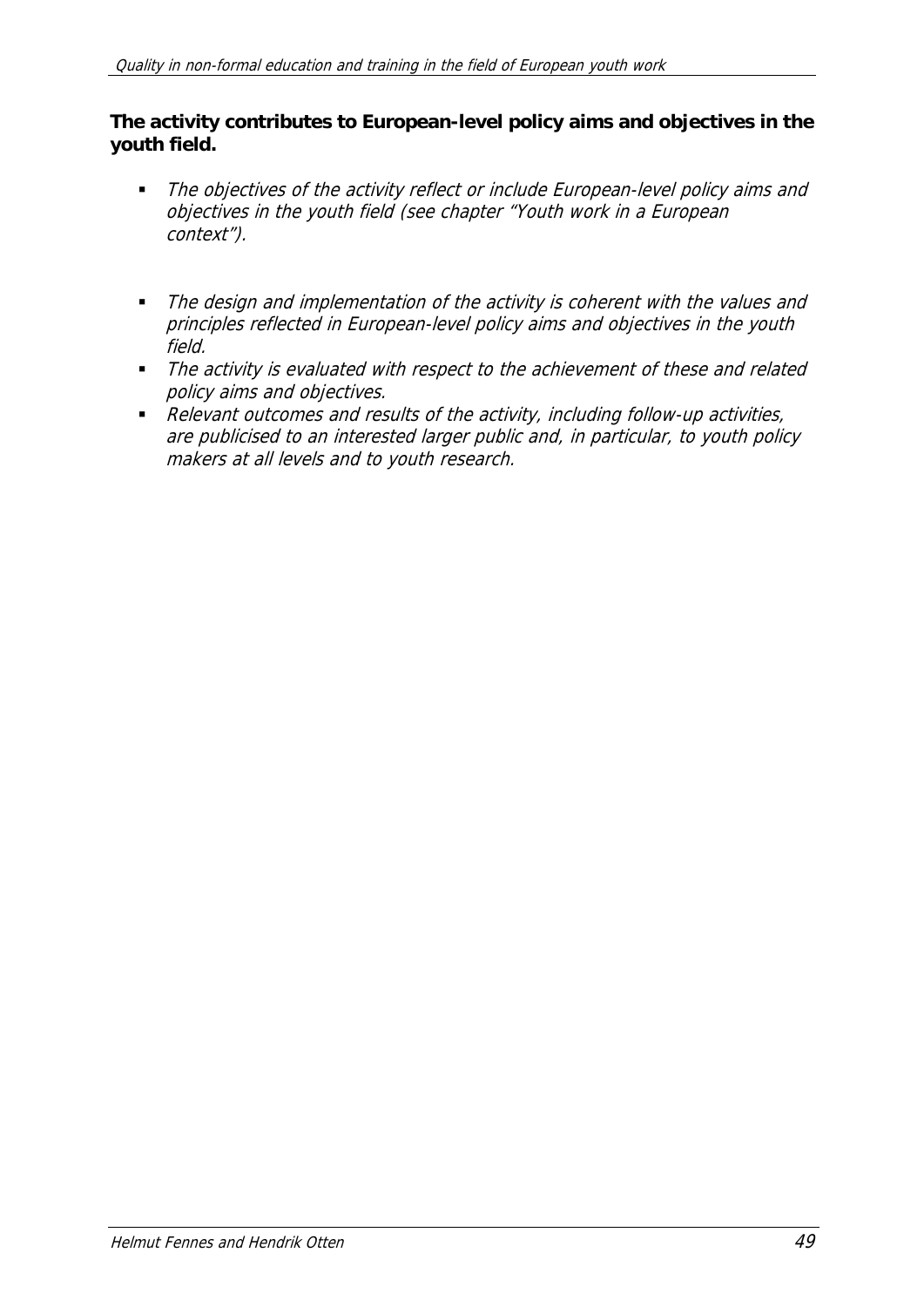**The activity contributes to European-level policy aims and objectives in the youth field.**

- *The objectives of the activity reflect or include European-level policy aims and objectives in the youth field (see chapter "Youth work in a European context").*
- *The design and implementation of the activity is coherent with the values and principles reflected in European-level policy aims and objectives in the youth field.*
- *The activity is evaluated with respect to the achievement of these and related policy aims and objectives.*
- *Relevant outcomes and results of the activity, including follow-up activities, are publicised to an interested larger public and, in particular, to youth policy makers at all levels and to youth research.*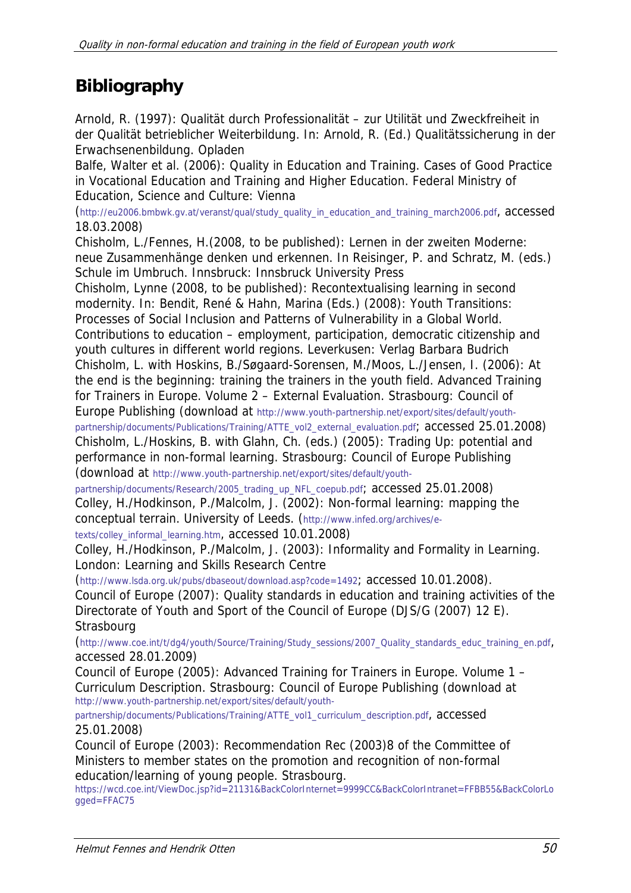# Bibliography

Arnold, R. (1997): Qualität durch Professionalität – zur Utilität und Zweckfreiheit in der Qualität betrieblicher Weiterbildung. In: Arnold, R. (Ed.) Qualitätssicherung in der Erwachsenenbildung. Opladen

Balfe, Walter et al. (2006): Quality in Education and Training. Cases of Good Practice in Vocational Education and Training and Higher Education. Federal Ministry of Education, Science and Culture: Vienna (http://eu2006.bmbwk.gv.at/veranst/qual/study_quality_in_education_and_training_march2006.pdf, accessed 18.03.2008)

Chisholm, L./Fennes, H.(2008, to be published): Lernen in der zweiten Moderne: neue Zusammenhänge denken und erkennen. In Reisinger, P. and Schratz, M. (eds.) Schule im Umbruch. Innsbruck: Innsbruck University Press

Chisholm, Lynne (2008, to be published): Recontextualising learning in second modernity. In: Bendit, René & Hahn, Marina (Eds.) (2008): Youth Transitions: Processes of Social Inclusion and Patterns of Vulnerability in a Global World. Contributions to education – employment, participation, democratic citizenship and youth cultures in different world regions. Leverkusen: Verlag Barbara Budrich

Chisholm, L. with Hoskins, B./Søgaard-Sorensen, M./Moos, L./Jensen, I. (2006): At the end is the beginning: training the trainers in the youth field. Advanced Training for Trainers in Europe. Volume 2 – External Evaluation. Strasbourg: Council of Europe Publishing (download at http://www.youth-partnership.net/export/sites/default/youth-partnership/documents/Publications/Training/ATTE_vol2_external_evaluation.pdf; accessed 25.01.2008)

Chisholm, L./Hoskins, B. with Glahn, Ch. (eds.) (2005): Trading Up: potential and performance in non-formal learning. Strasbourg: Council of Europe Publishing (download at http://www.youth-partnership.net/export/sites/default/youth-partnership/documents/Research/2005_trading_up_NFL_coepub.pdf; accessed 25.01.2008)

Colley, H./Hodkinson, P./Malcolm, J. (2002): Non-formal learning: mapping the conceptual terrain. University of Leeds. (http://www.infed.org/archives/e-texts/colley_informal_learning.htm, accessed 10.01.2008)

Colley, H./Hodkinson, P./Malcolm, J. (2003): Informality and Formality in Learning. London: Learning and Skills Research Centre (http://www.lsda.org.uk/pubs/dbaseout/download.asp?code=1492; accessed 10.01.2008).

Council of Europe (2007): Quality standards in education and training activities of the Directorate of Youth and Sport of the Council of Europe (DJS/G (2007) 12 E). Strasbourg (http://www.coe.int/t/dg4/youth/Source/Training/Study_sessions/2007_Quality_standards_educ_training_en.pdf, accessed 28.01.2009)

Council of Europe (2005): Advanced Training for Trainers in Europe. Volume 1 – Curriculum Description. Strasbourg: Council of Europe Publishing (download at http://www.youth-partnership.net/export/sites/default/youth-partnership/documents/Publications/Training/ATTE_vol1_curriculum_description.pdf, accessed 25.01.2008)

Council of Europe (2003): Recommendation Rec (2003)8 of the Committee of Ministers to member states on the promotion and recognition of non-formal education/learning of young people. Strasbourg. https://wcd.coe.int/ViewDoc.jsp?id=21131&BackColorInternet=9999CC&BackColorIntranet=FFBB55&BackColorLogged=FFAC75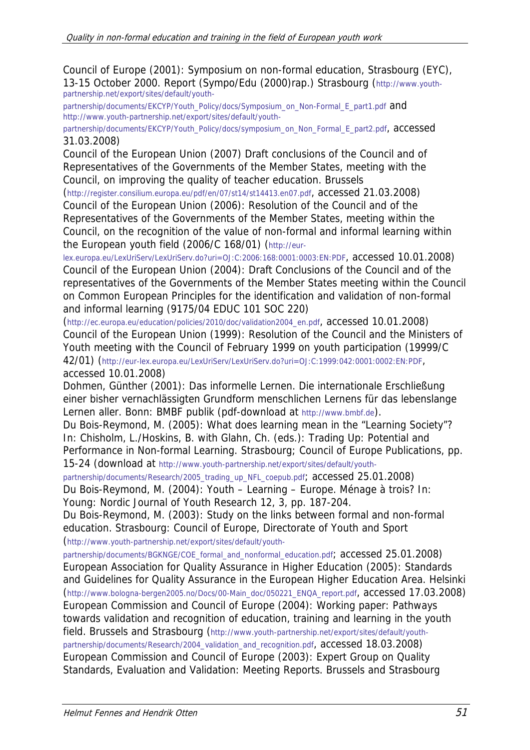Council of Europe (2001): Symposium on non-formal education, Strasbourg (EYC), 13-15 October 2000. Report (Sympo/Edu (2000)rap.) Strasbourg (http://www.youth-partnership.net/export/sites/default/youth-partnership/documents/EKCYP/Youth_Policy/docs/Symposium_on_Non-Formal_E_part1.pdf and http://www.youth-partnership.net/export/sites/default/youth-partnership/documents/EKCYP/Youth_Policy/docs/symposium_on_Non_Formal_E_part2.pdf, accessed 31.03.2008)

Council of the European Union (2007) Draft conclusions of the Council and of Representatives of the Governments of the Member States, meeting with the Council, on improving the quality of teacher education. Brussels (http://register.consilium.europa.eu/pdf/en/07/st14/st14413.en07.pdf, accessed 21.03.2008)

Council of the European Union (2006): Resolution of the Council and of the Representatives of the Governments of the Member States, meeting within the Council, on the recognition of the value of non-formal and informal learning within the European youth field (2006/C 168/01) (http://eur-lex.europa.eu/LexUriServ/LexUriServ.do?uri=OJ:C:2006:168:0001:0003:EN:PDF, accessed 10.01.2008)

Council of the European Union (2004): Draft Conclusions of the Council and of the representatives of the Governments of the Member States meeting within the Council on Common European Principles for the identification and validation of non-formal and informal learning (9175/04 EDUC 101 SOC 220) (http://ec.europa.eu/education/policies/2010/doc/validation2004_en.pdf, accessed 10.01.2008)

Council of the European Union (1999): Resolution of the Council and the Ministers of Youth meeting with the Council of February 1999 on youth participation (19999/C 42/01) (http://eur-lex.europa.eu/LexUriServ/LexUriServ.do?uri=OJ:C:1999:042:0001:0002:EN:PDF, accessed 10.01.2008)

Dohmen, Günther (2001): Das informelle Lernen. Die internationale Erschließung einer bisher vernachlässigten Grundform menschlichen Lernens für das lebenslange Lernen aller. Bonn: BMBF publik (pdf-download at http://www.bmbf.de).

Du Bois-Reymond, M. (2005): What does learning mean in the "Learning Society"? In: Chisholm, L./Hoskins, B. with Glahn, Ch. (eds.): Trading Up: Potential and Performance in Non-formal Learning. Strasbourg; Council of Europe Publications, pp. 15-24 (download at http://www.youth-partnership.net/export/sites/default/youth-partnership/documents/Research/2005_trading_up_NFL_coepub.pdf; accessed 25.01.2008)

Du Bois-Reymond, M. (2004): Youth – Learning – Europe. Ménage à trois? In: Young: Nordic Journal of Youth Research 12, 3, pp. 187-204.

Du Bois-Reymond, M. (2003): Study on the links between formal and non-formal education. Strasbourg: Council of Europe, Directorate of Youth and Sport (http://www.youth-partnership.net/export/sites/default/youth-partnership/documents/BGKNGE/COE_formal_and_nonformal_education.pdf; accessed 25.01.2008)

European Association for Quality Assurance in Higher Education (2005): Standards and Guidelines for Quality Assurance in the European Higher Education Area. Helsinki (http://www.bologna-bergen2005.no/Docs/00-Main_doc/050221_ENQA_report.pdf, accessed 17.03.2008)

European Commission and Council of Europe (2004): Working paper: Pathways towards validation and recognition of education, training and learning in the youth field. Brussels and Strasbourg (http://www.youth-partnership.net/export/sites/default/youth-partnership/documents/Research/2004_validation_and_recognition.pdf, accessed 18.03.2008)

European Commission and Council of Europe (2003): Expert Group on Quality Standards, Evaluation and Validation: Meeting Reports. Brussels and Strasbourg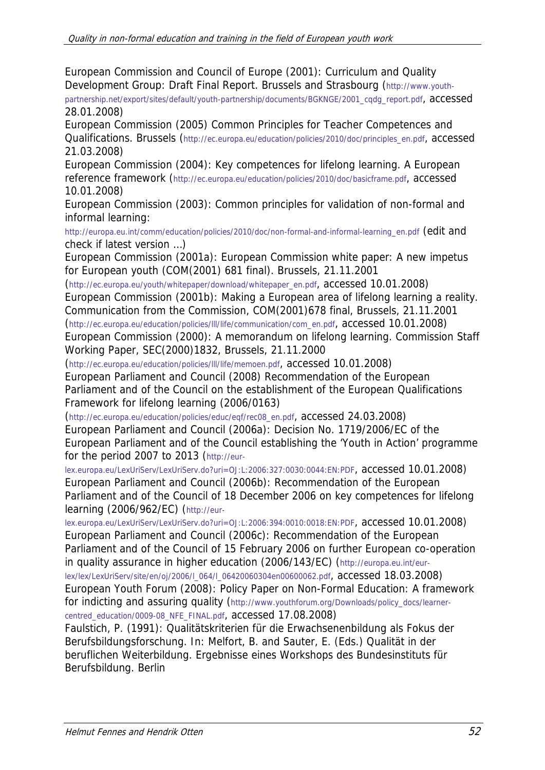European Commission and Council of Europe (2001): Curriculum and Quality Development Group: Draft Final Report. Brussels and Strasbourg (http://www.youth-partnership.net/export/sites/default/youth-partnership/documents/BGKNGE/2001_cqdg_report.pdf, accessed 28.01.2008)

European Commission (2005) Common Principles for Teacher Competences and Qualifications. Brussels (http://ec.europa.eu/education/policies/2010/doc/principles_en.pdf, accessed 21.03.2008)

European Commission (2004): Key competences for lifelong learning. A European reference framework (http://ec.europa.eu/education/policies/2010/doc/basicframe.pdf, accessed 10.01.2008)

European Commission (2003): Common principles for validation of non-formal and informal learning: http://europa.eu.int/comm/education/policies/2010/doc/non-formal-and-informal-learning_en.pdf (edit and check if latest version …)

European Commission (2001a): European Commission white paper: A new impetus for European youth (COM(2001) 681 final). Brussels, 21.11.2001 (http://ec.europa.eu/youth/whitepaper/download/whitepaper_en.pdf, accessed 10.01.2008)

European Commission (2001b): Making a European area of lifelong learning a reality. Communication from the Commission, COM(2001)678 final, Brussels, 21.11.2001 (http://ec.europa.eu/education/policies/lll/life/communication/com_en.pdf, accessed 10.01.2008)

European Commission (2000): A memorandum on lifelong learning. Commission Staff Working Paper, SEC(2000)1832, Brussels, 21.11.2000 (http://ec.europa.eu/education/policies/lll/life/memoen.pdf, accessed 10.01.2008)

European Parliament and Council (2008) Recommendation of the European Parliament and of the Council on the establishment of the European Qualifications Framework for lifelong learning (2006/0163) (http://ec.europa.eu/education/policies/educ/eqf/rec08_en.pdf, accessed 24.03.2008)

European Parliament and Council (2006a): Decision No. 1719/2006/EC of the European Parliament and of the Council establishing the 'Youth in Action' programme for the period 2007 to 2013 (http://eur-lex.europa.eu/LexUriServ/LexUriServ.do?uri=OJ:L:2006:327:0030:0044:EN:PDF, accessed 10.01.2008)

European Parliament and Council (2006b): Recommendation of the European Parliament and of the Council of 18 December 2006 on key competences for lifelong learning (2006/962/EC) (http://eur-lex.europa.eu/LexUriServ/LexUriServ.do?uri=OJ:L:2006:394:0010:0018:EN:PDF, accessed 10.01.2008)

European Parliament and Council (2006c): Recommendation of the European Parliament and of the Council of 15 February 2006 on further European co-operation in quality assurance in higher education (2006/143/EC) (http://europa.eu.int/eur-lex/lex/LexUriServ/site/en/oj/2006/l_064/l_06420060304en00600062.pdf, accessed 18.03.2008)

European Youth Forum (2008): Policy Paper on Non-Formal Education: A framework for indicting and assuring quality (http://www.youthforum.org/Downloads/policy_docs/learner-centred_education/0009-08_NFE_FINAL.pdf, accessed 17.08.2008)

Faulstich, P. (1991): Qualitätskriterien für die Erwachsenenbildung als Fokus der Berufsbildungsforschung. In: Melfort, B. and Sauter, E. (Eds.) Qualität in der beruflichen Weiterbildung. Ergebnisse eines Workshops des Bundesinstituts für Berufsbildung. Berlin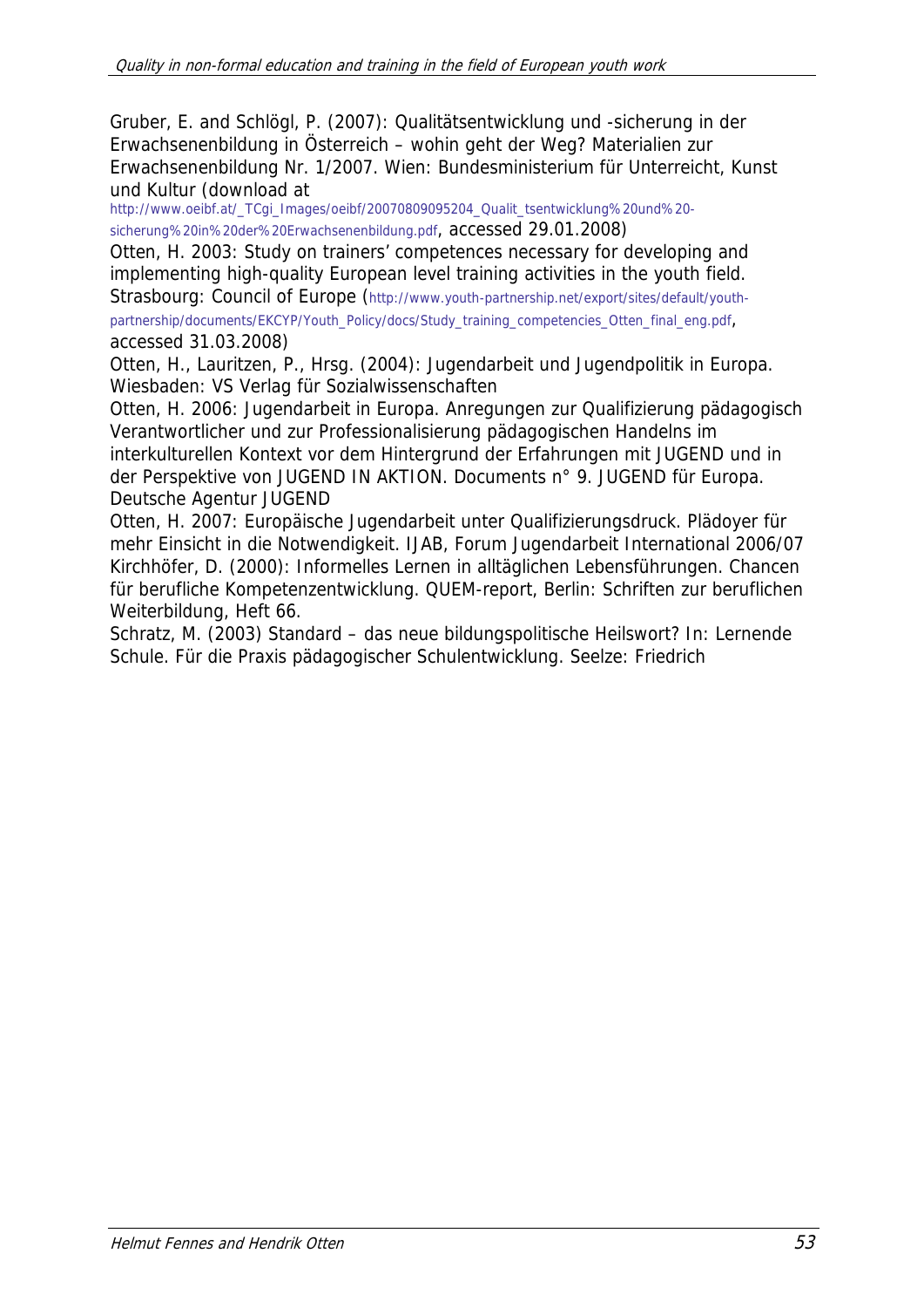Gruber, E. and Schlögl, P. (2007): Qualitätsentwicklung und -sicherung in der Erwachsenenbildung in Österreich – wohin geht der Weg? Materialien zur Erwachsenenbildung Nr. 1/2007. Wien: Bundesministerium für Unterreicht, Kunst und Kultur (download at http://www.oeibf.at/_TCgi_Images/oeibf/20070809095204_Qualit_tsentwicklung%20und%20-sicherung%20in%20der%20Erwachsenenbildung.pdf, accessed 29.01.2008)

Otten, H. 2003: Study on trainers' competences necessary for developing and implementing high-quality European level training activities in the youth field. Strasbourg: Council of Europe (http://www.youth-partnership.net/export/sites/default/youth-partnership/documents/EKCYP/Youth_Policy/docs/Study_training_competencies_Otten_final_eng.pdf, accessed 31.03.2008)

Otten, H., Lauritzen, P., Hrsg. (2004): Jugendarbeit und Jugendpolitik in Europa. Wiesbaden: VS Verlag für Sozialwissenschaften

Otten, H. 2006: Jugendarbeit in Europa. Anregungen zur Qualifizierung pädagogisch Verantwortlicher und zur Professionalisierung pädagogischen Handelns im interkulturellen Kontext vor dem Hintergrund der Erfahrungen mit JUGEND und in der Perspektive von JUGEND IN AKTION. Documents n° 9. JUGEND für Europa. Deutsche Agentur JUGEND

Otten, H. 2007: Europäische Jugendarbeit unter Qualifizierungsdruck. Plädoyer für mehr Einsicht in die Notwendigkeit. IJAB, Forum Jugendarbeit International 2006/07

Kirchhöfer, D. (2000): Informelles Lernen in alltäglichen Lebensführungen. Chancen für berufliche Kompetenzentwicklung. QUEM-report, Berlin: Schriften zur beruflichen Weiterbildung, Heft 66.

Schratz, M. (2003) Standard – das neue bildungspolitische Heilswort? In: Lernende Schule. Für die Praxis pädagogischer Schulentwicklung. Seelze: Friedrich